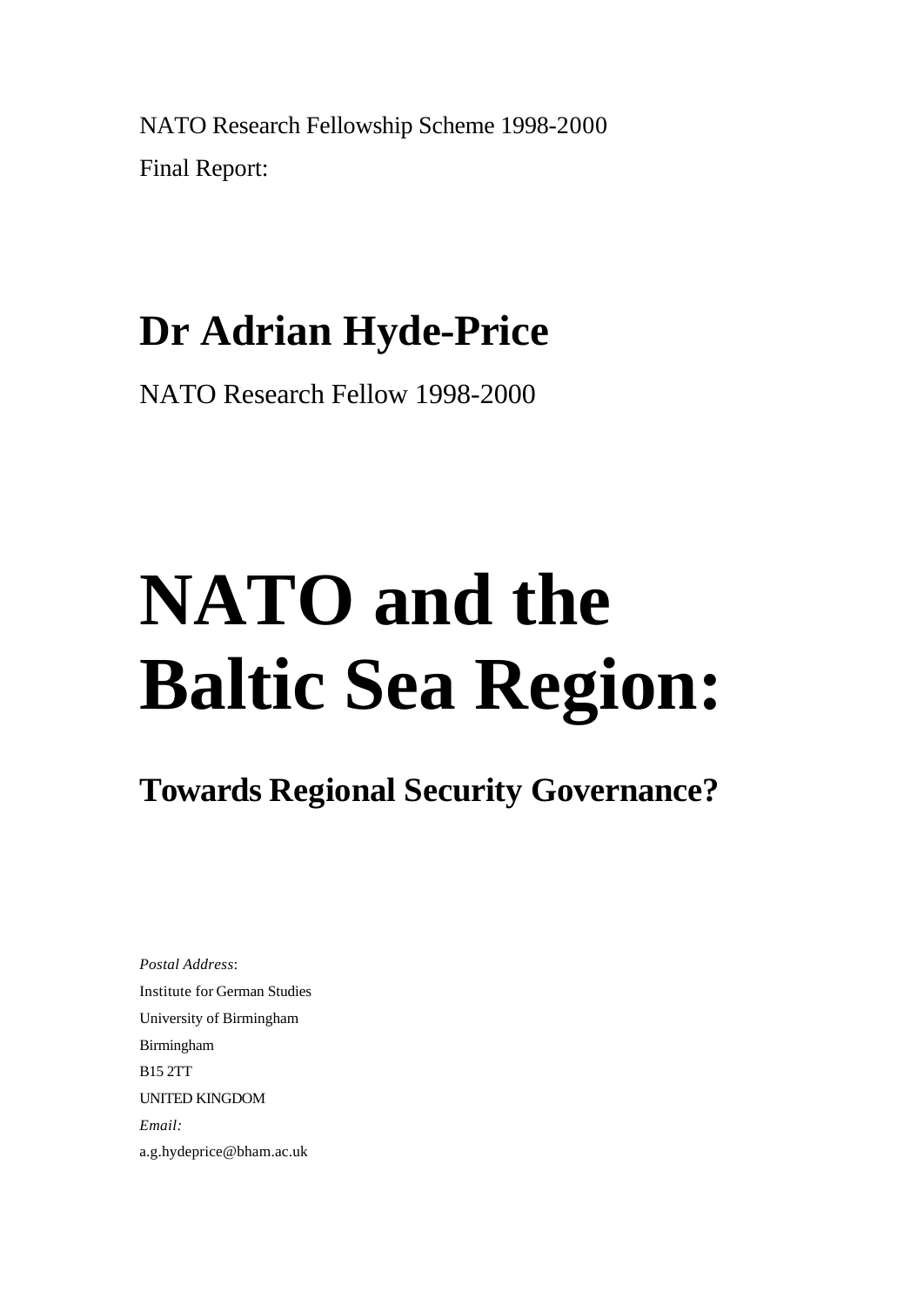NATO Research Fellowship Scheme 1998-2000

Final Report:

## Dr Adrian Hyde-Price

NATO Research Fellow 1998-2000

# NATO and the Baltic Sea Region:

## Towards Regional Security Governance?

*Postal Address*:
Institute for German Studies
University of Birmingham
Birmingham
B15 2TT
UNITED KINGDOM
*Email:*
a.g.hydeprice@bham.ac.uk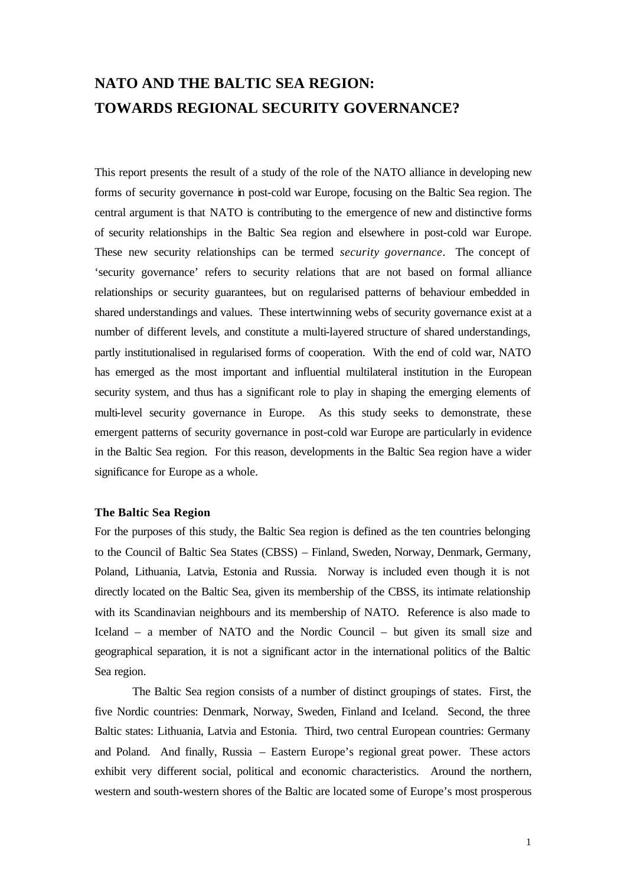# NATO AND THE BALTIC SEA REGION: TOWARDS REGIONAL SECURITY GOVERNANCE?

This report presents the result of a study of the role of the NATO alliance in developing new forms of security governance in post-cold war Europe, focusing on the Baltic Sea region. The central argument is that NATO is contributing to the emergence of new and distinctive forms of security relationships in the Baltic Sea region and elsewhere in post-cold war Europe. These new security relationships can be termed *security governance*. The concept of 'security governance' refers to security relations that are not based on formal alliance relationships or security guarantees, but on regularised patterns of behaviour embedded in shared understandings and values. These intertwinning webs of security governance exist at a number of different levels, and constitute a multi-layered structure of shared understandings, partly institutionalised in regularised forms of cooperation. With the end of cold war, NATO has emerged as the most important and influential multilateral institution in the European security system, and thus has a significant role to play in shaping the emerging elements of multi-level security governance in Europe. As this study seeks to demonstrate, these emergent patterns of security governance in post-cold war Europe are particularly in evidence in the Baltic Sea region. For this reason, developments in the Baltic Sea region have a wider significance for Europe as a whole.

### The Baltic Sea Region

For the purposes of this study, the Baltic Sea region is defined as the ten countries belonging to the Council of Baltic Sea States (CBSS) – Finland, Sweden, Norway, Denmark, Germany, Poland, Lithuania, Latvia, Estonia and Russia. Norway is included even though it is not directly located on the Baltic Sea, given its membership of the CBSS, its intimate relationship with its Scandinavian neighbours and its membership of NATO. Reference is also made to Iceland – a member of NATO and the Nordic Council – but given its small size and geographical separation, it is not a significant actor in the international politics of the Baltic Sea region.

The Baltic Sea region consists of a number of distinct groupings of states. First, the five Nordic countries: Denmark, Norway, Sweden, Finland and Iceland. Second, the three Baltic states: Lithuania, Latvia and Estonia. Third, two central European countries: Germany and Poland. And finally, Russia – Eastern Europe's regional great power. These actors exhibit very different social, political and economic characteristics. Around the northern, western and south-western shores of the Baltic are located some of Europe's most prosperous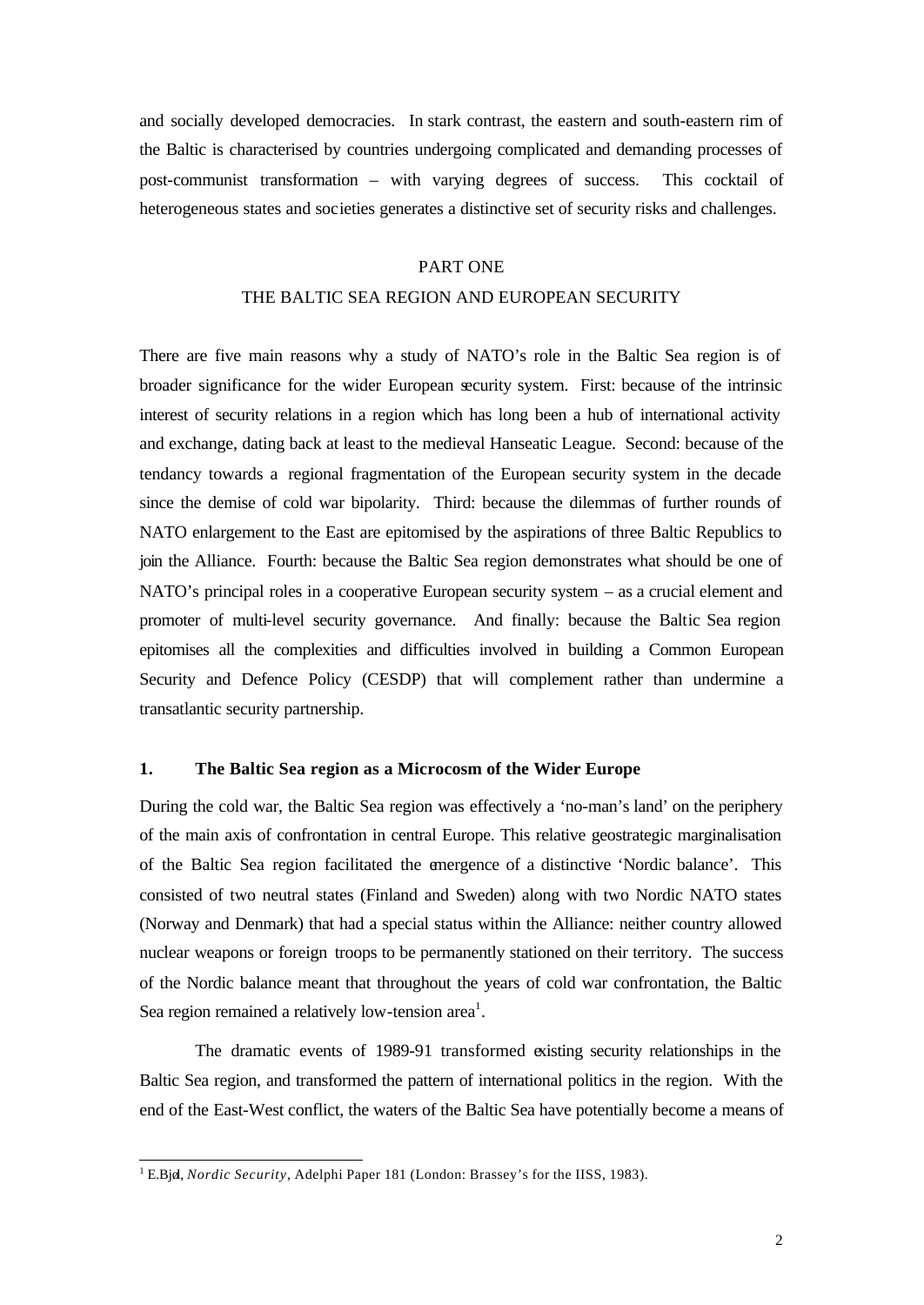and socially developed democracies. In stark contrast, the eastern and south-eastern rim of the Baltic is characterised by countries undergoing complicated and demanding processes of post-communist transformation – with varying degrees of success. This cocktail of heterogeneous states and societies generates a distinctive set of security risks and challenges.

# PART ONE

# THE BALTIC SEA REGION AND EUROPEAN SECURITY

There are five main reasons why a study of NATO's role in the Baltic Sea region is of broader significance for the wider European security system. First: because of the intrinsic interest of security relations in a region which has long been a hub of international activity and exchange, dating back at least to the medieval Hanseatic League. Second: because of the tendancy towards a regional fragmentation of the European security system in the decade since the demise of cold war bipolarity. Third: because the dilemmas of further rounds of NATO enlargement to the East are epitomised by the aspirations of three Baltic Republics to join the Alliance. Fourth: because the Baltic Sea region demonstrates what should be one of NATO's principal roles in a cooperative European security system – as a crucial element and promoter of multi-level security governance. And finally: because the Baltic Sea region epitomises all the complexities and difficulties involved in building a Common European Security and Defence Policy (CESDP) that will complement rather than undermine a transatlantic security partnership.

## 1. The Baltic Sea region as a Microcosm of the Wider Europe

During the cold war, the Baltic Sea region was effectively a 'no-man's land' on the periphery of the main axis of confrontation in central Europe. This relative geostrategic marginalisation of the Baltic Sea region facilitated the emergence of a distinctive 'Nordic balance'. This consisted of two neutral states (Finland and Sweden) along with two Nordic NATO states (Norway and Denmark) that had a special status within the Alliance: neither country allowed nuclear weapons or foreign troops to be permanently stationed on their territory. The success of the Nordic balance meant that throughout the years of cold war confrontation, the Baltic Sea region remained a relatively low-tension area[1].

The dramatic events of 1989-91 transformed existing security relationships in the Baltic Sea region, and transformed the pattern of international politics in the region. With the end of the East-West conflict, the waters of the Baltic Sea have potentially become a means of

[1] E.Bjøl, *Nordic Security*, Adelphi Paper 181 (London: Brassey's for the IISS, 1983).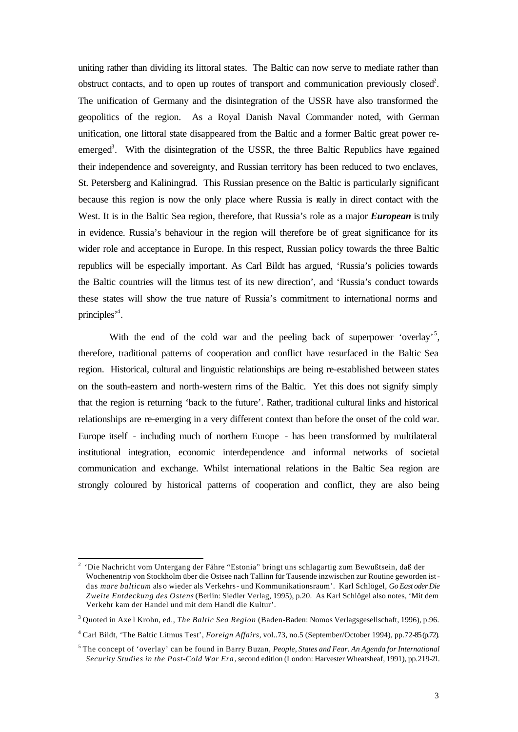uniting rather than dividing its littoral states. The Baltic can now serve to mediate rather than obstruct contacts, and to open up routes of transport and communication previously closed[2]. The unification of Germany and the disintegration of the USSR have also transformed the geopolitics of the region. As a Royal Danish Naval Commander noted, with German unification, one littoral state disappeared from the Baltic and a former Baltic great power re-emerged[3]. With the disintegration of the USSR, the three Baltic Republics have regained their independence and sovereignty, and Russian territory has been reduced to two enclaves, St. Petersberg and Kaliningrad. This Russian presence on the Baltic is particularly significant because this region is now the only place where Russia is really in direct contact with the West. It is in the Baltic Sea region, therefore, that Russia's role as a major ***European*** is truly in evidence. Russia's behaviour in the region will therefore be of great significance for its wider role and acceptance in Europe. In this respect, Russian policy towards the three Baltic republics will be especially important. As Carl Bildt has argued, 'Russia's policies towards the Baltic countries will the litmus test of its new direction', and 'Russia's conduct towards these states will show the true nature of Russia's commitment to international norms and principles'[4].

With the end of the cold war and the peeling back of superpower 'overlay'[5], therefore, traditional patterns of cooperation and conflict have resurfaced in the Baltic Sea region. Historical, cultural and linguistic relationships are being re-established between states on the south-eastern and north-western rims of the Baltic. Yet this does not signify simply that the region is returning 'back to the future'. Rather, traditional cultural links and historical relationships are re-emerging in a very different context than before the onset of the cold war. Europe itself - including much of northern Europe - has been transformed by multilateral institutional integration, economic interdependence and informal networks of societal communication and exchange. Whilst international relations in the Baltic Sea region are strongly coloured by historical patterns of cooperation and conflict, they are also being

---

[2] 'Die Nachricht vom Untergang der Fähre "Estonia" bringt uns schlagartig zum Bewußtsein, daß der Wochenentrip von Stockholm über die Ostsee nach Tallinn für Tausende inzwischen zur Routine geworden ist - das *mare balticum* also wieder als Verkehrs- und Kommunikationsraum'. Karl Schlögel, *Go East oder Die Zweite Entdeckung des Ostens* (Berlin: Siedler Verlag, 1995), p.20. As Karl Schlögel also notes, 'Mit dem Verkehr kam der Handel und mit dem Handl die Kultur'.

[3] Quoted in Axel Krohn, ed., *The Baltic Sea Region* (Baden-Baden: Nomos Verlagsgesellschaft, 1996), p.96.

[4] Carl Bildt, 'The Baltic Litmus Test', *Foreign Affairs*, vol..73, no.5 (September/October 1994), pp.72-85 (p.72).

[5] The concept of 'overlay' can be found in Barry Buzan, *People, States and Fear. An Agenda for International Security Studies in the Post-Cold War Era*, second edition (London: Harvester Wheatsheaf, 1991), pp.219-21.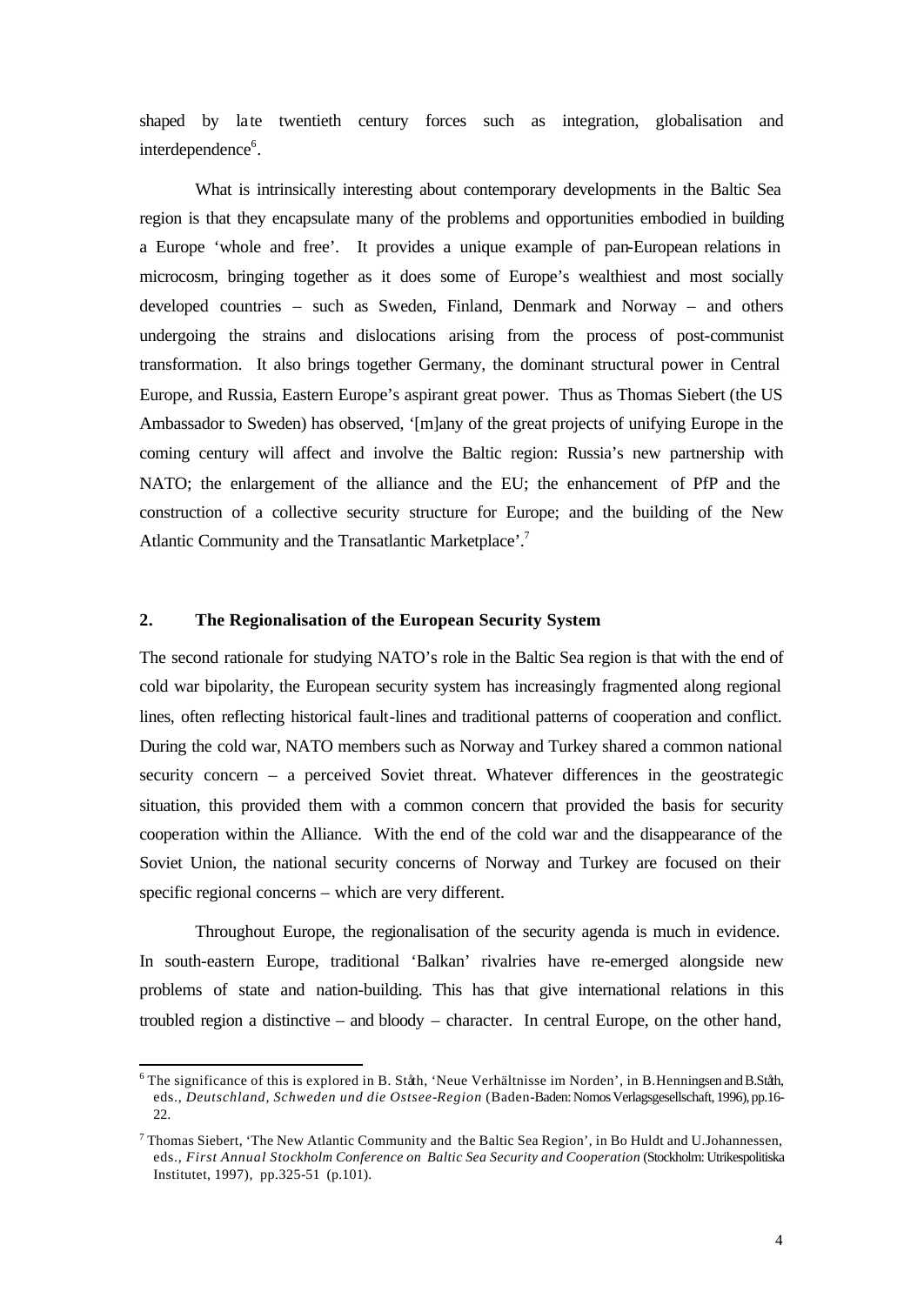shaped by late twentieth century forces such as integration, globalisation and interdependence[6].

What is intrinsically interesting about contemporary developments in the Baltic Sea region is that they encapsulate many of the problems and opportunities embodied in building a Europe 'whole and free'. It provides a unique example of pan-European relations in microcosm, bringing together as it does some of Europe's wealthiest and most socially developed countries – such as Sweden, Finland, Denmark and Norway – and others undergoing the strains and dislocations arising from the process of post-communist transformation. It also brings together Germany, the dominant structural power in Central Europe, and Russia, Eastern Europe's aspirant great power. Thus as Thomas Siebert (the US Ambassador to Sweden) has observed, '[m]any of the great projects of unifying Europe in the coming century will affect and involve the Baltic region: Russia's new partnership with NATO; the enlargement of the alliance and the EU; the enhancement of PfP and the construction of a collective security structure for Europe; and the building of the New Atlantic Community and the Transatlantic Marketplace'.[7]

## 2. The Regionalisation of the European Security System

The second rationale for studying NATO's role in the Baltic Sea region is that with the end of cold war bipolarity, the European security system has increasingly fragmented along regional lines, often reflecting historical fault-lines and traditional patterns of cooperation and conflict. During the cold war, NATO members such as Norway and Turkey shared a common national security concern – a perceived Soviet threat. Whatever differences in the geostrategic situation, this provided them with a common concern that provided the basis for security cooperation within the Alliance. With the end of the cold war and the disappearance of the Soviet Union, the national security concerns of Norway and Turkey are focused on their specific regional concerns – which are very different.

Throughout Europe, the regionalisation of the security agenda is much in evidence. In south-eastern Europe, traditional 'Balkan' rivalries have re-emerged alongside new problems of state and nation-building. This has that give international relations in this troubled region a distinctive – and bloody – character. In central Europe, on the other hand,

---

[6] The significance of this is explored in B. Ståth, 'Neue Verhältnisse im Norden', in B.Henningsen and B.Ståth, eds., *Deutschland, Schweden und die Ostsee-Region* (Baden-Baden: Nomos Verlagsgesellschaft, 1996), pp.16-22.

[7] Thomas Siebert, 'The New Atlantic Community and the Baltic Sea Region', in Bo Huldt and U.Johannessen, eds., *First Annual Stockholm Conference on Baltic Sea Security and Cooperation* (Stockholm: Utrikespolitiska Institutet, 1997), pp.325-51 (p.101).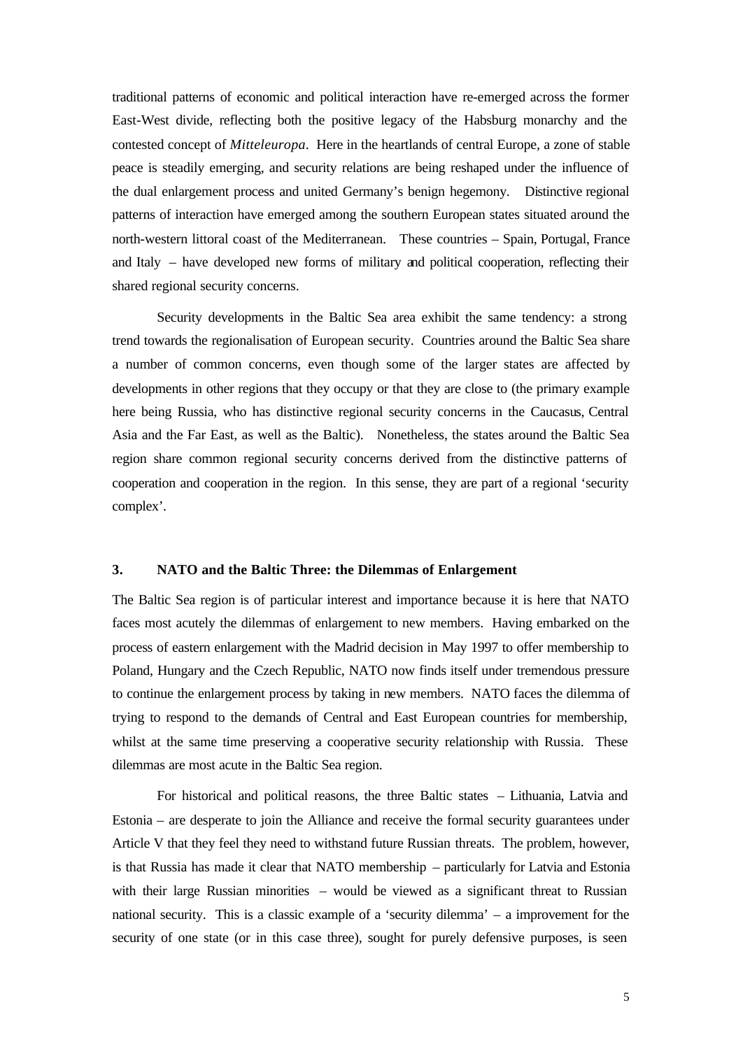traditional patterns of economic and political interaction have re-emerged across the former East-West divide, reflecting both the positive legacy of the Habsburg monarchy and the contested concept of *Mitteleuropa*. Here in the heartlands of central Europe, a zone of stable peace is steadily emerging, and security relations are being reshaped under the influence of the dual enlargement process and united Germany's benign hegemony. Distinctive regional patterns of interaction have emerged among the southern European states situated around the north-western littoral coast of the Mediterranean. These countries – Spain, Portugal, France and Italy – have developed new forms of military and political cooperation, reflecting their shared regional security concerns.

Security developments in the Baltic Sea area exhibit the same tendency: a strong trend towards the regionalisation of European security. Countries around the Baltic Sea share a number of common concerns, even though some of the larger states are affected by developments in other regions that they occupy or that they are close to (the primary example here being Russia, who has distinctive regional security concerns in the Caucasus, Central Asia and the Far East, as well as the Baltic). Nonetheless, the states around the Baltic Sea region share common regional security concerns derived from the distinctive patterns of cooperation and cooperation in the region. In this sense, they are part of a regional 'security complex'.

## 3. NATO and the Baltic Three: the Dilemmas of Enlargement

The Baltic Sea region is of particular interest and importance because it is here that NATO faces most acutely the dilemmas of enlargement to new members. Having embarked on the process of eastern enlargement with the Madrid decision in May 1997 to offer membership to Poland, Hungary and the Czech Republic, NATO now finds itself under tremendous pressure to continue the enlargement process by taking in new members. NATO faces the dilemma of trying to respond to the demands of Central and East European countries for membership, whilst at the same time preserving a cooperative security relationship with Russia. These dilemmas are most acute in the Baltic Sea region.

For historical and political reasons, the three Baltic states – Lithuania, Latvia and Estonia – are desperate to join the Alliance and receive the formal security guarantees under Article V that they feel they need to withstand future Russian threats. The problem, however, is that Russia has made it clear that NATO membership – particularly for Latvia and Estonia with their large Russian minorities – would be viewed as a significant threat to Russian national security. This is a classic example of a 'security dilemma' – a improvement for the security of one state (or in this case three), sought for purely defensive purposes, is seen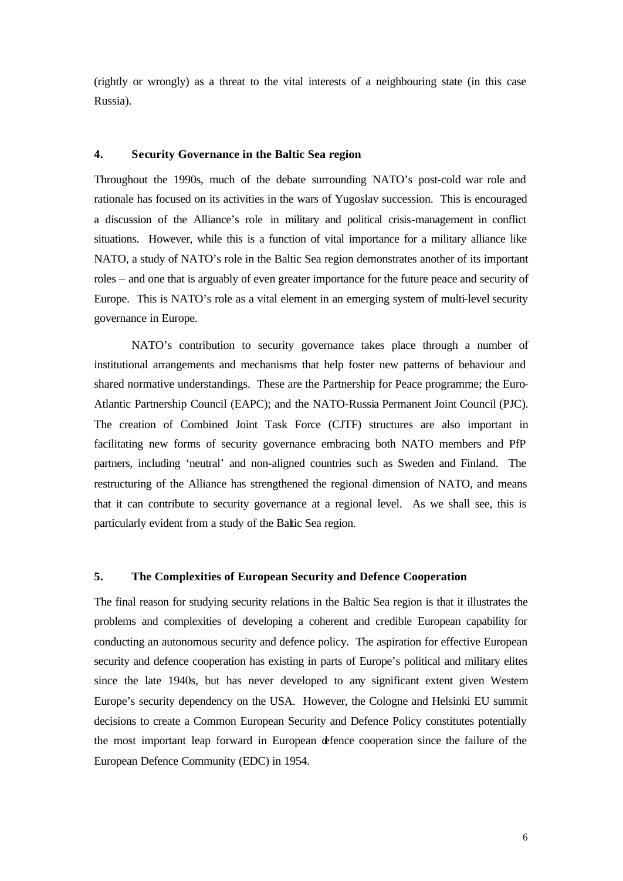(rightly or wrongly) as a threat to the vital interests of a neighbouring state (in this case Russia).

## 4. Security Governance in the Baltic Sea region

Throughout the 1990s, much of the debate surrounding NATO's post-cold war role and rationale has focused on its activities in the wars of Yugoslav succession. This is encouraged a discussion of the Alliance's role in military and political crisis-management in conflict situations. However, while this is a function of vital importance for a military alliance like NATO, a study of NATO's role in the Baltic Sea region demonstrates another of its important roles – and one that is arguably of even greater importance for the future peace and security of Europe. This is NATO's role as a vital element in an emerging system of multi-level security governance in Europe.

NATO's contribution to security governance takes place through a number of institutional arrangements and mechanisms that help foster new patterns of behaviour and shared normative understandings. These are the Partnership for Peace programme; the Euro-Atlantic Partnership Council (EAPC); and the NATO-Russia Permanent Joint Council (PJC). The creation of Combined Joint Task Force (CJTF) structures are also important in facilitating new forms of security governance embracing both NATO members and PfP partners, including 'neutral' and non-aligned countries such as Sweden and Finland. The restructuring of the Alliance has strengthened the regional dimension of NATO, and means that it can contribute to security governance at a regional level. As we shall see, this is particularly evident from a study of the Baltic Sea region.

## 5. The Complexities of European Security and Defence Cooperation

The final reason for studying security relations in the Baltic Sea region is that it illustrates the problems and complexities of developing a coherent and credible European capability for conducting an autonomous security and defence policy. The aspiration for effective European security and defence cooperation has existing in parts of Europe's political and military elites since the late 1940s, but has never developed to any significant extent given Western Europe's security dependency on the USA. However, the Cologne and Helsinki EU summit decisions to create a Common European Security and Defence Policy constitutes potentially the most important leap forward in European defence cooperation since the failure of the European Defence Community (EDC) in 1954.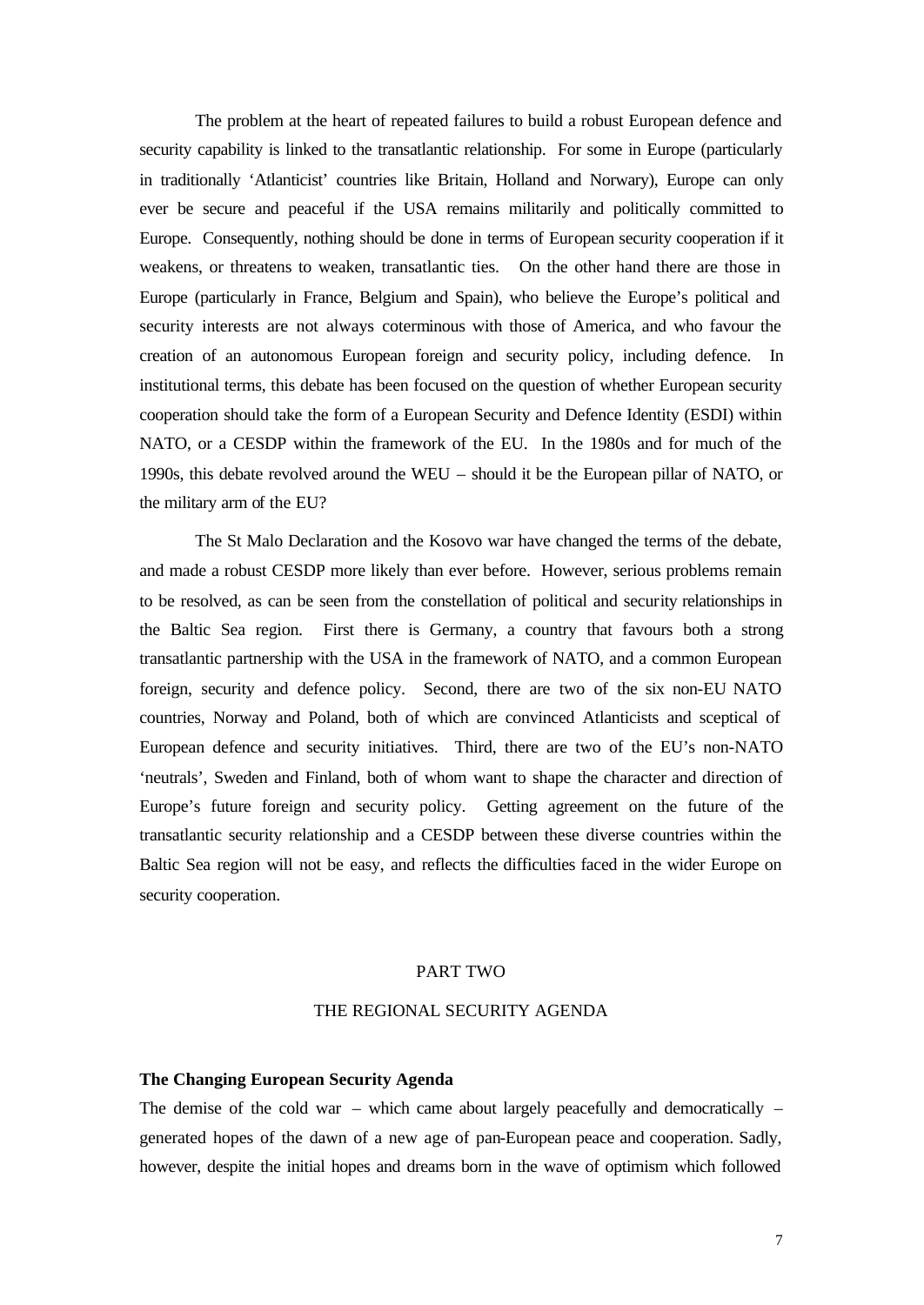The problem at the heart of repeated failures to build a robust European defence and security capability is linked to the transatlantic relationship. For some in Europe (particularly in traditionally 'Atlanticist' countries like Britain, Holland and Norway), Europe can only ever be secure and peaceful if the USA remains militarily and politically committed to Europe. Consequently, nothing should be done in terms of European security cooperation if it weakens, or threatens to weaken, transatlantic ties. On the other hand there are those in Europe (particularly in France, Belgium and Spain), who believe the Europe's political and security interests are not always coterminous with those of America, and who favour the creation of an autonomous European foreign and security policy, including defence. In institutional terms, this debate has been focused on the question of whether European security cooperation should take the form of a European Security and Defence Identity (ESDI) within NATO, or a CESDP within the framework of the EU. In the 1980s and for much of the 1990s, this debate revolved around the WEU – should it be the European pillar of NATO, or the military arm of the EU?

The St Malo Declaration and the Kosovo war have changed the terms of the debate, and made a robust CESDP more likely than ever before. However, serious problems remain to be resolved, as can be seen from the constellation of political and security relationships in the Baltic Sea region. First there is Germany, a country that favours both a strong transatlantic partnership with the USA in the framework of NATO, and a common European foreign, security and defence policy. Second, there are two of the six non-EU NATO countries, Norway and Poland, both of which are convinced Atlanticists and sceptical of European defence and security initiatives. Third, there are two of the EU's non-NATO 'neutrals', Sweden and Finland, both of whom want to shape the character and direction of Europe's future foreign and security policy. Getting agreement on the future of the transatlantic security relationship and a CESDP between these diverse countries within the Baltic Sea region will not be easy, and reflects the difficulties faced in the wider Europe on security cooperation.

# PART TWO

# THE REGIONAL SECURITY AGENDA

### The Changing European Security Agenda

The demise of the cold war – which came about largely peacefully and democratically – generated hopes of the dawn of a new age of pan-European peace and cooperation. Sadly, however, despite the initial hopes and dreams born in the wave of optimism which followed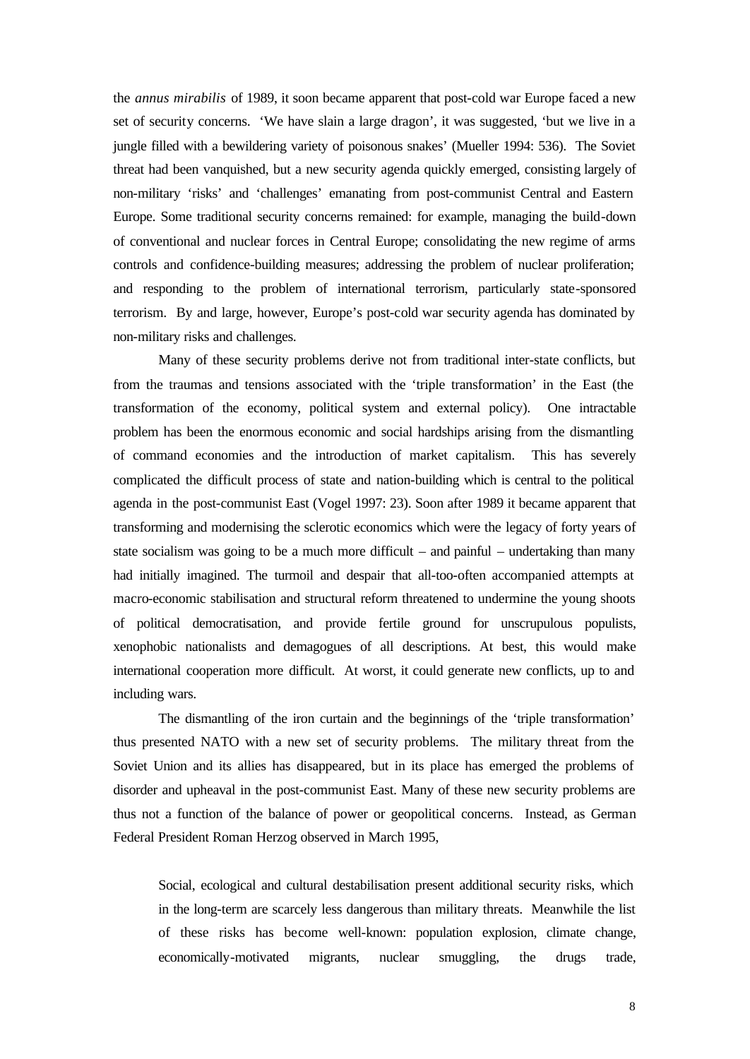the *annus mirabilis* of 1989, it soon became apparent that post-cold war Europe faced a new set of security concerns. 'We have slain a large dragon', it was suggested, 'but we live in a jungle filled with a bewildering variety of poisonous snakes' (Mueller 1994: 536). The Soviet threat had been vanquished, but a new security agenda quickly emerged, consisting largely of non-military 'risks' and 'challenges' emanating from post-communist Central and Eastern Europe. Some traditional security concerns remained: for example, managing the build-down of conventional and nuclear forces in Central Europe; consolidating the new regime of arms controls and confidence-building measures; addressing the problem of nuclear proliferation; and responding to the problem of international terrorism, particularly state-sponsored terrorism. By and large, however, Europe's post-cold war security agenda has dominated by non-military risks and challenges.

Many of these security problems derive not from traditional inter-state conflicts, but from the traumas and tensions associated with the 'triple transformation' in the East (the transformation of the economy, political system and external policy). One intractable problem has been the enormous economic and social hardships arising from the dismantling of command economies and the introduction of market capitalism. This has severely complicated the difficult process of state and nation-building which is central to the political agenda in the post-communist East (Vogel 1997: 23). Soon after 1989 it became apparent that transforming and modernising the sclerotic economics which were the legacy of forty years of state socialism was going to be a much more difficult – and painful – undertaking than many had initially imagined. The turmoil and despair that all-too-often accompanied attempts at macro-economic stabilisation and structural reform threatened to undermine the young shoots of political democratisation, and provide fertile ground for unscrupulous populists, xenophobic nationalists and demagogues of all descriptions. At best, this would make international cooperation more difficult. At worst, it could generate new conflicts, up to and including wars.

The dismantling of the iron curtain and the beginnings of the 'triple transformation' thus presented NATO with a new set of security problems. The military threat from the Soviet Union and its allies has disappeared, but in its place has emerged the problems of disorder and upheaval in the post-communist East. Many of these new security problems are thus not a function of the balance of power or geopolitical concerns. Instead, as German Federal President Roman Herzog observed in March 1995,

> Social, ecological and cultural destabilisation present additional security risks, which in the long-term are scarcely less dangerous than military threats. Meanwhile the list of these risks has become well-known: population explosion, climate change, economically-motivated migrants, nuclear smuggling, the drugs trade,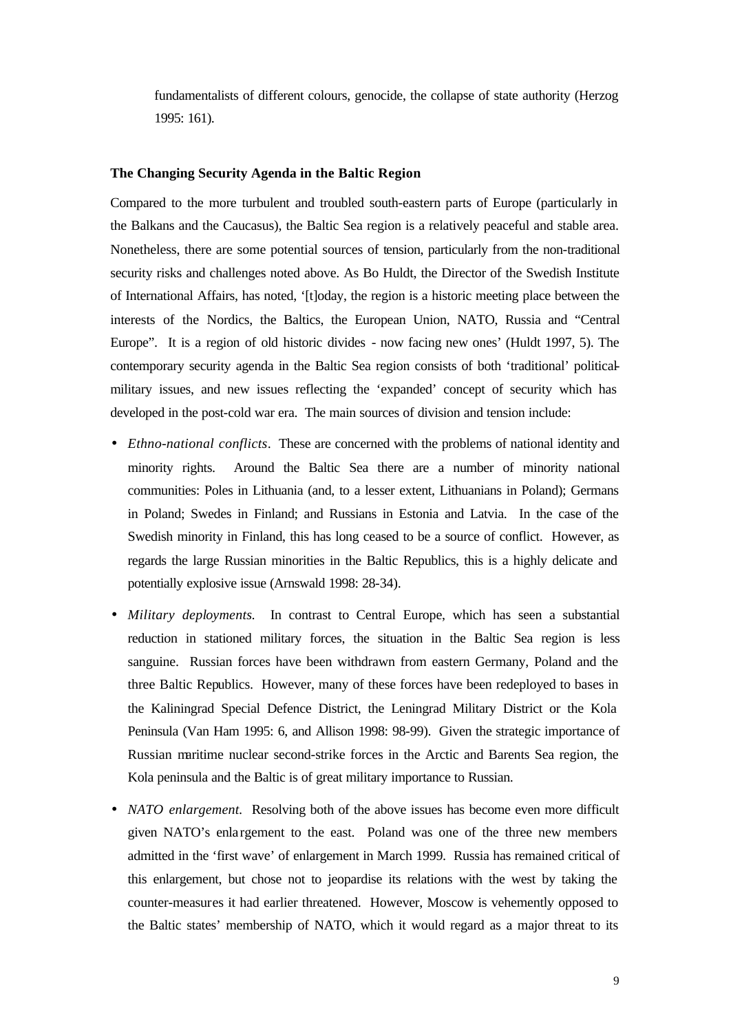fundamentalists of different colours, genocide, the collapse of state authority (Herzog 1995: 161).

### The Changing Security Agenda in the Baltic Region

Compared to the more turbulent and troubled south-eastern parts of Europe (particularly in the Balkans and the Caucasus), the Baltic Sea region is a relatively peaceful and stable area. Nonetheless, there are some potential sources of tension, particularly from the non-traditional security risks and challenges noted above. As Bo Huldt, the Director of the Swedish Institute of International Affairs, has noted, '[t]oday, the region is a historic meeting place between the interests of the Nordics, the Baltics, the European Union, NATO, Russia and "Central Europe". It is a region of old historic divides - now facing new ones' (Huldt 1997, 5). The contemporary security agenda in the Baltic Sea region consists of both 'traditional' political-military issues, and new issues reflecting the 'expanded' concept of security which has developed in the post-cold war era. The main sources of division and tension include:

- *Ethno-national conflicts*. These are concerned with the problems of national identity and minority rights. Around the Baltic Sea there are a number of minority national communities: Poles in Lithuania (and, to a lesser extent, Lithuanians in Poland); Germans in Poland; Swedes in Finland; and Russians in Estonia and Latvia. In the case of the Swedish minority in Finland, this has long ceased to be a source of conflict. However, as regards the large Russian minorities in the Baltic Republics, this is a highly delicate and potentially explosive issue (Arnswald 1998: 28-34).
- *Military deployments.* In contrast to Central Europe, which has seen a substantial reduction in stationed military forces, the situation in the Baltic Sea region is less sanguine. Russian forces have been withdrawn from eastern Germany, Poland and the three Baltic Republics. However, many of these forces have been redeployed to bases in the Kaliningrad Special Defence District, the Leningrad Military District or the Kola Peninsula (Van Ham 1995: 6, and Allison 1998: 98-99). Given the strategic importance of Russian maritime nuclear second-strike forces in the Arctic and Barents Sea region, the Kola peninsula and the Baltic is of great military importance to Russian.
- *NATO enlargement.* Resolving both of the above issues has become even more difficult given NATO's enlargement to the east. Poland was one of the three new members admitted in the 'first wave' of enlargement in March 1999. Russia has remained critical of this enlargement, but chose not to jeopardise its relations with the west by taking the counter-measures it had earlier threatened. However, Moscow is vehemently opposed to the Baltic states' membership of NATO, which it would regard as a major threat to its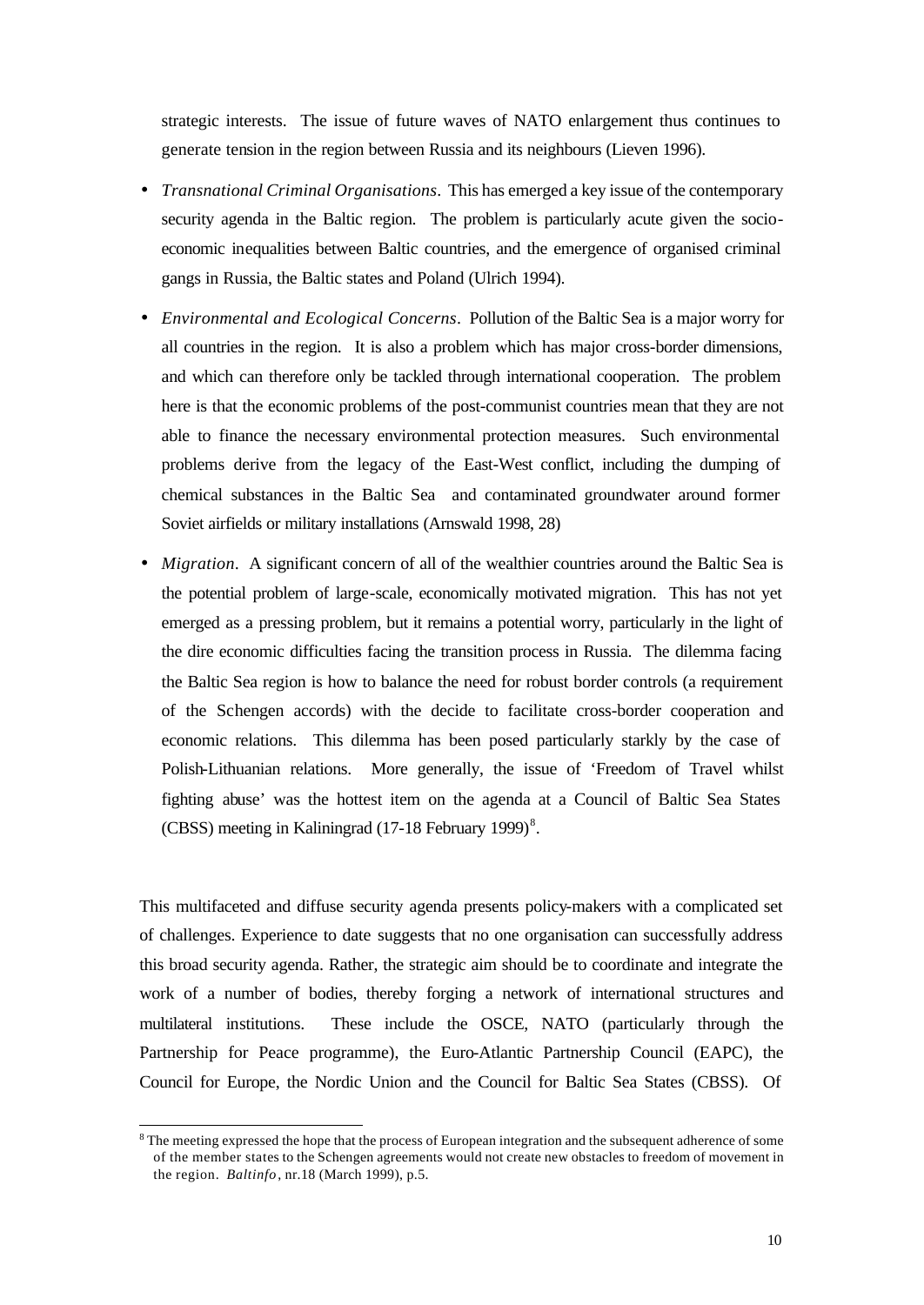strategic interests. The issue of future waves of NATO enlargement thus continues to generate tension in the region between Russia and its neighbours (Lieven 1996).

- *Transnational Criminal Organisations*. This has emerged a key issue of the contemporary security agenda in the Baltic region. The problem is particularly acute given the socio-economic inequalities between Baltic countries, and the emergence of organised criminal gangs in Russia, the Baltic states and Poland (Ulrich 1994).
- *Environmental and Ecological Concerns*. Pollution of the Baltic Sea is a major worry for all countries in the region. It is also a problem which has major cross-border dimensions, and which can therefore only be tackled through international cooperation. The problem here is that the economic problems of the post-communist countries mean that they are not able to finance the necessary environmental protection measures. Such environmental problems derive from the legacy of the East-West conflict, including the dumping of chemical substances in the Baltic Sea and contaminated groundwater around former Soviet airfields or military installations (Arnswald 1998, 28)
- *Migration*. A significant concern of all of the wealthier countries around the Baltic Sea is the potential problem of large-scale, economically motivated migration. This has not yet emerged as a pressing problem, but it remains a potential worry, particularly in the light of the dire economic difficulties facing the transition process in Russia. The dilemma facing the Baltic Sea region is how to balance the need for robust border controls (a requirement of the Schengen accords) with the decide to facilitate cross-border cooperation and economic relations. This dilemma has been posed particularly starkly by the case of Polish-Lithuanian relations. More generally, the issue of 'Freedom of Travel whilst fighting abuse' was the hottest item on the agenda at a Council of Baltic Sea States (CBSS) meeting in Kaliningrad (17-18 February 1999)[8].

This multifaceted and diffuse security agenda presents policy-makers with a complicated set of challenges. Experience to date suggests that no one organisation can successfully address this broad security agenda. Rather, the strategic aim should be to coordinate and integrate the work of a number of bodies, thereby forging a network of international structures and multilateral institutions. These include the OSCE, NATO (particularly through the Partnership for Peace programme), the Euro-Atlantic Partnership Council (EAPC), the Council for Europe, the Nordic Union and the Council for Baltic Sea States (CBSS). Of

[8] The meeting expressed the hope that the process of European integration and the subsequent adherence of some of the member states to the Schengen agreements would not create new obstacles to freedom of movement in the region. *Baltinfo*, nr.18 (March 1999), p.5.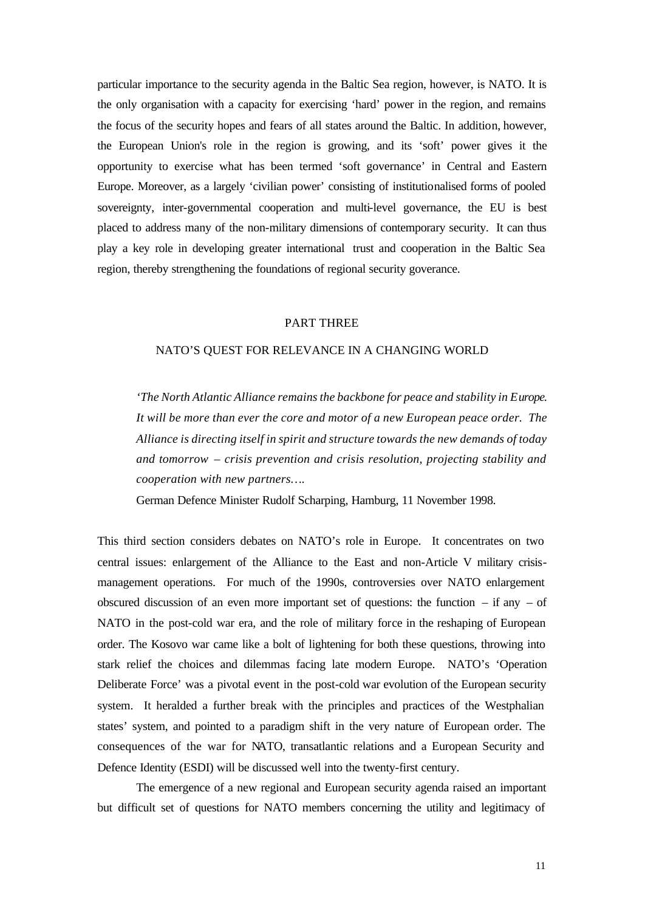particular importance to the security agenda in the Baltic Sea region, however, is NATO. It is the only organisation with a capacity for exercising 'hard' power in the region, and remains the focus of the security hopes and fears of all states around the Baltic. In addition, however, the European Union's role in the region is growing, and its 'soft' power gives it the opportunity to exercise what has been termed 'soft governance' in Central and Eastern Europe. Moreover, as a largely 'civilian power' consisting of institutionalised forms of pooled sovereignty, inter-governmental cooperation and multi-level governance, the EU is best placed to address many of the non-military dimensions of contemporary security. It can thus play a key role in developing greater international trust and cooperation in the Baltic Sea region, thereby strengthening the foundations of regional security goverance.

## PART THREE

## NATO'S QUEST FOR RELEVANCE IN A CHANGING WORLD

> *'The North Atlantic Alliance remains the backbone for peace and stability in Europe. It will be more than ever the core and motor of a new European peace order. The Alliance is directing itself in spirit and structure towards the new demands of today and tomorrow – crisis prevention and crisis resolution, projecting stability and cooperation with new partners….*
>
> German Defence Minister Rudolf Scharping, Hamburg, 11 November 1998.

This third section considers debates on NATO's role in Europe. It concentrates on two central issues: enlargement of the Alliance to the East and non-Article V military crisis-management operations. For much of the 1990s, controversies over NATO enlargement obscured discussion of an even more important set of questions: the function – if any – of NATO in the post-cold war era, and the role of military force in the reshaping of European order. The Kosovo war came like a bolt of lightening for both these questions, throwing into stark relief the choices and dilemmas facing late modern Europe. NATO's 'Operation Deliberate Force' was a pivotal event in the post-cold war evolution of the European security system. It heralded a further break with the principles and practices of the Westphalian states' system, and pointed to a paradigm shift in the very nature of European order. The consequences of the war for NATO, transatlantic relations and a European Security and Defence Identity (ESDI) will be discussed well into the twenty-first century.

The emergence of a new regional and European security agenda raised an important but difficult set of questions for NATO members concerning the utility and legitimacy of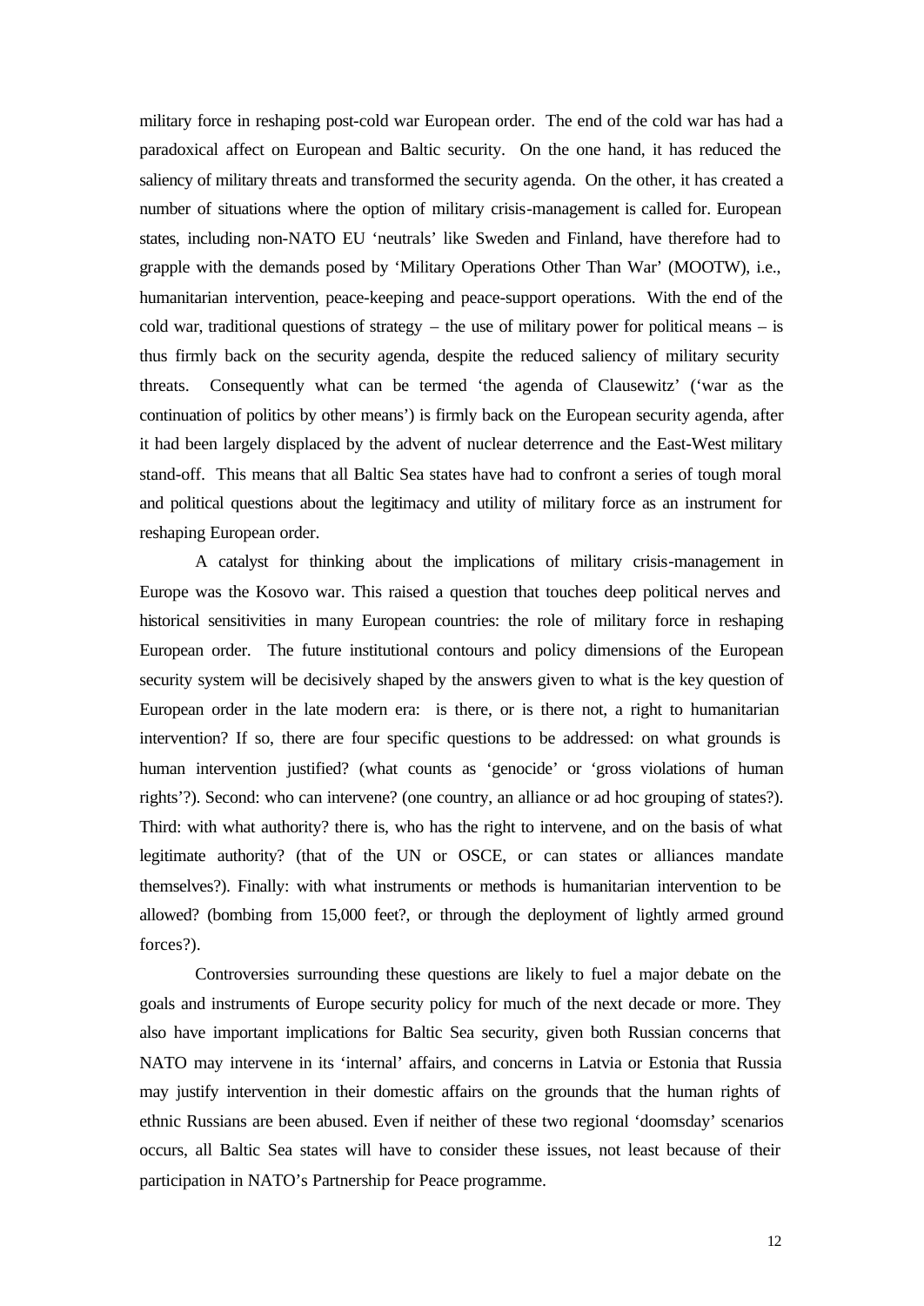military force in reshaping post-cold war European order. The end of the cold war has had a paradoxical affect on European and Baltic security. On the one hand, it has reduced the saliency of military threats and transformed the security agenda. On the other, it has created a number of situations where the option of military crisis-management is called for. European states, including non-NATO EU 'neutrals' like Sweden and Finland, have therefore had to grapple with the demands posed by 'Military Operations Other Than War' (MOOTW), i.e., humanitarian intervention, peace-keeping and peace-support operations. With the end of the cold war, traditional questions of strategy – the use of military power for political means – is thus firmly back on the security agenda, despite the reduced saliency of military security threats. Consequently what can be termed 'the agenda of Clausewitz' ('war as the continuation of politics by other means') is firmly back on the European security agenda, after it had been largely displaced by the advent of nuclear deterrence and the East-West military stand-off. This means that all Baltic Sea states have had to confront a series of tough moral and political questions about the legitimacy and utility of military force as an instrument for reshaping European order.

A catalyst for thinking about the implications of military crisis-management in Europe was the Kosovo war. This raised a question that touches deep political nerves and historical sensitivities in many European countries: the role of military force in reshaping European order. The future institutional contours and policy dimensions of the European security system will be decisively shaped by the answers given to what is the key question of European order in the late modern era: is there, or is there not, a right to humanitarian intervention? If so, there are four specific questions to be addressed: on what grounds is human intervention justified? (what counts as 'genocide' or 'gross violations of human rights'?). Second: who can intervene? (one country, an alliance or ad hoc grouping of states?). Third: with what authority? there is, who has the right to intervene, and on the basis of what legitimate authority? (that of the UN or OSCE, or can states or alliances mandate themselves?). Finally: with what instruments or methods is humanitarian intervention to be allowed? (bombing from 15,000 feet?, or through the deployment of lightly armed ground forces?).

Controversies surrounding these questions are likely to fuel a major debate on the goals and instruments of Europe security policy for much of the next decade or more. They also have important implications for Baltic Sea security, given both Russian concerns that NATO may intervene in its 'internal' affairs, and concerns in Latvia or Estonia that Russia may justify intervention in their domestic affairs on the grounds that the human rights of ethnic Russians are been abused. Even if neither of these two regional 'doomsday' scenarios occurs, all Baltic Sea states will have to consider these issues, not least because of their participation in NATO's Partnership for Peace programme.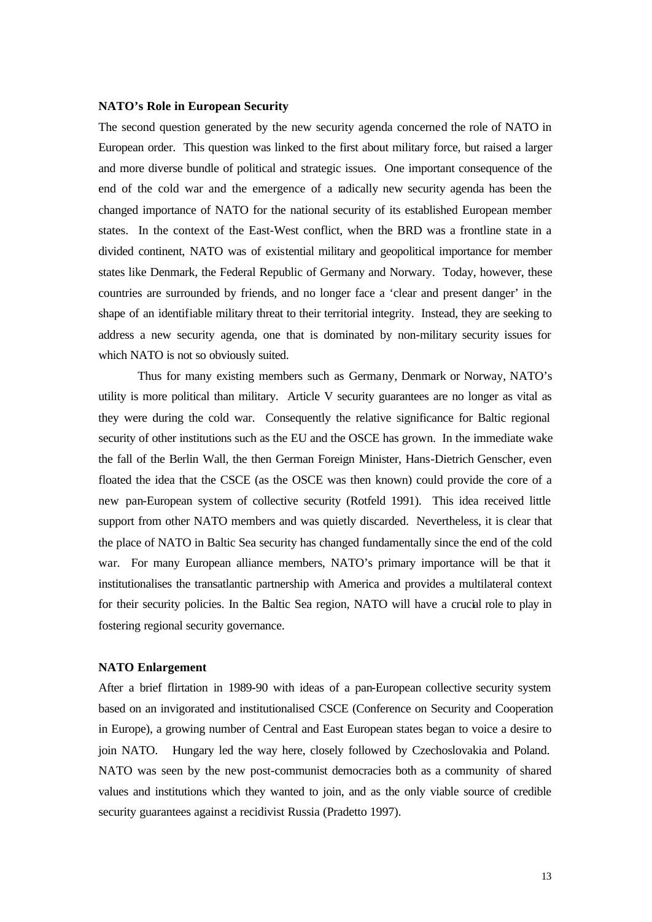### NATO's Role in European Security

The second question generated by the new security agenda concerned the role of NATO in European order. This question was linked to the first about military force, but raised a larger and more diverse bundle of political and strategic issues. One important consequence of the end of the cold war and the emergence of a radically new security agenda has been the changed importance of NATO for the national security of its established European member states. In the context of the East-West conflict, when the BRD was a frontline state in a divided continent, NATO was of existential military and geopolitical importance for member states like Denmark, the Federal Republic of Germany and Norway. Today, however, these countries are surrounded by friends, and no longer face a 'clear and present danger' in the shape of an identifiable military threat to their territorial integrity. Instead, they are seeking to address a new security agenda, one that is dominated by non-military security issues for which NATO is not so obviously suited.

Thus for many existing members such as Germany, Denmark or Norway, NATO's utility is more political than military. Article V security guarantees are no longer as vital as they were during the cold war. Consequently the relative significance for Baltic regional security of other institutions such as the EU and the OSCE has grown. In the immediate wake the fall of the Berlin Wall, the then German Foreign Minister, Hans-Dietrich Genscher, even floated the idea that the CSCE (as the OSCE was then known) could provide the core of a new pan-European system of collective security (Rotfeld 1991). This idea received little support from other NATO members and was quietly discarded. Nevertheless, it is clear that the place of NATO in Baltic Sea security has changed fundamentally since the end of the cold war. For many European alliance members, NATO's primary importance will be that it institutionalises the transatlantic partnership with America and provides a multilateral context for their security policies. In the Baltic Sea region, NATO will have a crucial role to play in fostering regional security governance.

### NATO Enlargement

After a brief flirtation in 1989-90 with ideas of a pan-European collective security system based on an invigorated and institutionalised CSCE (Conference on Security and Cooperation in Europe), a growing number of Central and East European states began to voice a desire to join NATO. Hungary led the way here, closely followed by Czechoslovakia and Poland. NATO was seen by the new post-communist democracies both as a community of shared values and institutions which they wanted to join, and as the only viable source of credible security guarantees against a recidivist Russia (Pradetto 1997).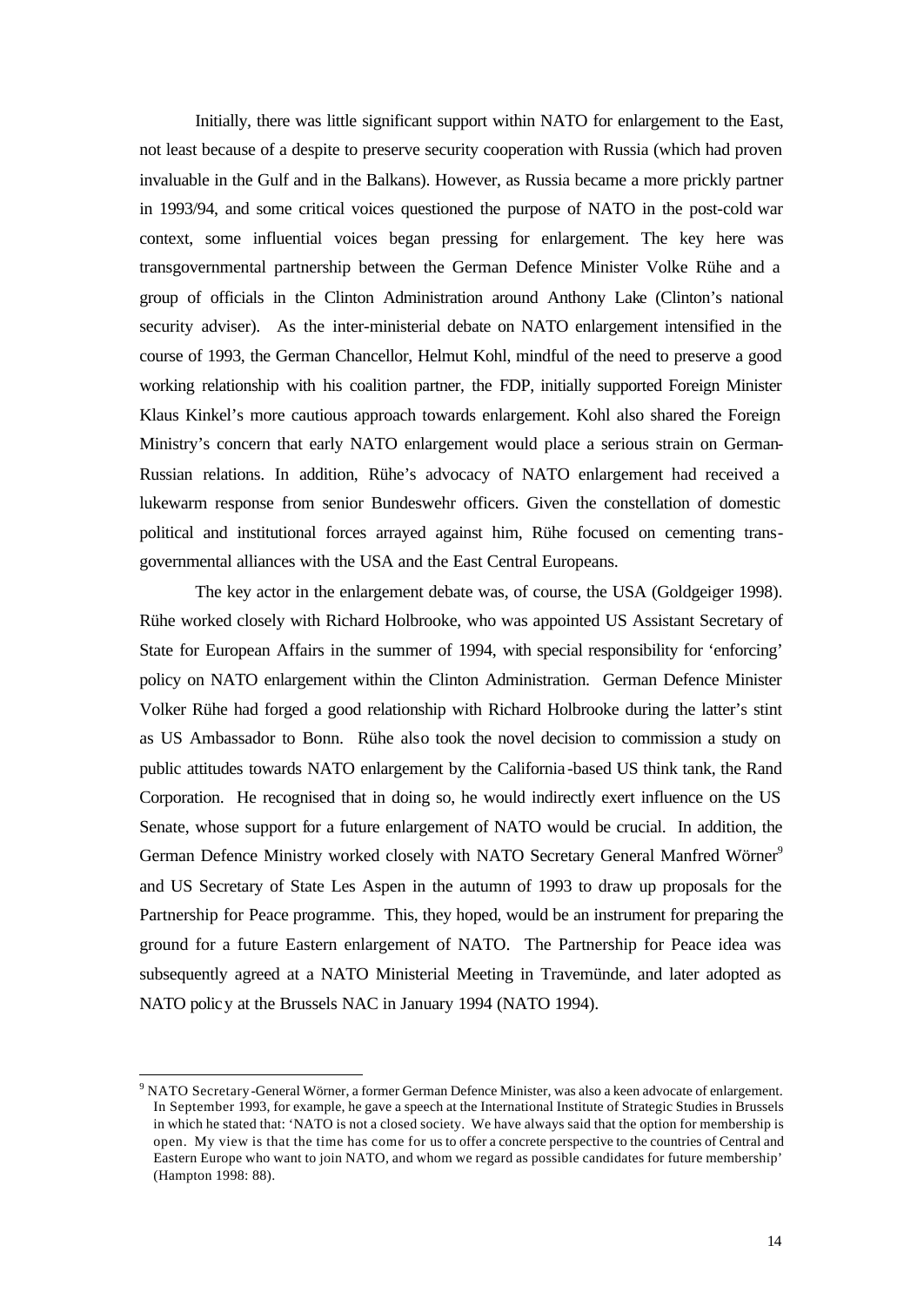Initially, there was little significant support within NATO for enlargement to the East, not least because of a despite to preserve security cooperation with Russia (which had proven invaluable in the Gulf and in the Balkans). However, as Russia became a more prickly partner in 1993/94, and some critical voices questioned the purpose of NATO in the post-cold war context, some influential voices began pressing for enlargement. The key here was transgovernmental partnership between the German Defence Minister Volke Rühe and a group of officials in the Clinton Administration around Anthony Lake (Clinton's national security adviser). As the inter-ministerial debate on NATO enlargement intensified in the course of 1993, the German Chancellor, Helmut Kohl, mindful of the need to preserve a good working relationship with his coalition partner, the FDP, initially supported Foreign Minister Klaus Kinkel's more cautious approach towards enlargement. Kohl also shared the Foreign Ministry's concern that early NATO enlargement would place a serious strain on German-Russian relations. In addition, Rühe's advocacy of NATO enlargement had received a lukewarm response from senior Bundeswehr officers. Given the constellation of domestic political and institutional forces arrayed against him, Rühe focused on cementing trans-governmental alliances with the USA and the East Central Europeans.

The key actor in the enlargement debate was, of course, the USA (Goldgeiger 1998). Rühe worked closely with Richard Holbrooke, who was appointed US Assistant Secretary of State for European Affairs in the summer of 1994, with special responsibility for 'enforcing' policy on NATO enlargement within the Clinton Administration. German Defence Minister Volker Rühe had forged a good relationship with Richard Holbrooke during the latter's stint as US Ambassador to Bonn. Rühe also took the novel decision to commission a study on public attitudes towards NATO enlargement by the California-based US think tank, the Rand Corporation. He recognised that in doing so, he would indirectly exert influence on the US Senate, whose support for a future enlargement of NATO would be crucial. In addition, the German Defence Ministry worked closely with NATO Secretary General Manfred Wörner[9] and US Secretary of State Les Aspen in the autumn of 1993 to draw up proposals for the Partnership for Peace programme. This, they hoped, would be an instrument for preparing the ground for a future Eastern enlargement of NATO. The Partnership for Peace idea was subsequently agreed at a NATO Ministerial Meeting in Travemünde, and later adopted as NATO policy at the Brussels NAC in January 1994 (NATO 1994).

---

[9] NATO Secretary-General Wörner, a former German Defence Minister, was also a keen advocate of enlargement. In September 1993, for example, he gave a speech at the International Institute of Strategic Studies in Brussels in which he stated that: 'NATO is not a closed society. We have always said that the option for membership is open. My view is that the time has come for us to offer a concrete perspective to the countries of Central and Eastern Europe who want to join NATO, and whom we regard as possible candidates for future membership' (Hampton 1998: 88).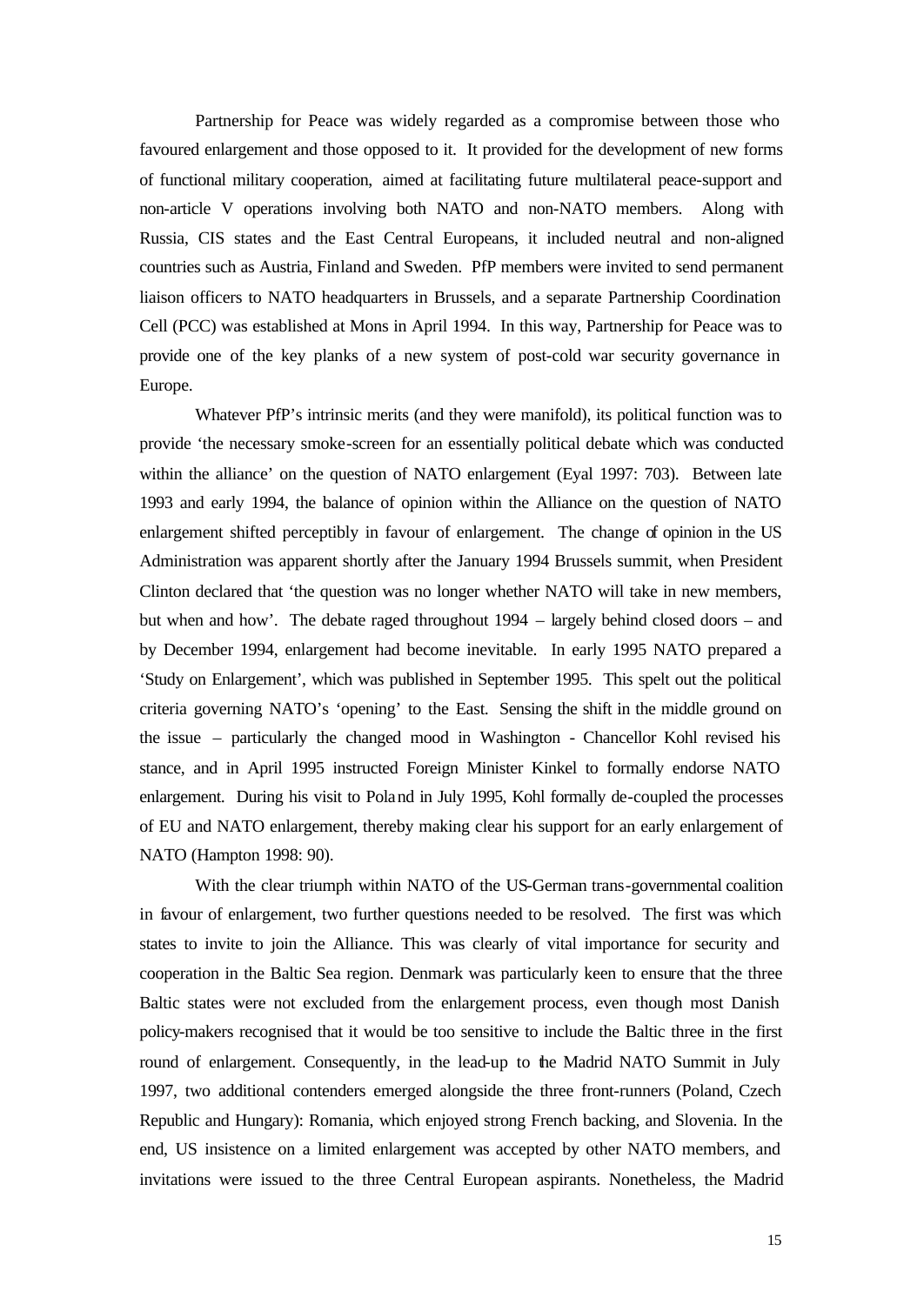Partnership for Peace was widely regarded as a compromise between those who favoured enlargement and those opposed to it. It provided for the development of new forms of functional military cooperation, aimed at facilitating future multilateral peace-support and non-article V operations involving both NATO and non-NATO members. Along with Russia, CIS states and the East Central Europeans, it included neutral and non-aligned countries such as Austria, Finland and Sweden. PfP members were invited to send permanent liaison officers to NATO headquarters in Brussels, and a separate Partnership Coordination Cell (PCC) was established at Mons in April 1994. In this way, Partnership for Peace was to provide one of the key planks of a new system of post-cold war security governance in Europe.

Whatever PfP's intrinsic merits (and they were manifold), its political function was to provide 'the necessary smoke-screen for an essentially political debate which was conducted within the alliance' on the question of NATO enlargement (Eyal 1997: 703). Between late 1993 and early 1994, the balance of opinion within the Alliance on the question of NATO enlargement shifted perceptibly in favour of enlargement. The change of opinion in the US Administration was apparent shortly after the January 1994 Brussels summit, when President Clinton declared that 'the question was no longer whether NATO will take in new members, but when and how'. The debate raged throughout 1994 – largely behind closed doors – and by December 1994, enlargement had become inevitable. In early 1995 NATO prepared a 'Study on Enlargement', which was published in September 1995. This spelt out the political criteria governing NATO's 'opening' to the East. Sensing the shift in the middle ground on the issue – particularly the changed mood in Washington - Chancellor Kohl revised his stance, and in April 1995 instructed Foreign Minister Kinkel to formally endorse NATO enlargement. During his visit to Poland in July 1995, Kohl formally de-coupled the processes of EU and NATO enlargement, thereby making clear his support for an early enlargement of NATO (Hampton 1998: 90).

With the clear triumph within NATO of the US-German trans-governmental coalition in favour of enlargement, two further questions needed to be resolved. The first was which states to invite to join the Alliance. This was clearly of vital importance for security and cooperation in the Baltic Sea region. Denmark was particularly keen to ensure that the three Baltic states were not excluded from the enlargement process, even though most Danish policy-makers recognised that it would be too sensitive to include the Baltic three in the first round of enlargement. Consequently, in the lead-up to the Madrid NATO Summit in July 1997, two additional contenders emerged alongside the three front-runners (Poland, Czech Republic and Hungary): Romania, which enjoyed strong French backing, and Slovenia. In the end, US insistence on a limited enlargement was accepted by other NATO members, and invitations were issued to the three Central European aspirants. Nonetheless, the Madrid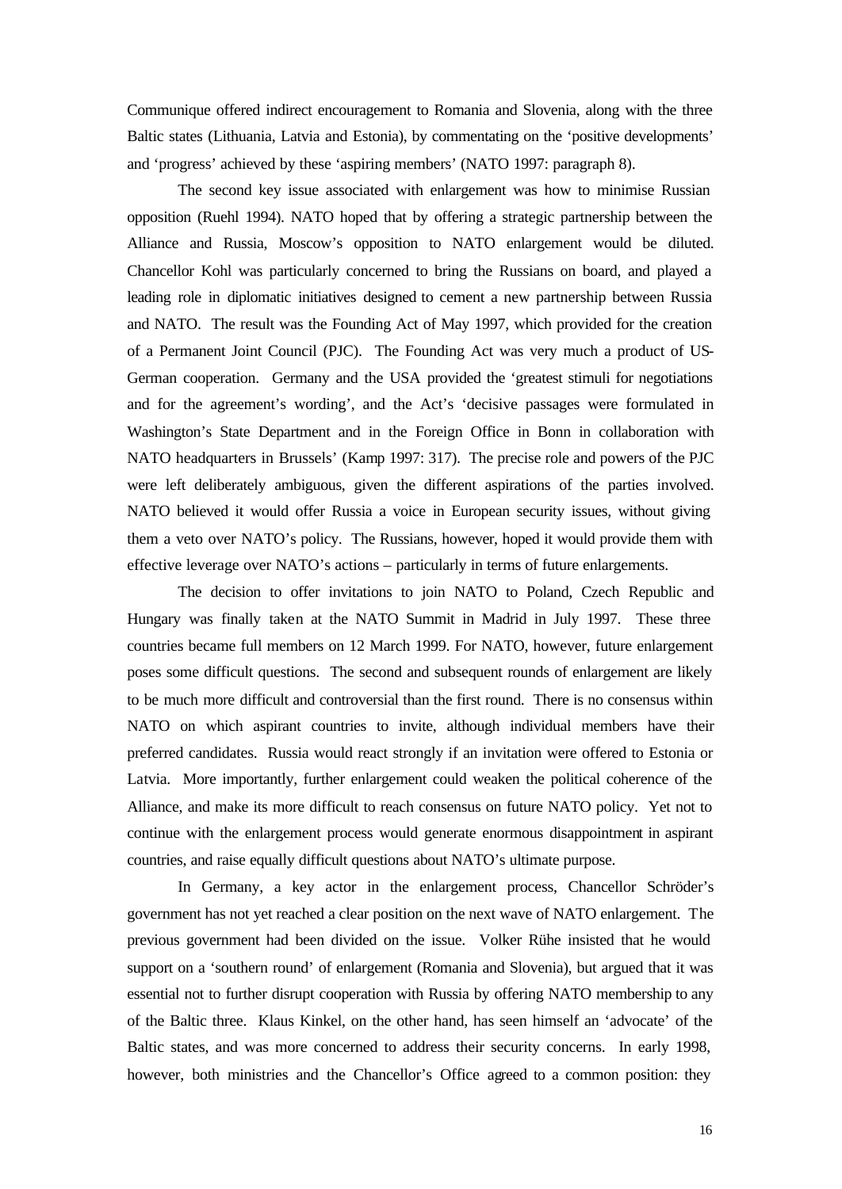Communique offered indirect encouragement to Romania and Slovenia, along with the three Baltic states (Lithuania, Latvia and Estonia), by commentating on the 'positive developments' and 'progress' achieved by these 'aspiring members' (NATO 1997: paragraph 8).

The second key issue associated with enlargement was how to minimise Russian opposition (Ruehl 1994). NATO hoped that by offering a strategic partnership between the Alliance and Russia, Moscow's opposition to NATO enlargement would be diluted. Chancellor Kohl was particularly concerned to bring the Russians on board, and played a leading role in diplomatic initiatives designed to cement a new partnership between Russia and NATO. The result was the Founding Act of May 1997, which provided for the creation of a Permanent Joint Council (PJC). The Founding Act was very much a product of US-German cooperation. Germany and the USA provided the 'greatest stimuli for negotiations and for the agreement's wording', and the Act's 'decisive passages were formulated in Washington's State Department and in the Foreign Office in Bonn in collaboration with NATO headquarters in Brussels' (Kamp 1997: 317). The precise role and powers of the PJC were left deliberately ambiguous, given the different aspirations of the parties involved. NATO believed it would offer Russia a voice in European security issues, without giving them a veto over NATO's policy. The Russians, however, hoped it would provide them with effective leverage over NATO's actions – particularly in terms of future enlargements.

The decision to offer invitations to join NATO to Poland, Czech Republic and Hungary was finally taken at the NATO Summit in Madrid in July 1997. These three countries became full members on 12 March 1999. For NATO, however, future enlargement poses some difficult questions. The second and subsequent rounds of enlargement are likely to be much more difficult and controversial than the first round. There is no consensus within NATO on which aspirant countries to invite, although individual members have their preferred candidates. Russia would react strongly if an invitation were offered to Estonia or Latvia. More importantly, further enlargement could weaken the political coherence of the Alliance, and make its more difficult to reach consensus on future NATO policy. Yet not to continue with the enlargement process would generate enormous disappointment in aspirant countries, and raise equally difficult questions about NATO's ultimate purpose.

In Germany, a key actor in the enlargement process, Chancellor Schröder's government has not yet reached a clear position on the next wave of NATO enlargement. The previous government had been divided on the issue. Volker Rühe insisted that he would support on a 'southern round' of enlargement (Romania and Slovenia), but argued that it was essential not to further disrupt cooperation with Russia by offering NATO membership to any of the Baltic three. Klaus Kinkel, on the other hand, has seen himself an 'advocate' of the Baltic states, and was more concerned to address their security concerns. In early 1998, however, both ministries and the Chancellor's Office agreed to a common position: they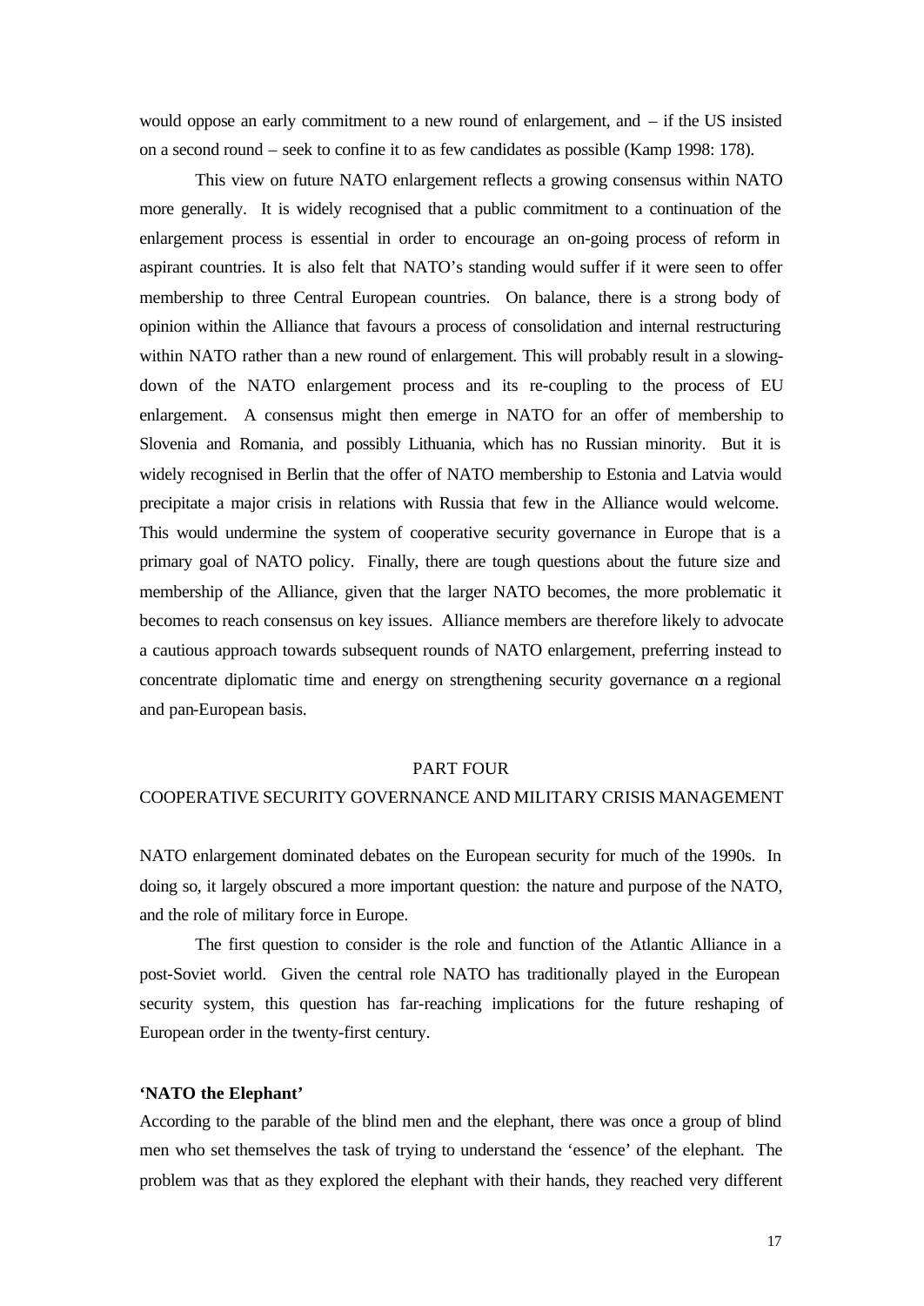would oppose an early commitment to a new round of enlargement, and – if the US insisted on a second round – seek to confine it to as few candidates as possible (Kamp 1998: 178).

This view on future NATO enlargement reflects a growing consensus within NATO more generally. It is widely recognised that a public commitment to a continuation of the enlargement process is essential in order to encourage an on-going process of reform in aspirant countries. It is also felt that NATO's standing would suffer if it were seen to offer membership to three Central European countries. On balance, there is a strong body of opinion within the Alliance that favours a process of consolidation and internal restructuring within NATO rather than a new round of enlargement. This will probably result in a slowing-down of the NATO enlargement process and its re-coupling to the process of EU enlargement. A consensus might then emerge in NATO for an offer of membership to Slovenia and Romania, and possibly Lithuania, which has no Russian minority. But it is widely recognised in Berlin that the offer of NATO membership to Estonia and Latvia would precipitate a major crisis in relations with Russia that few in the Alliance would welcome. This would undermine the system of cooperative security governance in Europe that is a primary goal of NATO policy. Finally, there are tough questions about the future size and membership of the Alliance, given that the larger NATO becomes, the more problematic it becomes to reach consensus on key issues. Alliance members are therefore likely to advocate a cautious approach towards subsequent rounds of NATO enlargement, preferring instead to concentrate diplomatic time and energy on strengthening security governance on a regional and pan-European basis.

## PART FOUR
## COOPERATIVE SECURITY GOVERNANCE AND MILITARY CRISIS MANAGEMENT

NATO enlargement dominated debates on the European security for much of the 1990s. In doing so, it largely obscured a more important question: the nature and purpose of the NATO, and the role of military force in Europe.

The first question to consider is the role and function of the Atlantic Alliance in a post-Soviet world. Given the central role NATO has traditionally played in the European security system, this question has far-reaching implications for the future reshaping of European order in the twenty-first century.

### 'NATO the Elephant'

According to the parable of the blind men and the elephant, there was once a group of blind men who set themselves the task of trying to understand the 'essence' of the elephant. The problem was that as they explored the elephant with their hands, they reached very different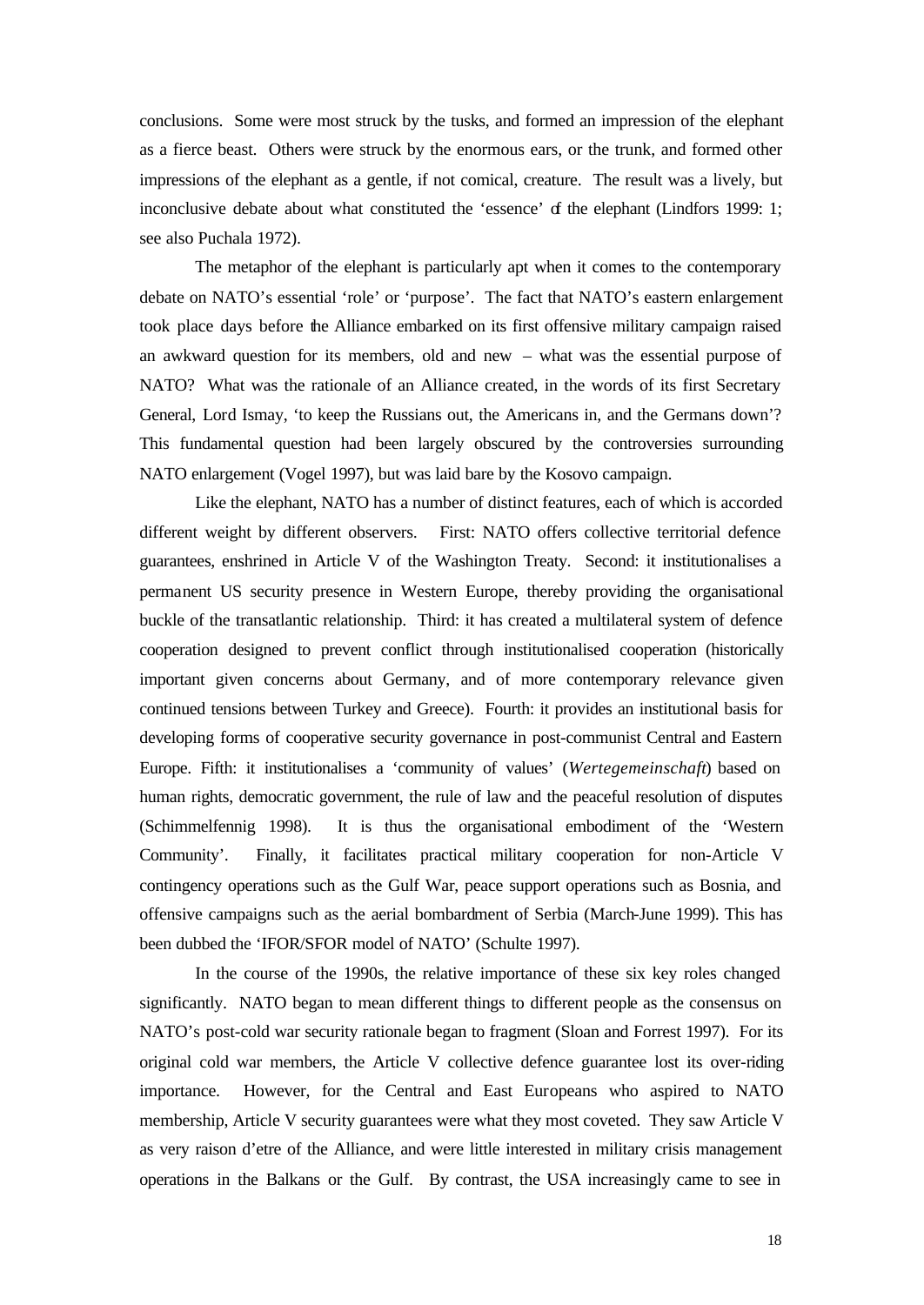conclusions. Some were most struck by the tusks, and formed an impression of the elephant as a fierce beast. Others were struck by the enormous ears, or the trunk, and formed other impressions of the elephant as a gentle, if not comical, creature. The result was a lively, but inconclusive debate about what constituted the 'essence' of the elephant (Lindfors 1999: 1; see also Puchala 1972).

The metaphor of the elephant is particularly apt when it comes to the contemporary debate on NATO's essential 'role' or 'purpose'. The fact that NATO's eastern enlargement took place days before the Alliance embarked on its first offensive military campaign raised an awkward question for its members, old and new – what was the essential purpose of NATO? What was the rationale of an Alliance created, in the words of its first Secretary General, Lord Ismay, 'to keep the Russians out, the Americans in, and the Germans down'? This fundamental question had been largely obscured by the controversies surrounding NATO enlargement (Vogel 1997), but was laid bare by the Kosovo campaign.

Like the elephant, NATO has a number of distinct features, each of which is accorded different weight by different observers. First: NATO offers collective territorial defence guarantees, enshrined in Article V of the Washington Treaty. Second: it institutionalises a permanent US security presence in Western Europe, thereby providing the organisational buckle of the transatlantic relationship. Third: it has created a multilateral system of defence cooperation designed to prevent conflict through institutionalised cooperation (historically important given concerns about Germany, and of more contemporary relevance given continued tensions between Turkey and Greece). Fourth: it provides an institutional basis for developing forms of cooperative security governance in post-communist Central and Eastern Europe. Fifth: it institutionalises a 'community of values' (*Wertegemeinschaft*) based on human rights, democratic government, the rule of law and the peaceful resolution of disputes (Schimmelfennig 1998). It is thus the organisational embodiment of the 'Western Community'. Finally, it facilitates practical military cooperation for non-Article V contingency operations such as the Gulf War, peace support operations such as Bosnia, and offensive campaigns such as the aerial bombardment of Serbia (March-June 1999). This has been dubbed the 'IFOR/SFOR model of NATO' (Schulte 1997).

In the course of the 1990s, the relative importance of these six key roles changed significantly. NATO began to mean different things to different people as the consensus on NATO's post-cold war security rationale began to fragment (Sloan and Forrest 1997). For its original cold war members, the Article V collective defence guarantee lost its over-riding importance. However, for the Central and East Europeans who aspired to NATO membership, Article V security guarantees were what they most coveted. They saw Article V as very raison d'etre of the Alliance, and were little interested in military crisis management operations in the Balkans or the Gulf. By contrast, the USA increasingly came to see in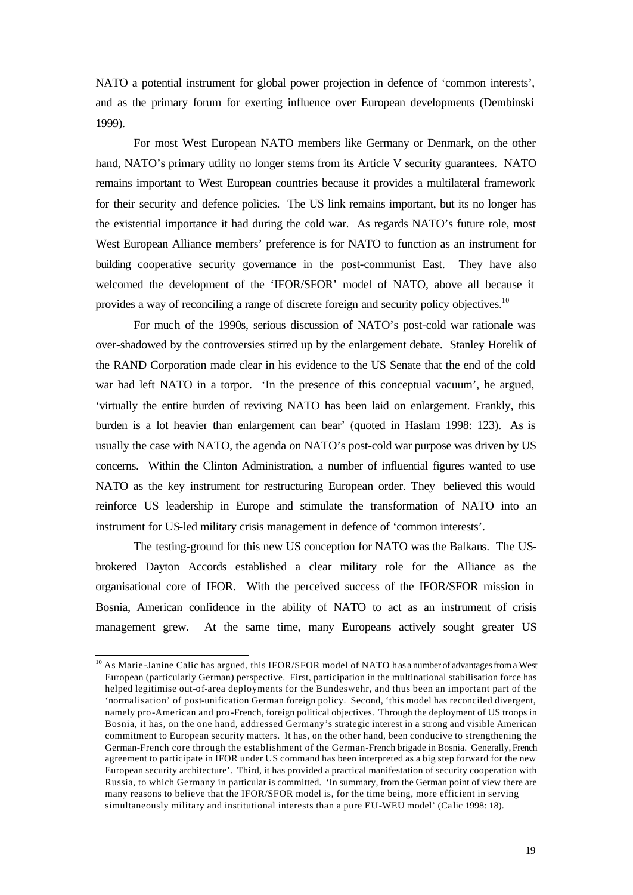NATO a potential instrument for global power projection in defence of 'common interests', and as the primary forum for exerting influence over European developments (Dembinski 1999).

For most West European NATO members like Germany or Denmark, on the other hand, NATO's primary utility no longer stems from its Article V security guarantees. NATO remains important to West European countries because it provides a multilateral framework for their security and defence policies. The US link remains important, but its no longer has the existential importance it had during the cold war. As regards NATO's future role, most West European Alliance members' preference is for NATO to function as an instrument for building cooperative security governance in the post-communist East. They have also welcomed the development of the 'IFOR/SFOR' model of NATO, above all because it provides a way of reconciling a range of discrete foreign and security policy objectives.[10]

For much of the 1990s, serious discussion of NATO's post-cold war rationale was over-shadowed by the controversies stirred up by the enlargement debate. Stanley Horelik of the RAND Corporation made clear in his evidence to the US Senate that the end of the cold war had left NATO in a torpor. 'In the presence of this conceptual vacuum', he argued, 'virtually the entire burden of reviving NATO has been laid on enlargement. Frankly, this burden is a lot heavier than enlargement can bear' (quoted in Haslam 1998: 123). As is usually the case with NATO, the agenda on NATO's post-cold war purpose was driven by US concerns. Within the Clinton Administration, a number of influential figures wanted to use NATO as the key instrument for restructuring European order. They believed this would reinforce US leadership in Europe and stimulate the transformation of NATO into an instrument for US-led military crisis management in defence of 'common interests'.

The testing-ground for this new US conception for NATO was the Balkans. The US-brokered Dayton Accords established a clear military role for the Alliance as the organisational core of IFOR. With the perceived success of the IFOR/SFOR mission in Bosnia, American confidence in the ability of NATO to act as an instrument of crisis management grew. At the same time, many Europeans actively sought greater US

[10] As Marie-Janine Calic has argued, this IFOR/SFOR model of NATO has a number of advantages from a West European (particularly German) perspective. First, participation in the multinational stabilisation force has helped legitimise out-of-area deployments for the Bundeswehr, and thus been an important part of the 'normalisation' of post-unification German foreign policy. Second, 'this model has reconciled divergent, namely pro-American and pro-French, foreign political objectives. Through the deployment of US troops in Bosnia, it has, on the one hand, addressed Germany's strategic interest in a strong and visible American commitment to European security matters. It has, on the other hand, been conducive to strengthening the German-French core through the establishment of the German-French brigade in Bosnia. Generally, French agreement to participate in IFOR under US command has been interpreted as a big step forward for the new European security architecture'. Third, it has provided a practical manifestation of security cooperation with Russia, to which Germany in particular is committed. 'In summary, from the German point of view there are many reasons to believe that the IFOR/SFOR model is, for the time being, more efficient in serving simultaneously military and institutional interests than a pure EU-WEU model' (Calic 1998: 18).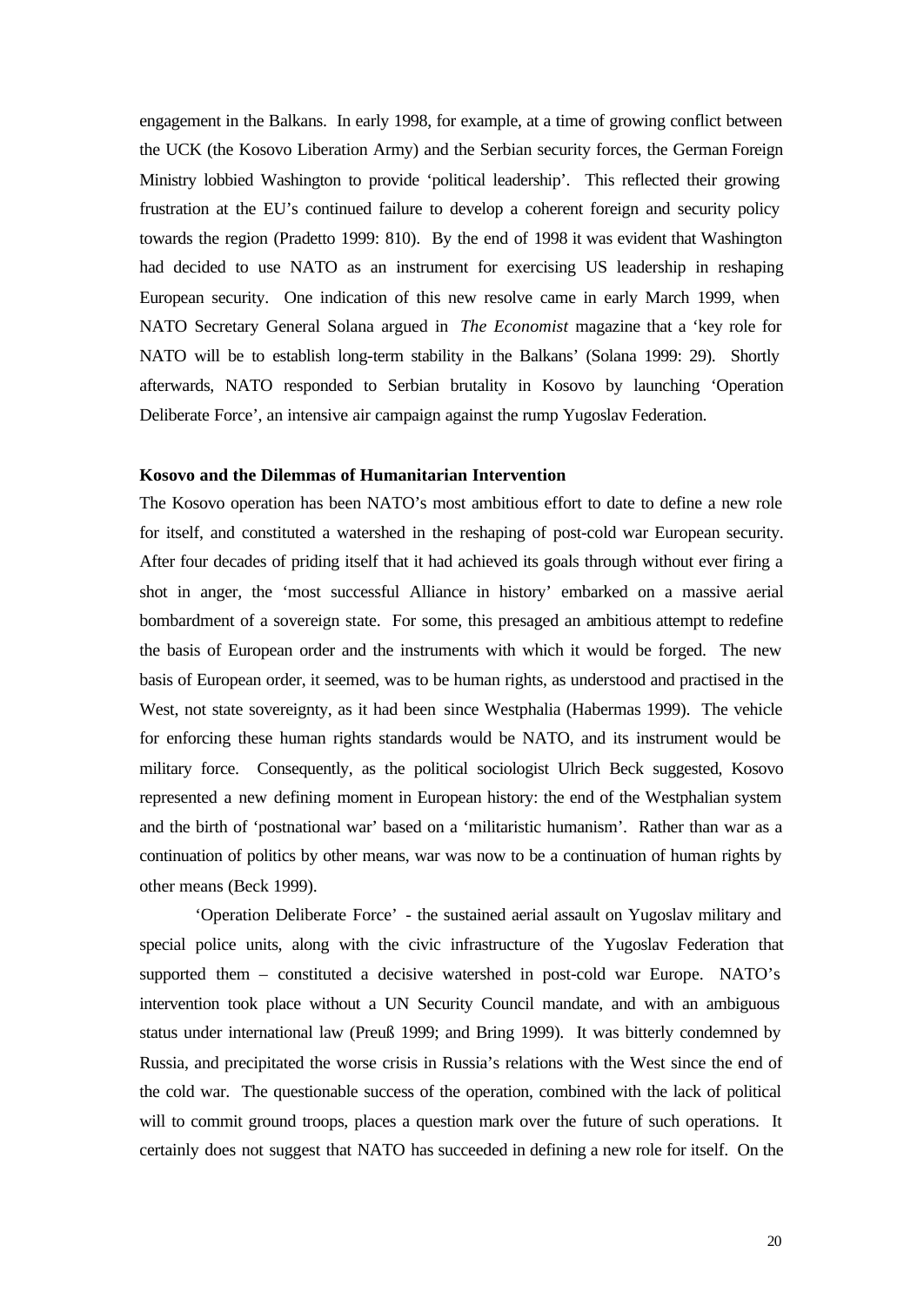engagement in the Balkans. In early 1998, for example, at a time of growing conflict between the UCK (the Kosovo Liberation Army) and the Serbian security forces, the German Foreign Ministry lobbied Washington to provide 'political leadership'. This reflected their growing frustration at the EU's continued failure to develop a coherent foreign and security policy towards the region (Pradetto 1999: 810). By the end of 1998 it was evident that Washington had decided to use NATO as an instrument for exercising US leadership in reshaping European security. One indication of this new resolve came in early March 1999, when NATO Secretary General Solana argued in *The Economist* magazine that a 'key role for NATO will be to establish long-term stability in the Balkans' (Solana 1999: 29). Shortly afterwards, NATO responded to Serbian brutality in Kosovo by launching 'Operation Deliberate Force', an intensive air campaign against the rump Yugoslav Federation.

**Kosovo and the Dilemmas of Humanitarian Intervention**

The Kosovo operation has been NATO's most ambitious effort to date to define a new role for itself, and constituted a watershed in the reshaping of post-cold war European security. After four decades of priding itself that it had achieved its goals through without ever firing a shot in anger, the 'most successful Alliance in history' embarked on a massive aerial bombardment of a sovereign state. For some, this presaged an ambitious attempt to redefine the basis of European order and the instruments with which it would be forged. The new basis of European order, it seemed, was to be human rights, as understood and practised in the West, not state sovereignty, as it had been since Westphalia (Habermas 1999). The vehicle for enforcing these human rights standards would be NATO, and its instrument would be military force. Consequently, as the political sociologist Ulrich Beck suggested, Kosovo represented a new defining moment in European history: the end of the Westphalian system and the birth of 'postnational war' based on a 'militaristic humanism'. Rather than war as a continuation of politics by other means, war was now to be a continuation of human rights by other means (Beck 1999).

'Operation Deliberate Force' - the sustained aerial assault on Yugoslav military and special police units, along with the civic infrastructure of the Yugoslav Federation that supported them – constituted a decisive watershed in post-cold war Europe. NATO's intervention took place without a UN Security Council mandate, and with an ambiguous status under international law (Preuß 1999; and Bring 1999). It was bitterly condemned by Russia, and precipitated the worse crisis in Russia's relations with the West since the end of the cold war. The questionable success of the operation, combined with the lack of political will to commit ground troops, places a question mark over the future of such operations. It certainly does not suggest that NATO has succeeded in defining a new role for itself. On the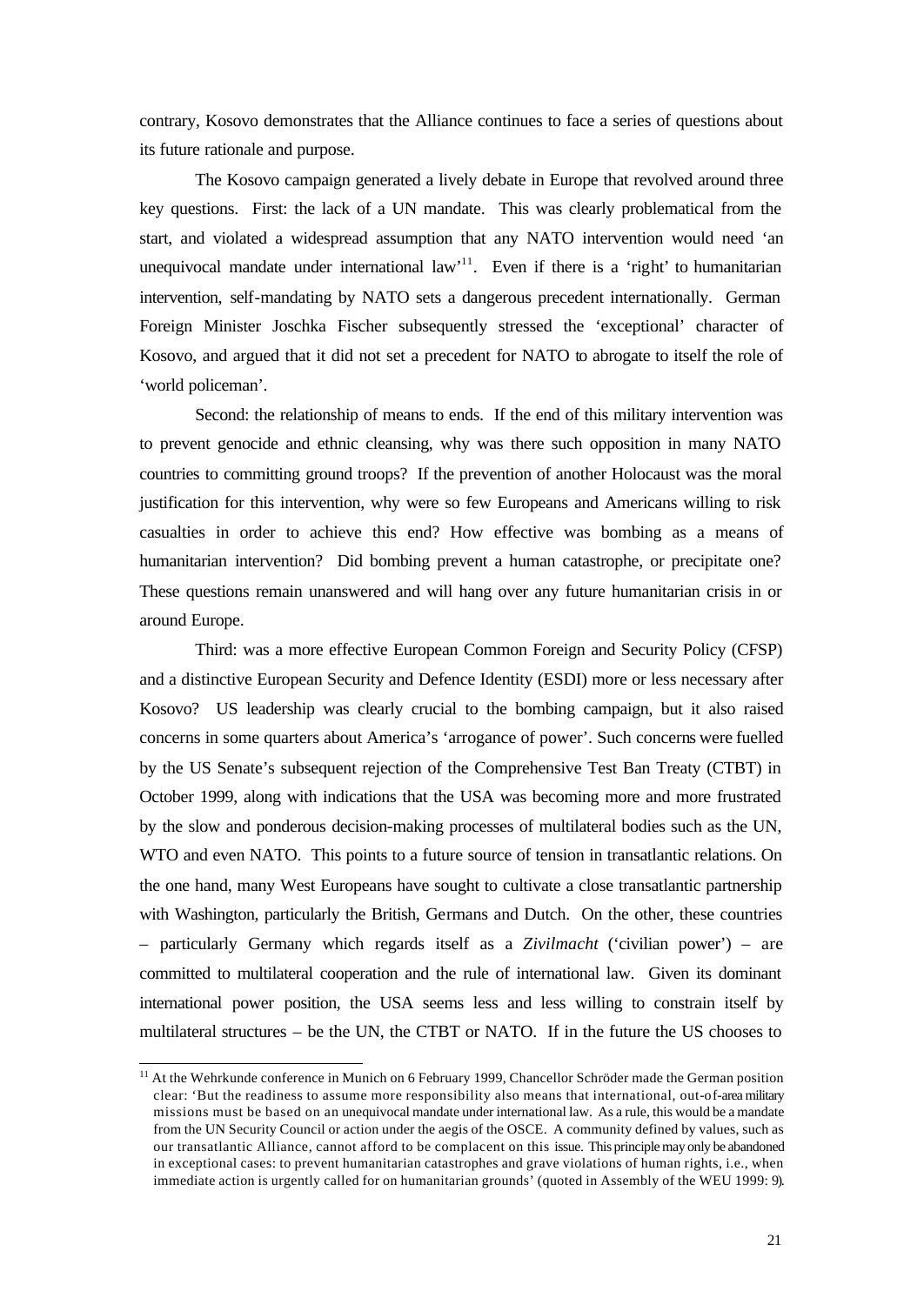contrary, Kosovo demonstrates that the Alliance continues to face a series of questions about its future rationale and purpose.

The Kosovo campaign generated a lively debate in Europe that revolved around three key questions. First: the lack of a UN mandate. This was clearly problematical from the start, and violated a widespread assumption that any NATO intervention would need 'an unequivocal mandate under international law'[11]. Even if there is a 'right' to humanitarian intervention, self-mandating by NATO sets a dangerous precedent internationally. German Foreign Minister Joschka Fischer subsequently stressed the 'exceptional' character of Kosovo, and argued that it did not set a precedent for NATO to abrogate to itself the role of 'world policeman'.

Second: the relationship of means to ends. If the end of this military intervention was to prevent genocide and ethnic cleansing, why was there such opposition in many NATO countries to committing ground troops? If the prevention of another Holocaust was the moral justification for this intervention, why were so few Europeans and Americans willing to risk casualties in order to achieve this end? How effective was bombing as a means of humanitarian intervention? Did bombing prevent a human catastrophe, or precipitate one? These questions remain unanswered and will hang over any future humanitarian crisis in or around Europe.

Third: was a more effective European Common Foreign and Security Policy (CFSP) and a distinctive European Security and Defence Identity (ESDI) more or less necessary after Kosovo? US leadership was clearly crucial to the bombing campaign, but it also raised concerns in some quarters about America's 'arrogance of power'. Such concerns were fuelled by the US Senate's subsequent rejection of the Comprehensive Test Ban Treaty (CTBT) in October 1999, along with indications that the USA was becoming more and more frustrated by the slow and ponderous decision-making processes of multilateral bodies such as the UN, WTO and even NATO. This points to a future source of tension in transatlantic relations. On the one hand, many West Europeans have sought to cultivate a close transatlantic partnership with Washington, particularly the British, Germans and Dutch. On the other, these countries – particularly Germany which regards itself as a *Zivilmacht* ('civilian power') – are committed to multilateral cooperation and the rule of international law. Given its dominant international power position, the USA seems less and less willing to constrain itself by multilateral structures – be the UN, the CTBT or NATO. If in the future the US chooses to

[11] At the Wehrkunde conference in Munich on 6 February 1999, Chancellor Schröder made the German position clear: 'But the readiness to assume more responsibility also means that international, out-of-area military missions must be based on an unequivocal mandate under international law. As a rule, this would be a mandate from the UN Security Council or action under the aegis of the OSCE. A community defined by values, such as our transatlantic Alliance, cannot afford to be complacent on this issue. This principle may only be abandoned in exceptional cases: to prevent humanitarian catastrophes and grave violations of human rights, i.e., when immediate action is urgently called for on humanitarian grounds' (quoted in Assembly of the WEU 1999: 9).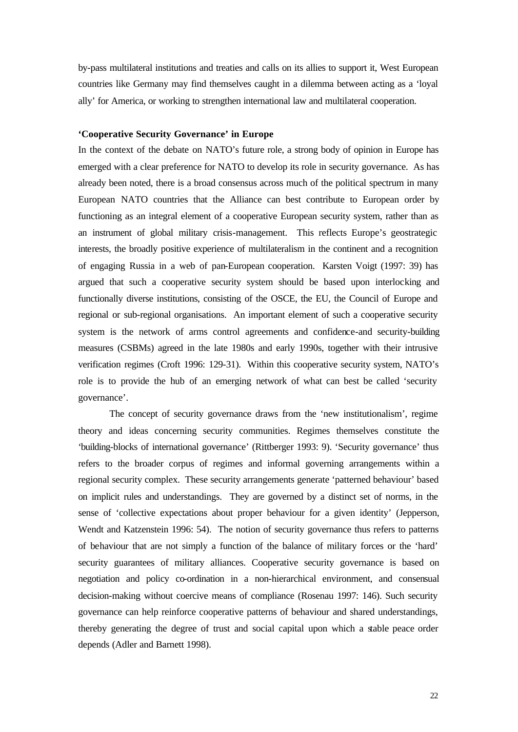by-pass multilateral institutions and treaties and calls on its allies to support it, West European countries like Germany may find themselves caught in a dilemma between acting as a 'loyal ally' for America, or working to strengthen international law and multilateral cooperation.

**'Cooperative Security Governance' in Europe**

In the context of the debate on NATO's future role, a strong body of opinion in Europe has emerged with a clear preference for NATO to develop its role in security governance. As has already been noted, there is a broad consensus across much of the political spectrum in many European NATO countries that the Alliance can best contribute to European order by functioning as an integral element of a cooperative European security system, rather than as an instrument of global military crisis-management. This reflects Europe's geostrategic interests, the broadly positive experience of multilateralism in the continent and a recognition of engaging Russia in a web of pan-European cooperation. Karsten Voigt (1997: 39) has argued that such a cooperative security system should be based upon interlocking and functionally diverse institutions, consisting of the OSCE, the EU, the Council of Europe and regional or sub-regional organisations. An important element of such a cooperative security system is the network of arms control agreements and confidence-and security-building measures (CSBMs) agreed in the late 1980s and early 1990s, together with their intrusive verification regimes (Croft 1996: 129-31). Within this cooperative security system, NATO's role is to provide the hub of an emerging network of what can best be called 'security governance'.

The concept of security governance draws from the 'new institutionalism', regime theory and ideas concerning security communities. Regimes themselves constitute the 'building-blocks of international governance' (Rittberger 1993: 9). 'Security governance' thus refers to the broader corpus of regimes and informal governing arrangements within a regional security complex. These security arrangements generate 'patterned behaviour' based on implicit rules and understandings. They are governed by a distinct set of norms, in the sense of 'collective expectations about proper behaviour for a given identity' (Jepperson, Wendt and Katzenstein 1996: 54). The notion of security governance thus refers to patterns of behaviour that are not simply a function of the balance of military forces or the 'hard' security guarantees of military alliances. Cooperative security governance is based on negotiation and policy co-ordination in a non-hierarchical environment, and consensual decision-making without coercive means of compliance (Rosenau 1997: 146). Such security governance can help reinforce cooperative patterns of behaviour and shared understandings, thereby generating the degree of trust and social capital upon which a stable peace order depends (Adler and Barnett 1998).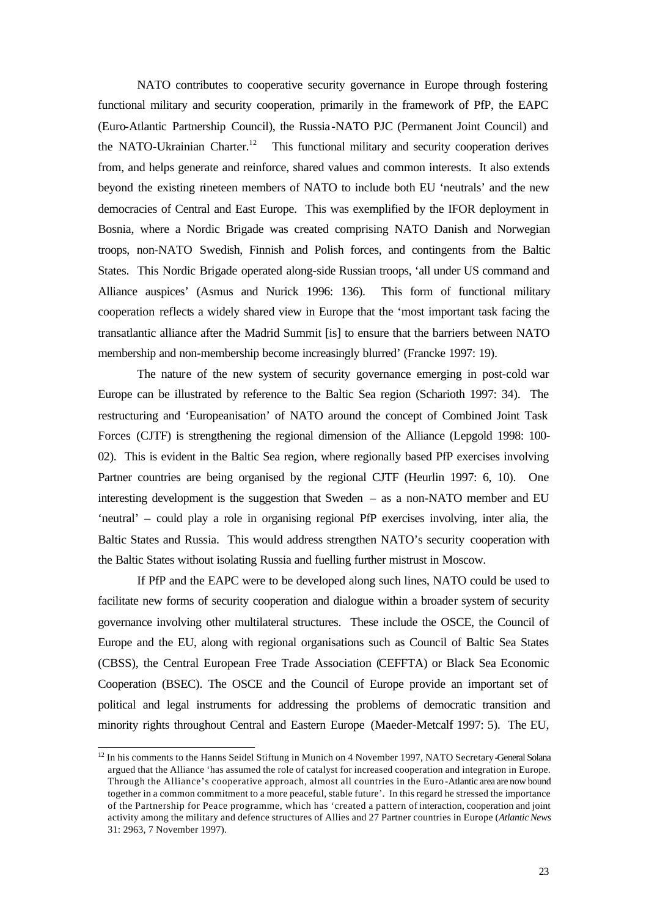NATO contributes to cooperative security governance in Europe through fostering functional military and security cooperation, primarily in the framework of PfP, the EAPC (Euro-Atlantic Partnership Council), the Russia-NATO PJC (Permanent Joint Council) and the NATO-Ukrainian Charter.[12] This functional military and security cooperation derives from, and helps generate and reinforce, shared values and common interests. It also extends beyond the existing nineteen members of NATO to include both EU 'neutrals' and the new democracies of Central and East Europe. This was exemplified by the IFOR deployment in Bosnia, where a Nordic Brigade was created comprising NATO Danish and Norwegian troops, non-NATO Swedish, Finnish and Polish forces, and contingents from the Baltic States. This Nordic Brigade operated along-side Russian troops, 'all under US command and Alliance auspices' (Asmus and Nurick 1996: 136). This form of functional military cooperation reflects a widely shared view in Europe that the 'most important task facing the transatlantic alliance after the Madrid Summit [is] to ensure that the barriers between NATO membership and non-membership become increasingly blurred' (Francke 1997: 19).

The nature of the new system of security governance emerging in post-cold war Europe can be illustrated by reference to the Baltic Sea region (Scharioth 1997: 34). The restructuring and 'Europeanisation' of NATO around the concept of Combined Joint Task Forces (CJTF) is strengthening the regional dimension of the Alliance (Lepgold 1998: 100-02). This is evident in the Baltic Sea region, where regionally based PfP exercises involving Partner countries are being organised by the regional CJTF (Heurlin 1997: 6, 10). One interesting development is the suggestion that Sweden – as a non-NATO member and EU 'neutral' – could play a role in organising regional PfP exercises involving, inter alia, the Baltic States and Russia. This would address strengthen NATO's security cooperation with the Baltic States without isolating Russia and fuelling further mistrust in Moscow.

If PfP and the EAPC were to be developed along such lines, NATO could be used to facilitate new forms of security cooperation and dialogue within a broader system of security governance involving other multilateral structures. These include the OSCE, the Council of Europe and the EU, along with regional organisations such as Council of Baltic Sea States (CBSS), the Central European Free Trade Association (CEFFTA) or Black Sea Economic Cooperation (BSEC). The OSCE and the Council of Europe provide an important set of political and legal instruments for addressing the problems of democratic transition and minority rights throughout Central and Eastern Europe (Maeder-Metcalf 1997: 5). The EU,

---

[12] In his comments to the Hanns Seidel Stiftung in Munich on 4 November 1997, NATO Secretary-General Solana argued that the Alliance 'has assumed the role of catalyst for increased cooperation and integration in Europe. Through the Alliance's cooperative approach, almost all countries in the Euro-Atlantic area are now bound together in a common commitment to a more peaceful, stable future'. In this regard he stressed the importance of the Partnership for Peace programme, which has 'created a pattern of interaction, cooperation and joint activity among the military and defence structures of Allies and 27 Partner countries in Europe (*Atlantic News* 31: 2963, 7 November 1997).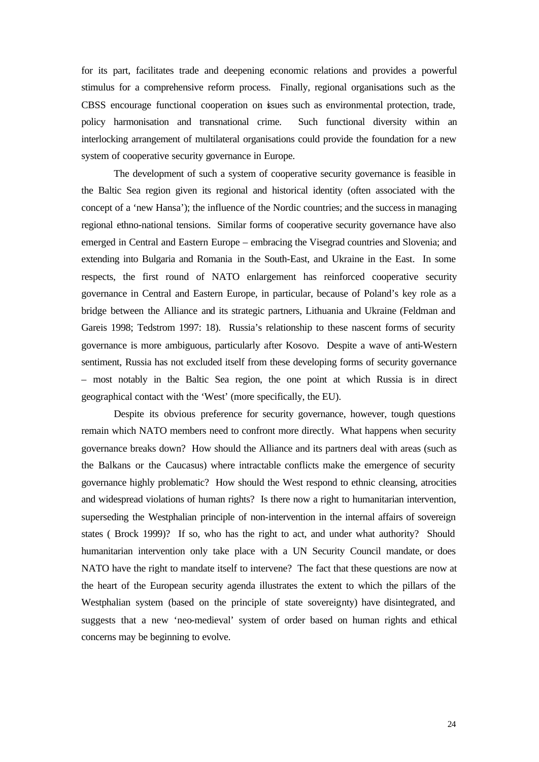for its part, facilitates trade and deepening economic relations and provides a powerful stimulus for a comprehensive reform process. Finally, regional organisations such as the CBSS encourage functional cooperation on issues such as environmental protection, trade, policy harmonisation and transnational crime. Such functional diversity within an interlocking arrangement of multilateral organisations could provide the foundation for a new system of cooperative security governance in Europe.

The development of such a system of cooperative security governance is feasible in the Baltic Sea region given its regional and historical identity (often associated with the concept of a 'new Hansa'); the influence of the Nordic countries; and the success in managing regional ethno-national tensions. Similar forms of cooperative security governance have also emerged in Central and Eastern Europe – embracing the Visegrad countries and Slovenia; and extending into Bulgaria and Romania in the South-East, and Ukraine in the East. In some respects, the first round of NATO enlargement has reinforced cooperative security governance in Central and Eastern Europe, in particular, because of Poland's key role as a bridge between the Alliance and its strategic partners, Lithuania and Ukraine (Feldman and Gareis 1998; Tedstrom 1997: 18). Russia's relationship to these nascent forms of security governance is more ambiguous, particularly after Kosovo. Despite a wave of anti-Western sentiment, Russia has not excluded itself from these developing forms of security governance – most notably in the Baltic Sea region, the one point at which Russia is in direct geographical contact with the 'West' (more specifically, the EU).

Despite its obvious preference for security governance, however, tough questions remain which NATO members need to confront more directly. What happens when security governance breaks down? How should the Alliance and its partners deal with areas (such as the Balkans or the Caucasus) where intractable conflicts make the emergence of security governance highly problematic? How should the West respond to ethnic cleansing, atrocities and widespread violations of human rights? Is there now a right to humanitarian intervention, superseding the Westphalian principle of non-intervention in the internal affairs of sovereign states ( Brock 1999)? If so, who has the right to act, and under what authority? Should humanitarian intervention only take place with a UN Security Council mandate, or does NATO have the right to mandate itself to intervene? The fact that these questions are now at the heart of the European security agenda illustrates the extent to which the pillars of the Westphalian system (based on the principle of state sovereignty) have disintegrated, and suggests that a new 'neo-medieval' system of order based on human rights and ethical concerns may be beginning to evolve.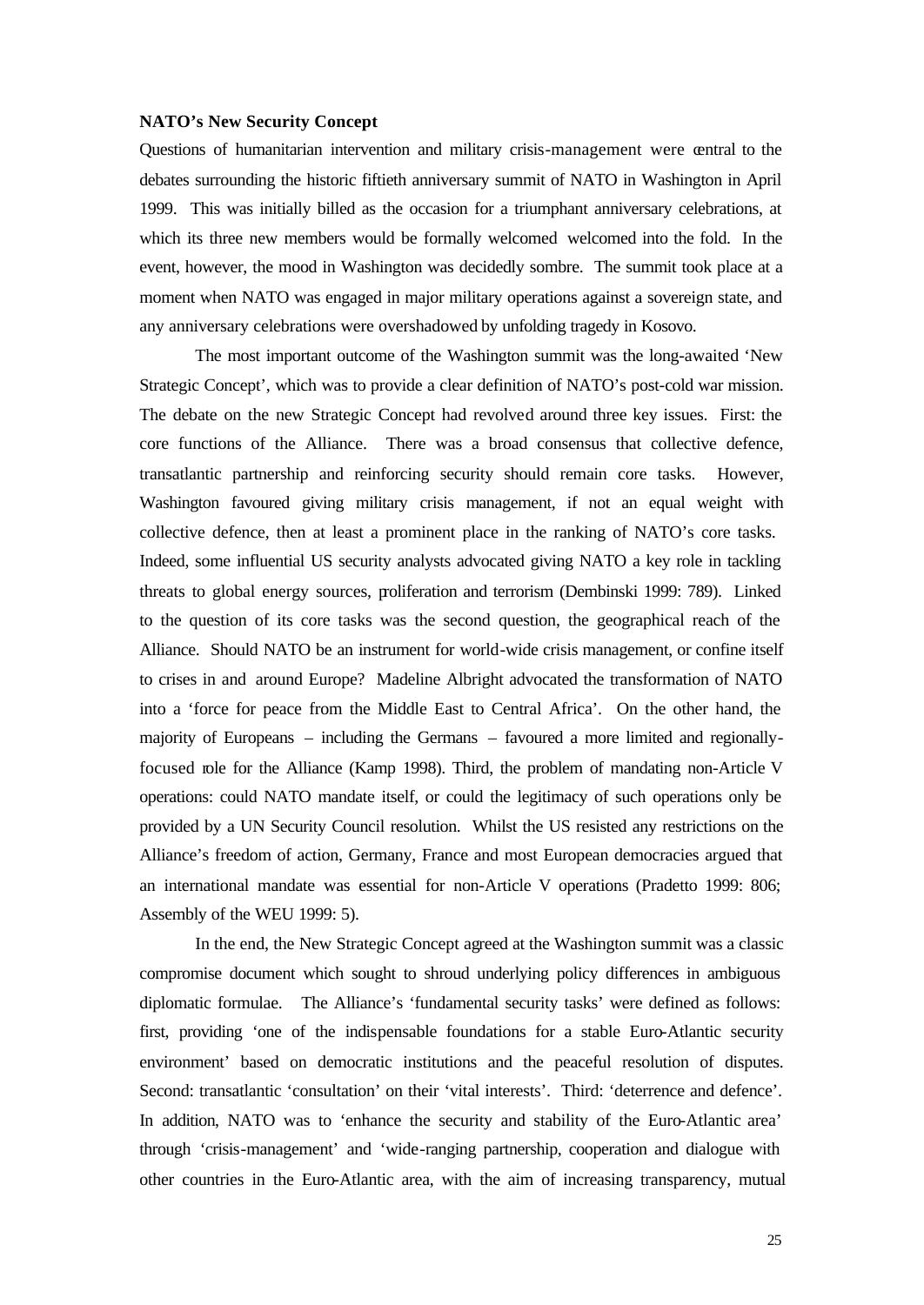**NATO's New Security Concept**

Questions of humanitarian intervention and military crisis-management were central to the debates surrounding the historic fiftieth anniversary summit of NATO in Washington in April 1999. This was initially billed as the occasion for a triumphant anniversary celebrations, at which its three new members would be formally welcomed welcomed into the fold. In the event, however, the mood in Washington was decidedly sombre. The summit took place at a moment when NATO was engaged in major military operations against a sovereign state, and any anniversary celebrations were overshadowed by unfolding tragedy in Kosovo.

The most important outcome of the Washington summit was the long-awaited 'New Strategic Concept', which was to provide a clear definition of NATO's post-cold war mission. The debate on the new Strategic Concept had revolved around three key issues. First: the core functions of the Alliance. There was a broad consensus that collective defence, transatlantic partnership and reinforcing security should remain core tasks. However, Washington favoured giving military crisis management, if not an equal weight with collective defence, then at least a prominent place in the ranking of NATO's core tasks. Indeed, some influential US security analysts advocated giving NATO a key role in tackling threats to global energy sources, proliferation and terrorism (Dembinski 1999: 789). Linked to the question of its core tasks was the second question, the geographical reach of the Alliance. Should NATO be an instrument for world-wide crisis management, or confine itself to crises in and around Europe? Madeline Albright advocated the transformation of NATO into a 'force for peace from the Middle East to Central Africa'. On the other hand, the majority of Europeans – including the Germans – favoured a more limited and regionally-focused role for the Alliance (Kamp 1998). Third, the problem of mandating non-Article V operations: could NATO mandate itself, or could the legitimacy of such operations only be provided by a UN Security Council resolution. Whilst the US resisted any restrictions on the Alliance's freedom of action, Germany, France and most European democracies argued that an international mandate was essential for non-Article V operations (Pradetto 1999: 806; Assembly of the WEU 1999: 5).

In the end, the New Strategic Concept agreed at the Washington summit was a classic compromise document which sought to shroud underlying policy differences in ambiguous diplomatic formulae. The Alliance's 'fundamental security tasks' were defined as follows: first, providing 'one of the indispensable foundations for a stable Euro-Atlantic security environment' based on democratic institutions and the peaceful resolution of disputes. Second: transatlantic 'consultation' on their 'vital interests'. Third: 'deterrence and defence'. In addition, NATO was to 'enhance the security and stability of the Euro-Atlantic area' through 'crisis-management' and 'wide-ranging partnership, cooperation and dialogue with other countries in the Euro-Atlantic area, with the aim of increasing transparency, mutual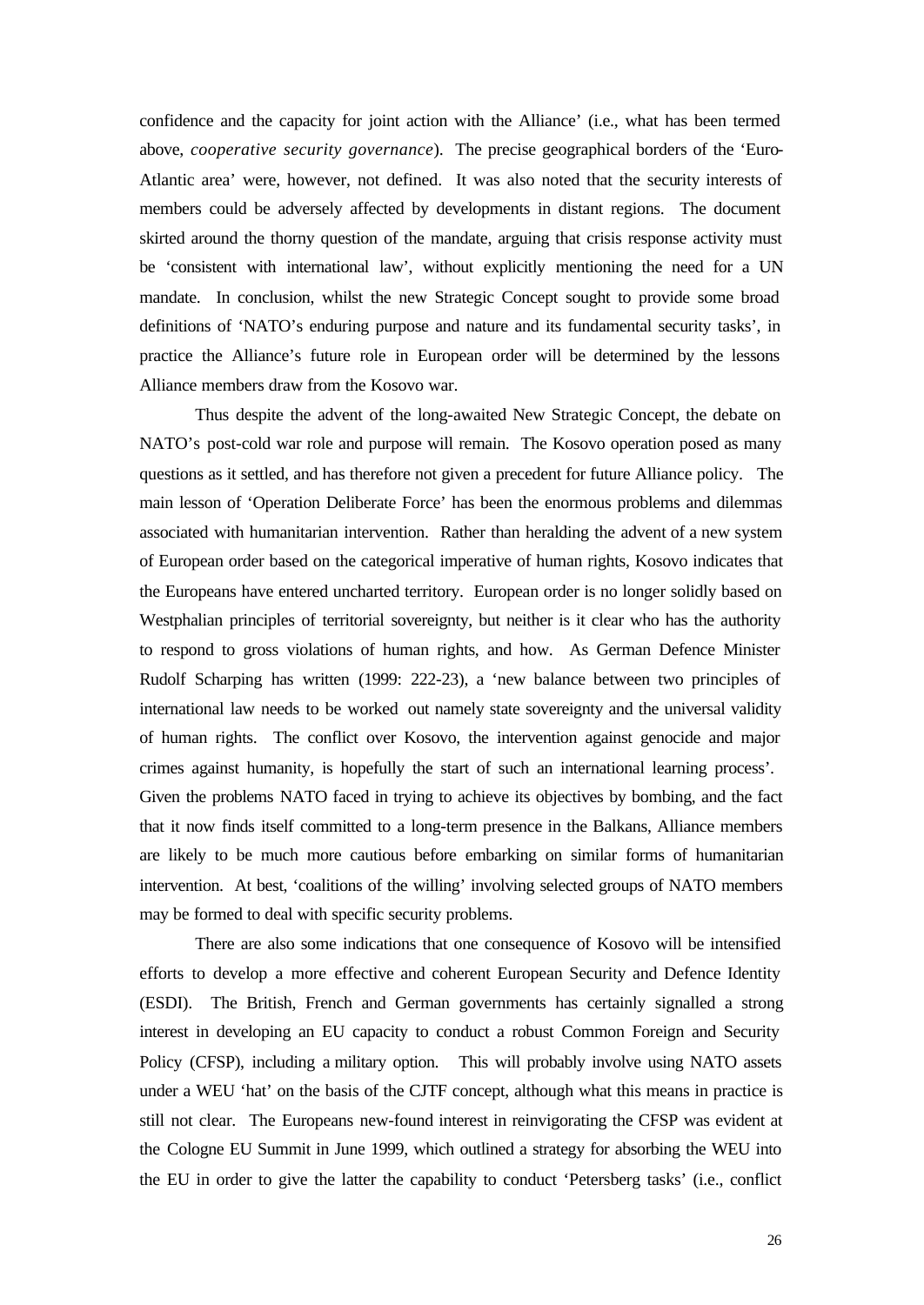confidence and the capacity for joint action with the Alliance' (i.e., what has been termed above, *cooperative security governance*). The precise geographical borders of the 'Euro-Atlantic area' were, however, not defined. It was also noted that the security interests of members could be adversely affected by developments in distant regions. The document skirted around the thorny question of the mandate, arguing that crisis response activity must be 'consistent with international law', without explicitly mentioning the need for a UN mandate. In conclusion, whilst the new Strategic Concept sought to provide some broad definitions of 'NATO's enduring purpose and nature and its fundamental security tasks', in practice the Alliance's future role in European order will be determined by the lessons Alliance members draw from the Kosovo war.

Thus despite the advent of the long-awaited New Strategic Concept, the debate on NATO's post-cold war role and purpose will remain. The Kosovo operation posed as many questions as it settled, and has therefore not given a precedent for future Alliance policy. The main lesson of 'Operation Deliberate Force' has been the enormous problems and dilemmas associated with humanitarian intervention. Rather than heralding the advent of a new system of European order based on the categorical imperative of human rights, Kosovo indicates that the Europeans have entered uncharted territory. European order is no longer solidly based on Westphalian principles of territorial sovereignty, but neither is it clear who has the authority to respond to gross violations of human rights, and how. As German Defence Minister Rudolf Scharping has written (1999: 222-23), a 'new balance between two principles of international law needs to be worked out namely state sovereignty and the universal validity of human rights. The conflict over Kosovo, the intervention against genocide and major crimes against humanity, is hopefully the start of such an international learning process'. Given the problems NATO faced in trying to achieve its objectives by bombing, and the fact that it now finds itself committed to a long-term presence in the Balkans, Alliance members are likely to be much more cautious before embarking on similar forms of humanitarian intervention. At best, 'coalitions of the willing' involving selected groups of NATO members may be formed to deal with specific security problems.

There are also some indications that one consequence of Kosovo will be intensified efforts to develop a more effective and coherent European Security and Defence Identity (ESDI). The British, French and German governments has certainly signalled a strong interest in developing an EU capacity to conduct a robust Common Foreign and Security Policy (CFSP), including a military option. This will probably involve using NATO assets under a WEU 'hat' on the basis of the CJTF concept, although what this means in practice is still not clear. The Europeans new-found interest in reinvigorating the CFSP was evident at the Cologne EU Summit in June 1999, which outlined a strategy for absorbing the WEU into the EU in order to give the latter the capability to conduct 'Petersberg tasks' (i.e., conflict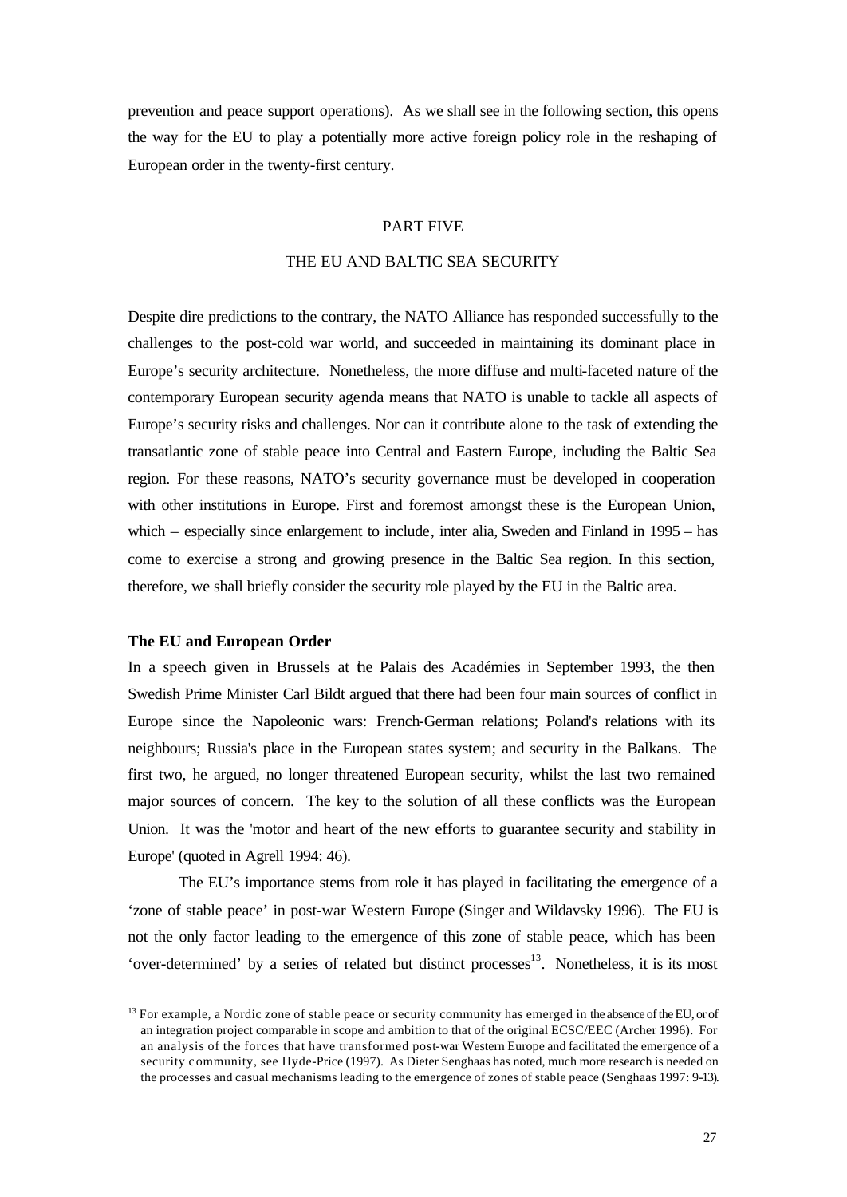prevention and peace support operations). As we shall see in the following section, this opens the way for the EU to play a potentially more active foreign policy role in the reshaping of European order in the twenty-first century.

## PART FIVE

## THE EU AND BALTIC SEA SECURITY

Despite dire predictions to the contrary, the NATO Alliance has responded successfully to the challenges to the post-cold war world, and succeeded in maintaining its dominant place in Europe's security architecture. Nonetheless, the more diffuse and multi-faceted nature of the contemporary European security agenda means that NATO is unable to tackle all aspects of Europe's security risks and challenges. Nor can it contribute alone to the task of extending the transatlantic zone of stable peace into Central and Eastern Europe, including the Baltic Sea region. For these reasons, NATO's security governance must be developed in cooperation with other institutions in Europe. First and foremost amongst these is the European Union, which – especially since enlargement to include, inter alia, Sweden and Finland in 1995 – has come to exercise a strong and growing presence in the Baltic Sea region. In this section, therefore, we shall briefly consider the security role played by the EU in the Baltic area.

**The EU and European Order**

In a speech given in Brussels at the Palais des Académies in September 1993, the then Swedish Prime Minister Carl Bildt argued that there had been four main sources of conflict in Europe since the Napoleonic wars: French-German relations; Poland's relations with its neighbours; Russia's place in the European states system; and security in the Balkans. The first two, he argued, no longer threatened European security, whilst the last two remained major sources of concern. The key to the solution of all these conflicts was the European Union. It was the 'motor and heart of the new efforts to guarantee security and stability in Europe' (quoted in Agrell 1994: 46).

The EU's importance stems from role it has played in facilitating the emergence of a 'zone of stable peace' in post-war Western Europe (Singer and Wildavsky 1996). The EU is not the only factor leading to the emergence of this zone of stable peace, which has been 'over-determined' by a series of related but distinct processes[13]. Nonetheless, it is its most

[13] For example, a Nordic zone of stable peace or security community has emerged in the absence of the EU, or of an integration project comparable in scope and ambition to that of the original ECSC/EEC (Archer 1996). For an analysis of the forces that have transformed post-war Western Europe and facilitated the emergence of a security community, see Hyde-Price (1997). As Dieter Senghaas has noted, much more research is needed on the processes and casual mechanisms leading to the emergence of zones of stable peace (Senghaas 1997: 9-13).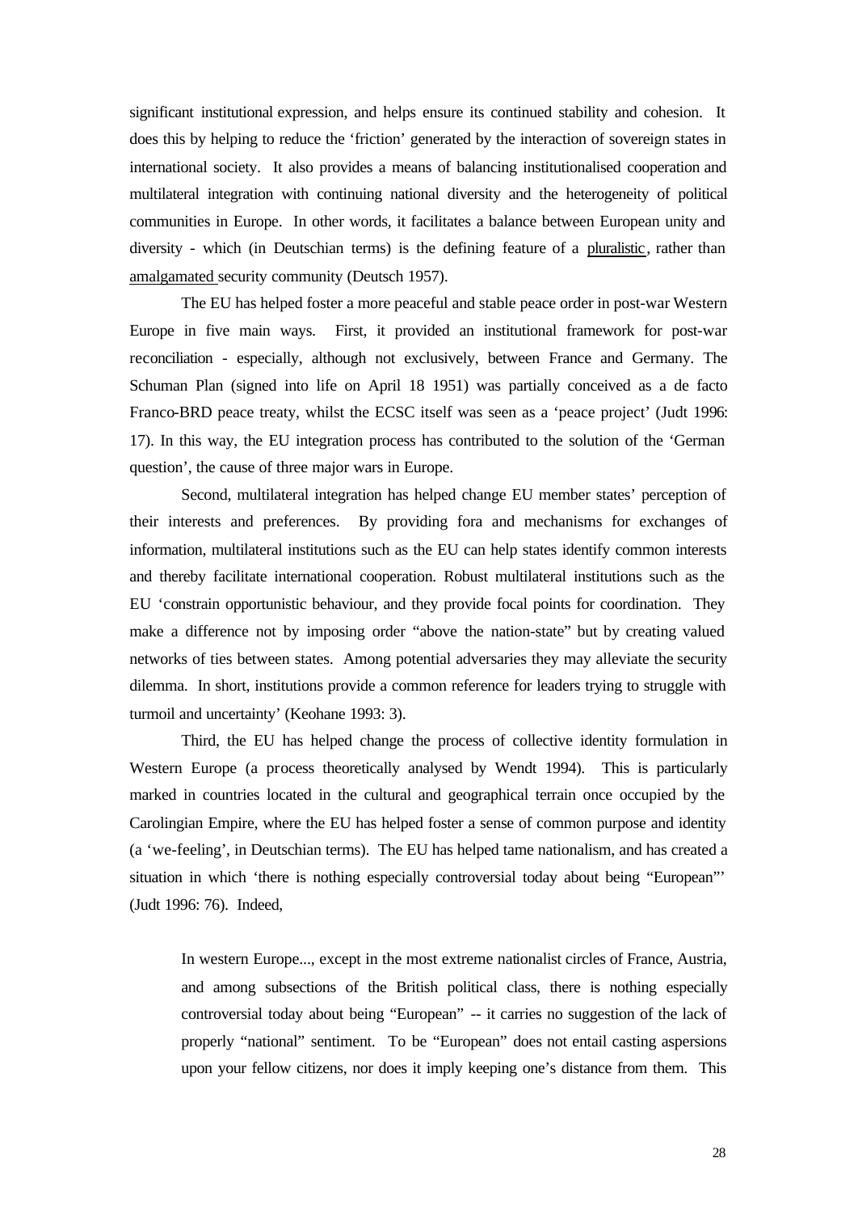significant institutional expression, and helps ensure its continued stability and cohesion. It does this by helping to reduce the 'friction' generated by the interaction of sovereign states in international society. It also provides a means of balancing institutionalised cooperation and multilateral integration with continuing national diversity and the heterogeneity of political communities in Europe. In other words, it facilitates a balance between European unity and diversity - which (in Deutschian terms) is the defining feature of a <u>pluralistic</u>, rather than <u>amalgamated</u> security community (Deutsch 1957).

The EU has helped foster a more peaceful and stable peace order in post-war Western Europe in five main ways. First, it provided an institutional framework for post-war reconciliation - especially, although not exclusively, between France and Germany. The Schuman Plan (signed into life on April 18 1951) was partially conceived as a de facto Franco-BRD peace treaty, whilst the ECSC itself was seen as a 'peace project' (Judt 1996: 17). In this way, the EU integration process has contributed to the solution of the 'German question', the cause of three major wars in Europe.

Second, multilateral integration has helped change EU member states' perception of their interests and preferences. By providing fora and mechanisms for exchanges of information, multilateral institutions such as the EU can help states identify common interests and thereby facilitate international cooperation. Robust multilateral institutions such as the EU 'constrain opportunistic behaviour, and they provide focal points for coordination. They make a difference not by imposing order "above the nation-state" but by creating valued networks of ties between states. Among potential adversaries they may alleviate the security dilemma. In short, institutions provide a common reference for leaders trying to struggle with turmoil and uncertainty' (Keohane 1993: 3).

Third, the EU has helped change the process of collective identity formulation in Western Europe (a process theoretically analysed by Wendt 1994). This is particularly marked in countries located in the cultural and geographical terrain once occupied by the Carolingian Empire, where the EU has helped foster a sense of common purpose and identity (a 'we-feeling', in Deutschian terms). The EU has helped tame nationalism, and has created a situation in which 'there is nothing especially controversial today about being "European"' (Judt 1996: 76). Indeed,

> In western Europe..., except in the most extreme nationalist circles of France, Austria, and among subsections of the British political class, there is nothing especially controversial today about being "European" -- it carries no suggestion of the lack of properly "national" sentiment. To be "European" does not entail casting aspersions upon your fellow citizens, nor does it imply keeping one's distance from them. This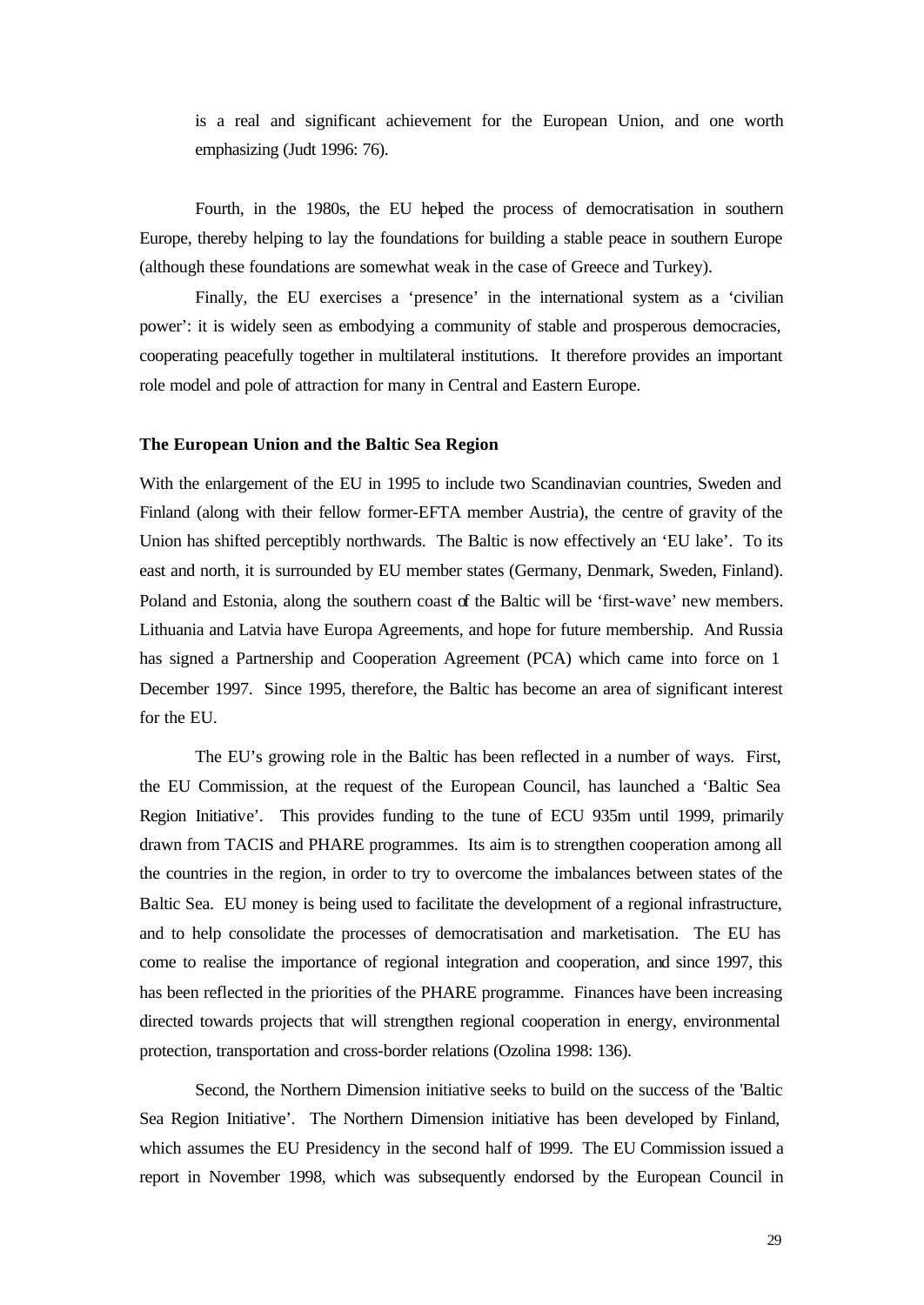is a real and significant achievement for the European Union, and one worth emphasizing (Judt 1996: 76).

Fourth, in the 1980s, the EU helped the process of democratisation in southern Europe, thereby helping to lay the foundations for building a stable peace in southern Europe (although these foundations are somewhat weak in the case of Greece and Turkey).

Finally, the EU exercises a 'presence' in the international system as a 'civilian power': it is widely seen as embodying a community of stable and prosperous democracies, cooperating peacefully together in multilateral institutions. It therefore provides an important role model and pole of attraction for many in Central and Eastern Europe.

**The European Union and the Baltic Sea Region**

With the enlargement of the EU in 1995 to include two Scandinavian countries, Sweden and Finland (along with their fellow former-EFTA member Austria), the centre of gravity of the Union has shifted perceptibly northwards. The Baltic is now effectively an 'EU lake'. To its east and north, it is surrounded by EU member states (Germany, Denmark, Sweden, Finland). Poland and Estonia, along the southern coast of the Baltic will be 'first-wave' new members. Lithuania and Latvia have Europa Agreements, and hope for future membership. And Russia has signed a Partnership and Cooperation Agreement (PCA) which came into force on 1 December 1997. Since 1995, therefore, the Baltic has become an area of significant interest for the EU.

The EU's growing role in the Baltic has been reflected in a number of ways. First, the EU Commission, at the request of the European Council, has launched a 'Baltic Sea Region Initiative'. This provides funding to the tune of ECU 935m until 1999, primarily drawn from TACIS and PHARE programmes. Its aim is to strengthen cooperation among all the countries in the region, in order to try to overcome the imbalances between states of the Baltic Sea. EU money is being used to facilitate the development of a regional infrastructure, and to help consolidate the processes of democratisation and marketisation. The EU has come to realise the importance of regional integration and cooperation, and since 1997, this has been reflected in the priorities of the PHARE programme. Finances have been increasing directed towards projects that will strengthen regional cooperation in energy, environmental protection, transportation and cross-border relations (Ozolina 1998: 136).

Second, the Northern Dimension initiative seeks to build on the success of the 'Baltic Sea Region Initiative'. The Northern Dimension initiative has been developed by Finland, which assumes the EU Presidency in the second half of 1999. The EU Commission issued a report in November 1998, which was subsequently endorsed by the European Council in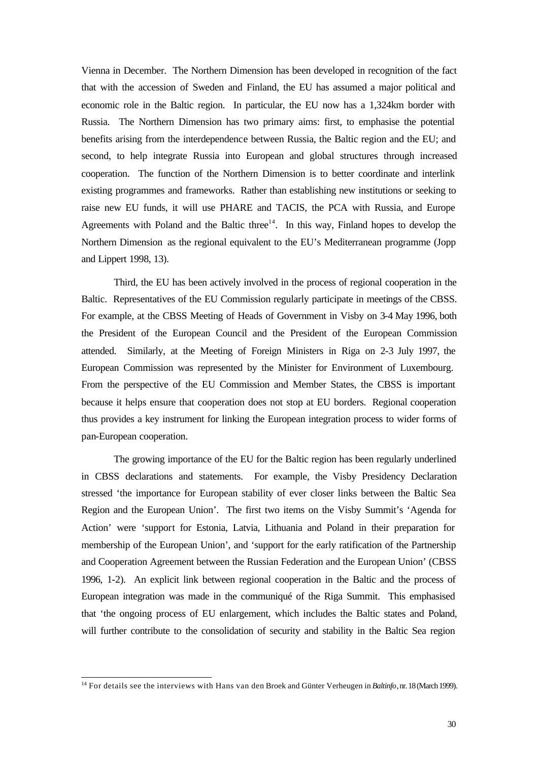Vienna in December. The Northern Dimension has been developed in recognition of the fact that with the accession of Sweden and Finland, the EU has assumed a major political and economic role in the Baltic region. In particular, the EU now has a 1,324km border with Russia. The Northern Dimension has two primary aims: first, to emphasise the potential benefits arising from the interdependence between Russia, the Baltic region and the EU; and second, to help integrate Russia into European and global structures through increased cooperation. The function of the Northern Dimension is to better coordinate and interlink existing programmes and frameworks. Rather than establishing new institutions or seeking to raise new EU funds, it will use PHARE and TACIS, the PCA with Russia, and Europe Agreements with Poland and the Baltic three[14]. In this way, Finland hopes to develop the Northern Dimension as the regional equivalent to the EU's Mediterranean programme (Jopp and Lippert 1998, 13).

Third, the EU has been actively involved in the process of regional cooperation in the Baltic. Representatives of the EU Commission regularly participate in meetings of the CBSS. For example, at the CBSS Meeting of Heads of Government in Visby on 3-4 May 1996, both the President of the European Council and the President of the European Commission attended. Similarly, at the Meeting of Foreign Ministers in Riga on 2-3 July 1997, the European Commission was represented by the Minister for Environment of Luxembourg. From the perspective of the EU Commission and Member States, the CBSS is important because it helps ensure that cooperation does not stop at EU borders. Regional cooperation thus provides a key instrument for linking the European integration process to wider forms of pan-European cooperation.

The growing importance of the EU for the Baltic region has been regularly underlined in CBSS declarations and statements. For example, the Visby Presidency Declaration stressed 'the importance for European stability of ever closer links between the Baltic Sea Region and the European Union'. The first two items on the Visby Summit's 'Agenda for Action' were 'support for Estonia, Latvia, Lithuania and Poland in their preparation for membership of the European Union', and 'support for the early ratification of the Partnership and Cooperation Agreement between the Russian Federation and the European Union' (CBSS 1996, 1-2). An explicit link between regional cooperation in the Baltic and the process of European integration was made in the communiqué of the Riga Summit. This emphasised that 'the ongoing process of EU enlargement, which includes the Baltic states and Poland, will further contribute to the consolidation of security and stability in the Baltic Sea region

[14] For details see the interviews with Hans van den Broek and Günter Verheugen in *Baltinfo*, nr. 18 (March 1999).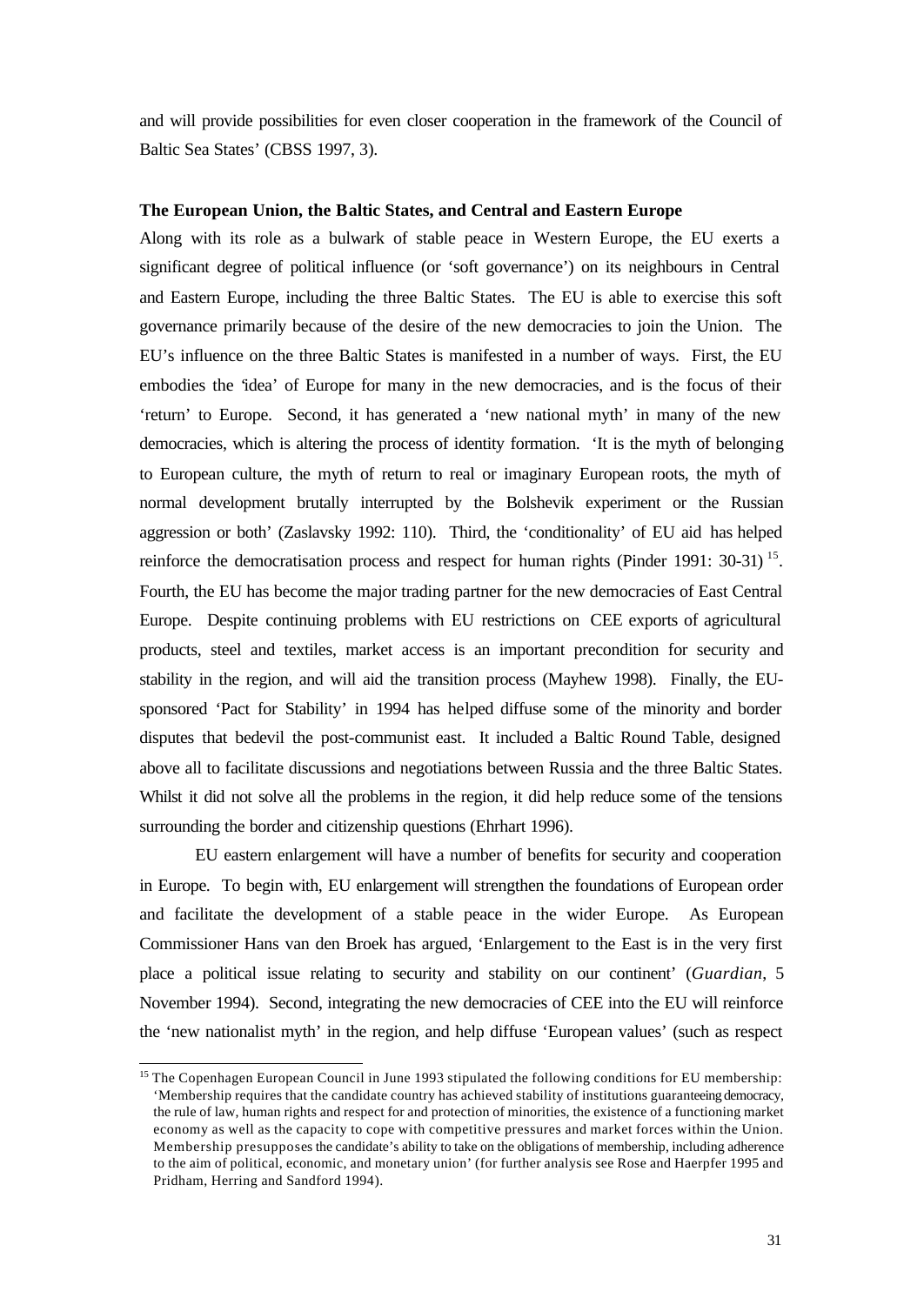and will provide possibilities for even closer cooperation in the framework of the Council of Baltic Sea States' (CBSS 1997, 3).

**The European Union, the Baltic States, and Central and Eastern Europe**

Along with its role as a bulwark of stable peace in Western Europe, the EU exerts a significant degree of political influence (or 'soft governance') on its neighbours in Central and Eastern Europe, including the three Baltic States. The EU is able to exercise this soft governance primarily because of the desire of the new democracies to join the Union. The EU's influence on the three Baltic States is manifested in a number of ways. First, the EU embodies the 'idea' of Europe for many in the new democracies, and is the focus of their 'return' to Europe. Second, it has generated a 'new national myth' in many of the new democracies, which is altering the process of identity formation. 'It is the myth of belonging to European culture, the myth of return to real or imaginary European roots, the myth of normal development brutally interrupted by the Bolshevik experiment or the Russian aggression or both' (Zaslavsky 1992: 110). Third, the 'conditionality' of EU aid has helped reinforce the democratisation process and respect for human rights (Pinder 1991: 30-31) [15]. Fourth, the EU has become the major trading partner for the new democracies of East Central Europe. Despite continuing problems with EU restrictions on CEE exports of agricultural products, steel and textiles, market access is an important precondition for security and stability in the region, and will aid the transition process (Mayhew 1998). Finally, the EU-sponsored 'Pact for Stability' in 1994 has helped diffuse some of the minority and border disputes that bedevil the post-communist east. It included a Baltic Round Table, designed above all to facilitate discussions and negotiations between Russia and the three Baltic States. Whilst it did not solve all the problems in the region, it did help reduce some of the tensions surrounding the border and citizenship questions (Ehrhart 1996).

EU eastern enlargement will have a number of benefits for security and cooperation in Europe. To begin with, EU enlargement will strengthen the foundations of European order and facilitate the development of a stable peace in the wider Europe. As European Commissioner Hans van den Broek has argued, 'Enlargement to the East is in the very first place a political issue relating to security and stability on our continent' (*Guardian*, 5 November 1994). Second, integrating the new democracies of CEE into the EU will reinforce the 'new nationalist myth' in the region, and help diffuse 'European values' (such as respect

---

[15] The Copenhagen European Council in June 1993 stipulated the following conditions for EU membership: 'Membership requires that the candidate country has achieved stability of institutions guaranteeing democracy, the rule of law, human rights and respect for and protection of minorities, the existence of a functioning market economy as well as the capacity to cope with competitive pressures and market forces within the Union. Membership presupposes the candidate's ability to take on the obligations of membership, including adherence to the aim of political, economic, and monetary union' (for further analysis see Rose and Haerpfer 1995 and Pridham, Herring and Sandford 1994).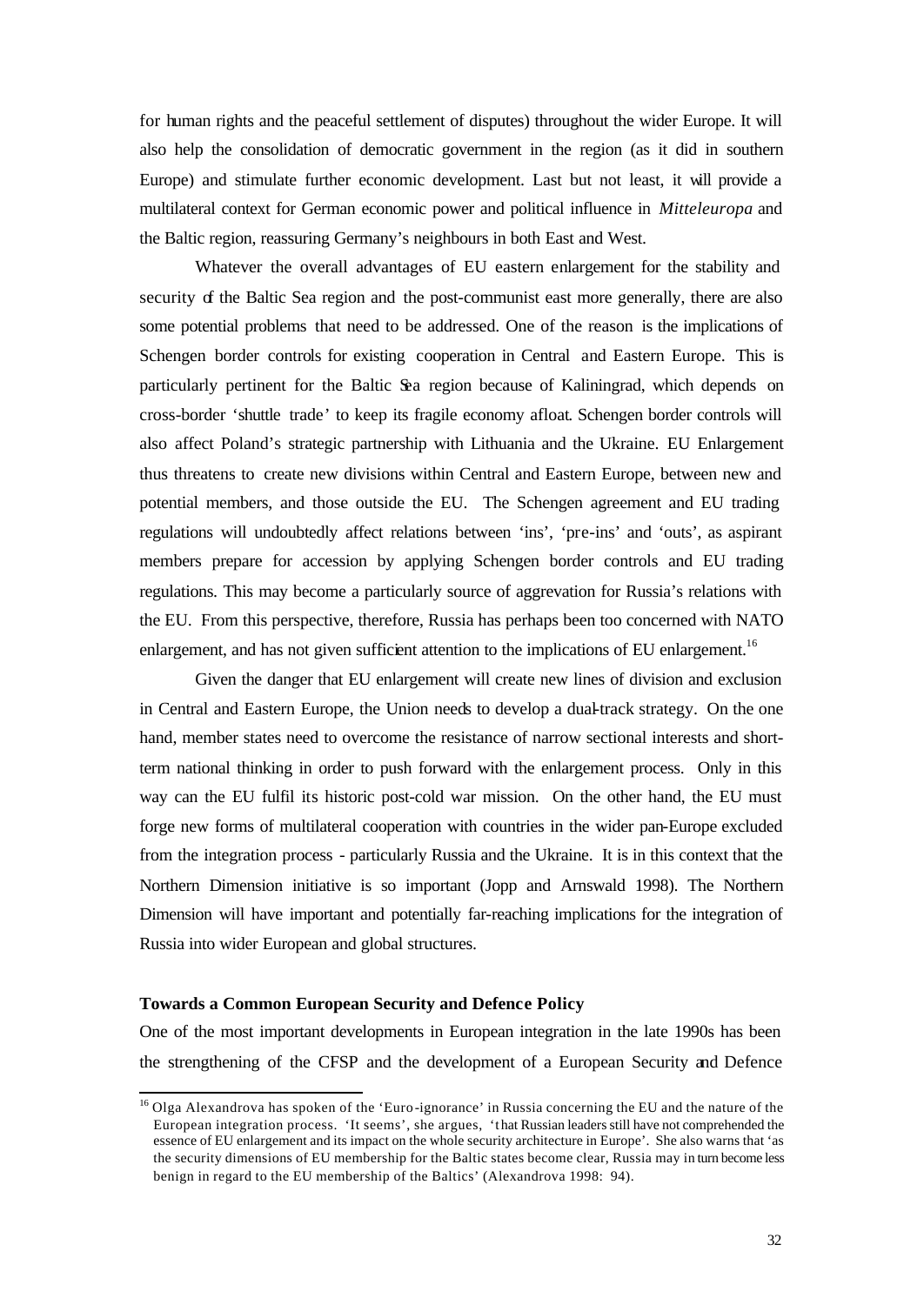for human rights and the peaceful settlement of disputes) throughout the wider Europe. It will also help the consolidation of democratic government in the region (as it did in southern Europe) and stimulate further economic development. Last but not least, it will provide a multilateral context for German economic power and political influence in *Mitteleuropa* and the Baltic region, reassuring Germany's neighbours in both East and West.

Whatever the overall advantages of EU eastern enlargement for the stability and security of the Baltic Sea region and the post-communist east more generally, there are also some potential problems that need to be addressed. One of the reason is the implications of Schengen border controls for existing cooperation in Central and Eastern Europe. This is particularly pertinent for the Baltic Sea region because of Kaliningrad, which depends on cross-border 'shuttle trade' to keep its fragile economy afloat. Schengen border controls will also affect Poland's strategic partnership with Lithuania and the Ukraine. EU Enlargement thus threatens to create new divisions within Central and Eastern Europe, between new and potential members, and those outside the EU. The Schengen agreement and EU trading regulations will undoubtedly affect relations between 'ins', 'pre-ins' and 'outs', as aspirant members prepare for accession by applying Schengen border controls and EU trading regulations. This may become a particularly source of aggrevation for Russia's relations with the EU. From this perspective, therefore, Russia has perhaps been too concerned with NATO enlargement, and has not given sufficient attention to the implications of EU enlargement.[16]

Given the danger that EU enlargement will create new lines of division and exclusion in Central and Eastern Europe, the Union needs to develop a dual-track strategy. On the one hand, member states need to overcome the resistance of narrow sectional interests and short-term national thinking in order to push forward with the enlargement process. Only in this way can the EU fulfil its historic post-cold war mission. On the other hand, the EU must forge new forms of multilateral cooperation with countries in the wider pan-Europe excluded from the integration process - particularly Russia and the Ukraine. It is in this context that the Northern Dimension initiative is so important (Jopp and Arnswald 1998). The Northern Dimension will have important and potentially far-reaching implications for the integration of Russia into wider European and global structures.

**Towards a Common European Security and Defence Policy**

One of the most important developments in European integration in the late 1990s has been the strengthening of the CFSP and the development of a European Security and Defence

[16] Olga Alexandrova has spoken of the 'Euro-ignorance' in Russia concerning the EU and the nature of the European integration process. 'It seems', she argues, 'that Russian leaders still have not comprehended the essence of EU enlargement and its impact on the whole security architecture in Europe'. She also warns that 'as the security dimensions of EU membership for the Baltic states become clear, Russia may in turn become less benign in regard to the EU membership of the Baltics' (Alexandrova 1998: 94).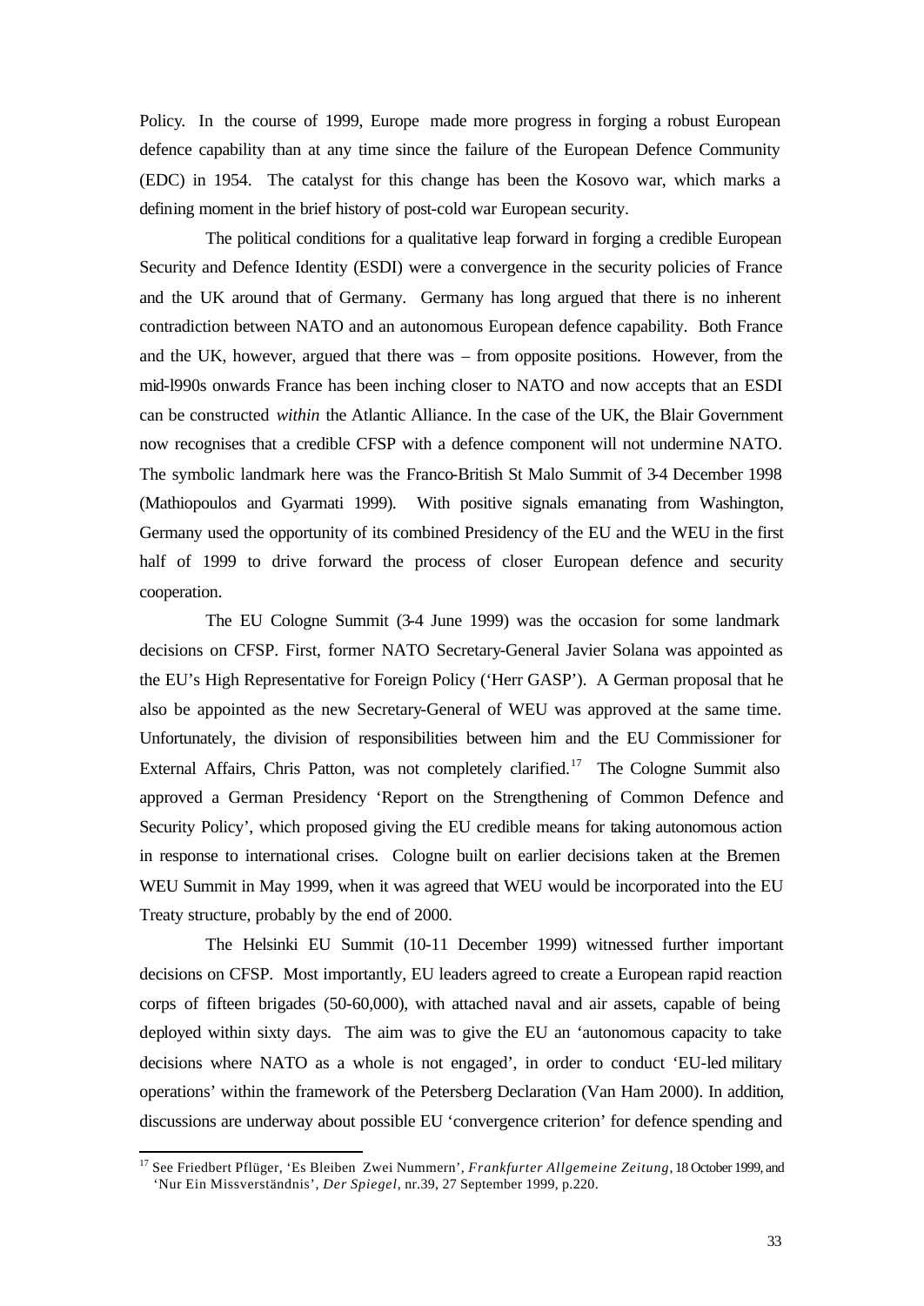Policy. In the course of 1999, Europe made more progress in forging a robust European defence capability than at any time since the failure of the European Defence Community (EDC) in 1954. The catalyst for this change has been the Kosovo war, which marks a defining moment in the brief history of post-cold war European security.

The political conditions for a qualitative leap forward in forging a credible European Security and Defence Identity (ESDI) were a convergence in the security policies of France and the UK around that of Germany. Germany has long argued that there is no inherent contradiction between NATO and an autonomous European defence capability. Both France and the UK, however, argued that there was – from opposite positions. However, from the mid-l990s onwards France has been inching closer to NATO and now accepts that an ESDI can be constructed *within* the Atlantic Alliance. In the case of the UK, the Blair Government now recognises that a credible CFSP with a defence component will not undermine NATO. The symbolic landmark here was the Franco-British St Malo Summit of 3-4 December 1998 (Mathiopoulos and Gyarmati 1999). With positive signals emanating from Washington, Germany used the opportunity of its combined Presidency of the EU and the WEU in the first half of 1999 to drive forward the process of closer European defence and security cooperation.

The EU Cologne Summit (3-4 June 1999) was the occasion for some landmark decisions on CFSP. First, former NATO Secretary-General Javier Solana was appointed as the EU's High Representative for Foreign Policy ('Herr GASP'). A German proposal that he also be appointed as the new Secretary-General of WEU was approved at the same time. Unfortunately, the division of responsibilities between him and the EU Commissioner for External Affairs, Chris Patton, was not completely clarified.[17] The Cologne Summit also approved a German Presidency 'Report on the Strengthening of Common Defence and Security Policy', which proposed giving the EU credible means for taking autonomous action in response to international crises. Cologne built on earlier decisions taken at the Bremen WEU Summit in May 1999, when it was agreed that WEU would be incorporated into the EU Treaty structure, probably by the end of 2000.

The Helsinki EU Summit (10-11 December 1999) witnessed further important decisions on CFSP. Most importantly, EU leaders agreed to create a European rapid reaction corps of fifteen brigades (50-60,000), with attached naval and air assets, capable of being deployed within sixty days. The aim was to give the EU an 'autonomous capacity to take decisions where NATO as a whole is not engaged', in order to conduct 'EU-led military operations' within the framework of the Petersberg Declaration (Van Ham 2000). In addition, discussions are underway about possible EU 'convergence criterion' for defence spending and

---

[17] See Friedbert Pflüger, 'Es Bleiben Zwei Nummern', *Frankfurter Allgemeine Zeitung*, 18 October 1999, and 'Nur Ein Missverständnis', *Der Spiegel*, nr.39, 27 September 1999, p.220.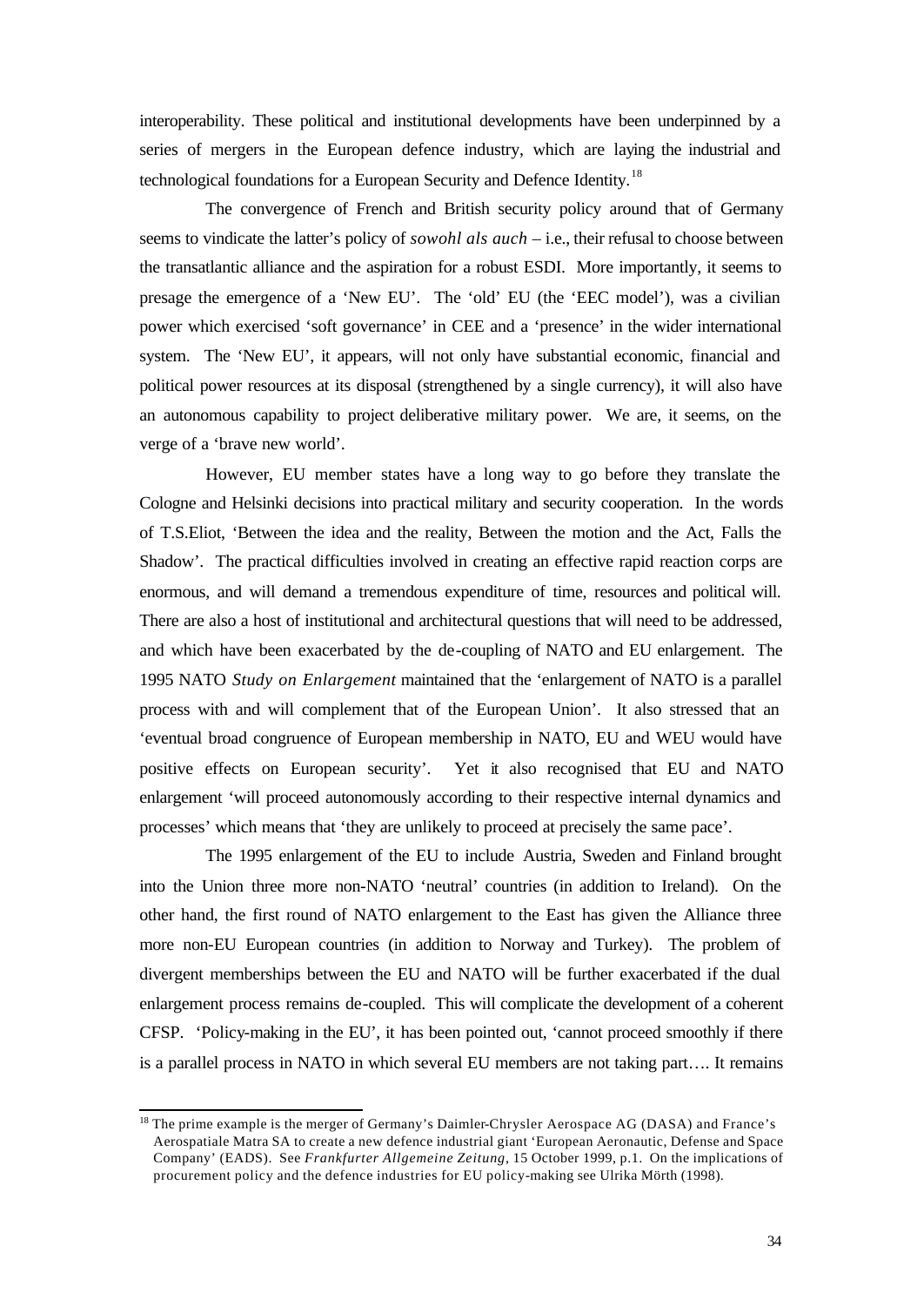interoperability. These political and institutional developments have been underpinned by a series of mergers in the European defence industry, which are laying the industrial and technological foundations for a European Security and Defence Identity.[18]

The convergence of French and British security policy around that of Germany seems to vindicate the latter's policy of *sowohl als auch* – i.e., their refusal to choose between the transatlantic alliance and the aspiration for a robust ESDI. More importantly, it seems to presage the emergence of a 'New EU'. The 'old' EU (the 'EEC model'), was a civilian power which exercised 'soft governance' in CEE and a 'presence' in the wider international system. The 'New EU', it appears, will not only have substantial economic, financial and political power resources at its disposal (strengthened by a single currency), it will also have an autonomous capability to project deliberative military power. We are, it seems, on the verge of a 'brave new world'.

However, EU member states have a long way to go before they translate the Cologne and Helsinki decisions into practical military and security cooperation. In the words of T.S.Eliot, 'Between the idea and the reality, Between the motion and the Act, Falls the Shadow'. The practical difficulties involved in creating an effective rapid reaction corps are enormous, and will demand a tremendous expenditure of time, resources and political will. There are also a host of institutional and architectural questions that will need to be addressed, and which have been exacerbated by the de-coupling of NATO and EU enlargement. The 1995 NATO *Study on Enlargement* maintained that the 'enlargement of NATO is a parallel process with and will complement that of the European Union'. It also stressed that an 'eventual broad congruence of European membership in NATO, EU and WEU would have positive effects on European security'. Yet it also recognised that EU and NATO enlargement 'will proceed autonomously according to their respective internal dynamics and processes' which means that 'they are unlikely to proceed at precisely the same pace'.

The 1995 enlargement of the EU to include Austria, Sweden and Finland brought into the Union three more non-NATO 'neutral' countries (in addition to Ireland). On the other hand, the first round of NATO enlargement to the East has given the Alliance three more non-EU European countries (in addition to Norway and Turkey). The problem of divergent memberships between the EU and NATO will be further exacerbated if the dual enlargement process remains de-coupled. This will complicate the development of a coherent CFSP. 'Policy-making in the EU', it has been pointed out, 'cannot proceed smoothly if there is a parallel process in NATO in which several EU members are not taking part…. It remains

[18] The prime example is the merger of Germany's Daimler-Chrysler Aerospace AG (DASA) and France's Aerospatiale Matra SA to create a new defence industrial giant 'European Aeronautic, Defense and Space Company' (EADS). See *Frankfurter Allgemeine Zeitung*, 15 October 1999, p.1. On the implications of procurement policy and the defence industries for EU policy-making see Ulrika Mörth (1998).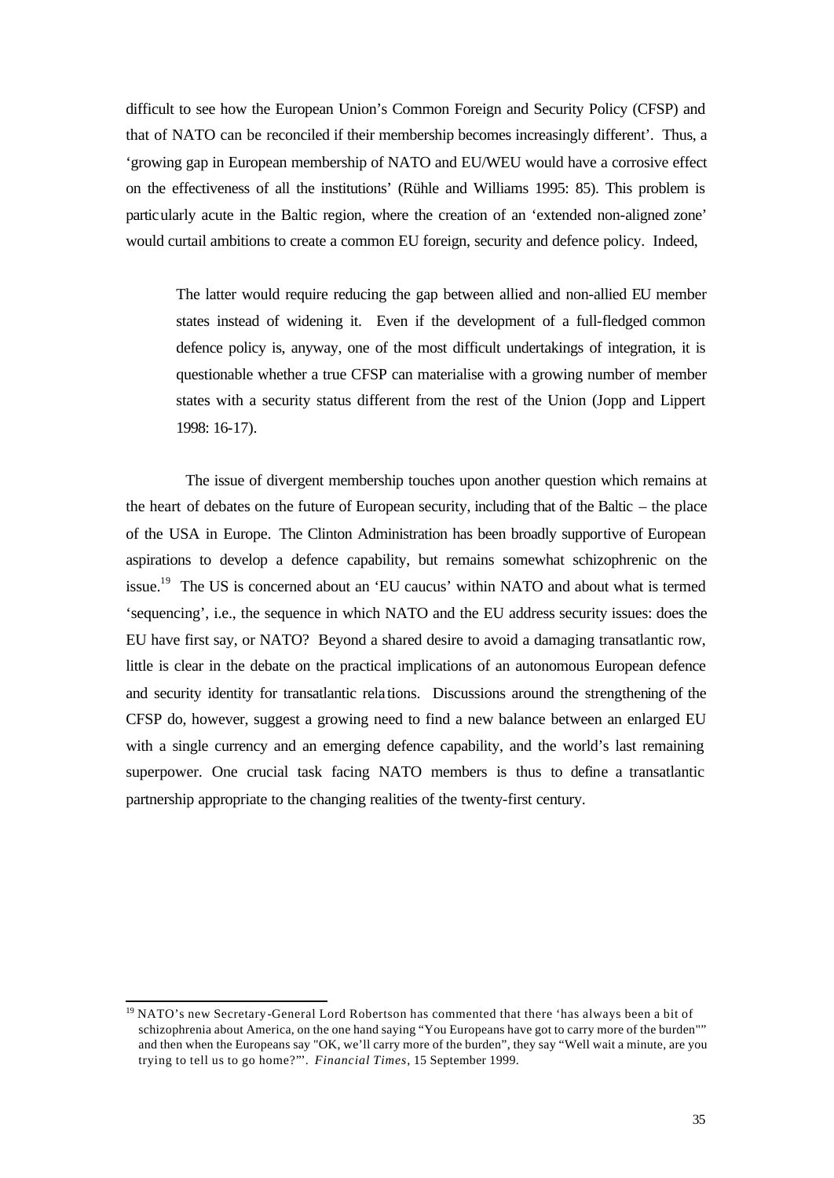difficult to see how the European Union's Common Foreign and Security Policy (CFSP) and that of NATO can be reconciled if their membership becomes increasingly different'. Thus, a 'growing gap in European membership of NATO and EU/WEU would have a corrosive effect on the effectiveness of all the institutions' (Rühle and Williams 1995: 85). This problem is particularly acute in the Baltic region, where the creation of an 'extended non-aligned zone' would curtail ambitions to create a common EU foreign, security and defence policy. Indeed,

> The latter would require reducing the gap between allied and non-allied EU member states instead of widening it. Even if the development of a full-fledged common defence policy is, anyway, one of the most difficult undertakings of integration, it is questionable whether a true CFSP can materialise with a growing number of member states with a security status different from the rest of the Union (Jopp and Lippert 1998: 16-17).

The issue of divergent membership touches upon another question which remains at the heart of debates on the future of European security, including that of the Baltic – the place of the USA in Europe. The Clinton Administration has been broadly supportive of European aspirations to develop a defence capability, but remains somewhat schizophrenic on the issue.[19] The US is concerned about an 'EU caucus' within NATO and about what is termed 'sequencing', i.e., the sequence in which NATO and the EU address security issues: does the EU have first say, or NATO? Beyond a shared desire to avoid a damaging transatlantic row, little is clear in the debate on the practical implications of an autonomous European defence and security identity for transatlantic relations. Discussions around the strengthening of the CFSP do, however, suggest a growing need to find a new balance between an enlarged EU with a single currency and an emerging defence capability, and the world's last remaining superpower. One crucial task facing NATO members is thus to define a transatlantic partnership appropriate to the changing realities of the twenty-first century.

---

[19] NATO's new Secretary-General Lord Robertson has commented that there 'has always been a bit of schizophrenia about America, on the one hand saying "You Europeans have got to carry more of the burden"" and then when the Europeans say "OK, we'll carry more of the burden", they say "Well wait a minute, are you trying to tell us to go home?"'. *Financial Times*, 15 September 1999.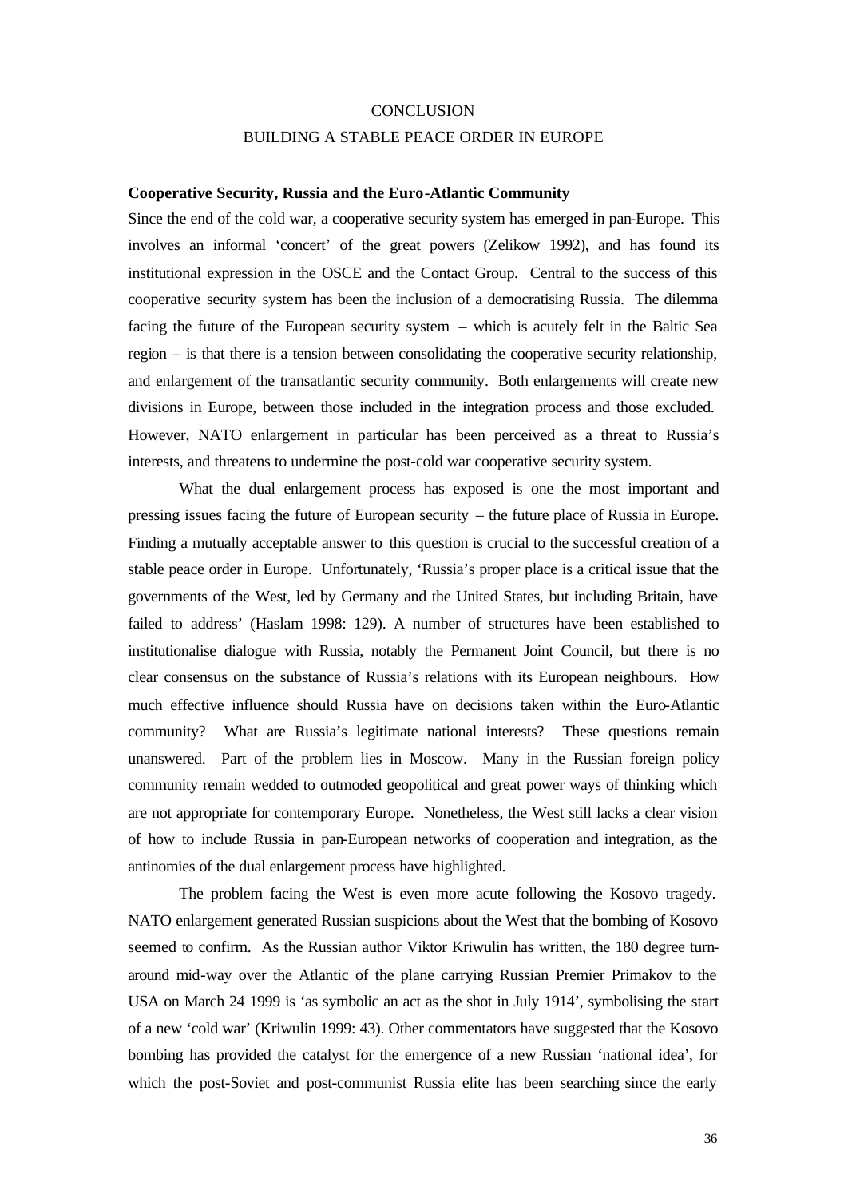# CONCLUSION

# BUILDING A STABLE PEACE ORDER IN EUROPE

**Cooperative Security, Russia and the Euro-Atlantic Community**

Since the end of the cold war, a cooperative security system has emerged in pan-Europe. This involves an informal 'concert' of the great powers (Zelikow 1992), and has found its institutional expression in the OSCE and the Contact Group. Central to the success of this cooperative security system has been the inclusion of a democratising Russia. The dilemma facing the future of the European security system – which is acutely felt in the Baltic Sea region – is that there is a tension between consolidating the cooperative security relationship, and enlargement of the transatlantic security community. Both enlargements will create new divisions in Europe, between those included in the integration process and those excluded. However, NATO enlargement in particular has been perceived as a threat to Russia's interests, and threatens to undermine the post-cold war cooperative security system.

What the dual enlargement process has exposed is one the most important and pressing issues facing the future of European security – the future place of Russia in Europe. Finding a mutually acceptable answer to this question is crucial to the successful creation of a stable peace order in Europe. Unfortunately, 'Russia's proper place is a critical issue that the governments of the West, led by Germany and the United States, but including Britain, have failed to address' (Haslam 1998: 129). A number of structures have been established to institutionalise dialogue with Russia, notably the Permanent Joint Council, but there is no clear consensus on the substance of Russia's relations with its European neighbours. How much effective influence should Russia have on decisions taken within the Euro-Atlantic community? What are Russia's legitimate national interests? These questions remain unanswered. Part of the problem lies in Moscow. Many in the Russian foreign policy community remain wedded to outmoded geopolitical and great power ways of thinking which are not appropriate for contemporary Europe. Nonetheless, the West still lacks a clear vision of how to include Russia in pan-European networks of cooperation and integration, as the antinomies of the dual enlargement process have highlighted.

The problem facing the West is even more acute following the Kosovo tragedy. NATO enlargement generated Russian suspicions about the West that the bombing of Kosovo seemed to confirm. As the Russian author Viktor Kriwulin has written, the 180 degree turn-around mid-way over the Atlantic of the plane carrying Russian Premier Primakov to the USA on March 24 1999 is 'as symbolic an act as the shot in July 1914', symbolising the start of a new 'cold war' (Kriwulin 1999: 43). Other commentators have suggested that the Kosovo bombing has provided the catalyst for the emergence of a new Russian 'national idea', for which the post-Soviet and post-communist Russia elite has been searching since the early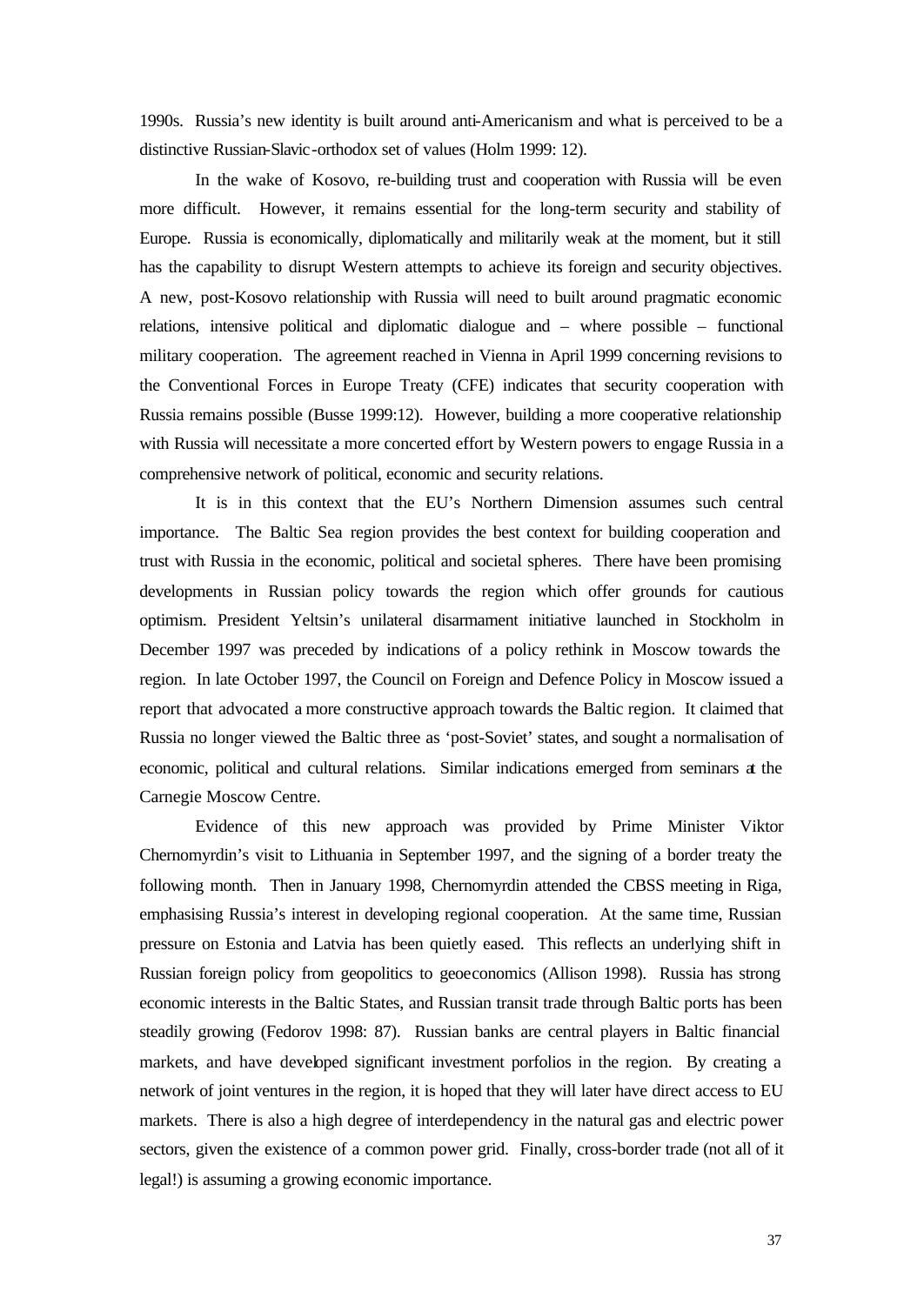1990s. Russia's new identity is built around anti-Americanism and what is perceived to be a distinctive Russian-Slavic-orthodox set of values (Holm 1999: 12).

In the wake of Kosovo, re-building trust and cooperation with Russia will be even more difficult. However, it remains essential for the long-term security and stability of Europe. Russia is economically, diplomatically and militarily weak at the moment, but it still has the capability to disrupt Western attempts to achieve its foreign and security objectives. A new, post-Kosovo relationship with Russia will need to built around pragmatic economic relations, intensive political and diplomatic dialogue and – where possible – functional military cooperation. The agreement reached in Vienna in April 1999 concerning revisions to the Conventional Forces in Europe Treaty (CFE) indicates that security cooperation with Russia remains possible (Busse 1999:12). However, building a more cooperative relationship with Russia will necessitate a more concerted effort by Western powers to engage Russia in a comprehensive network of political, economic and security relations.

It is in this context that the EU's Northern Dimension assumes such central importance. The Baltic Sea region provides the best context for building cooperation and trust with Russia in the economic, political and societal spheres. There have been promising developments in Russian policy towards the region which offer grounds for cautious optimism. President Yeltsin's unilateral disarmament initiative launched in Stockholm in December 1997 was preceded by indications of a policy rethink in Moscow towards the region. In late October 1997, the Council on Foreign and Defence Policy in Moscow issued a report that advocated a more constructive approach towards the Baltic region. It claimed that Russia no longer viewed the Baltic three as 'post-Soviet' states, and sought a normalisation of economic, political and cultural relations. Similar indications emerged from seminars at the Carnegie Moscow Centre.

Evidence of this new approach was provided by Prime Minister Viktor Chernomyrdin's visit to Lithuania in September 1997, and the signing of a border treaty the following month. Then in January 1998, Chernomyrdin attended the CBSS meeting in Riga, emphasising Russia's interest in developing regional cooperation. At the same time, Russian pressure on Estonia and Latvia has been quietly eased. This reflects an underlying shift in Russian foreign policy from geopolitics to geoeconomics (Allison 1998). Russia has strong economic interests in the Baltic States, and Russian transit trade through Baltic ports has been steadily growing (Fedorov 1998: 87). Russian banks are central players in Baltic financial markets, and have developed significant investment porfolios in the region. By creating a network of joint ventures in the region, it is hoped that they will later have direct access to EU markets. There is also a high degree of interdependency in the natural gas and electric power sectors, given the existence of a common power grid. Finally, cross-border trade (not all of it legal!) is assuming a growing economic importance.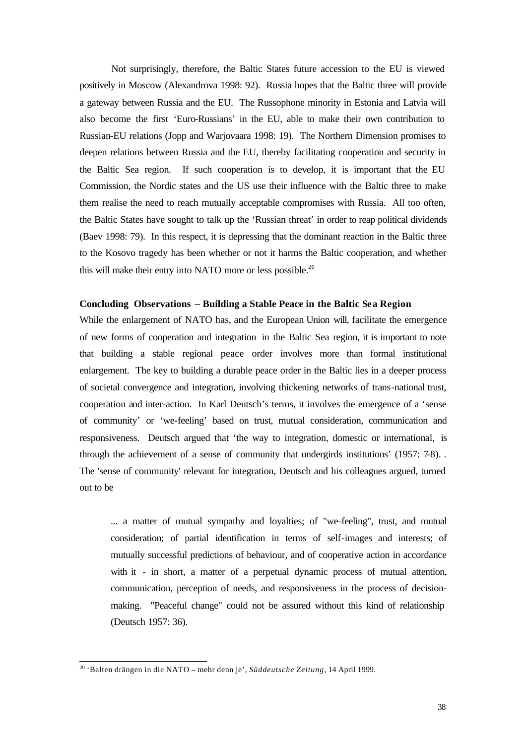Not surprisingly, therefore, the Baltic States future accession to the EU is viewed positively in Moscow (Alexandrova 1998: 92). Russia hopes that the Baltic three will provide a gateway between Russia and the EU. The Russophone minority in Estonia and Latvia will also become the first 'Euro-Russians' in the EU, able to make their own contribution to Russian-EU relations (Jopp and Warjovaara 1998: 19). The Northern Dimension promises to deepen relations between Russia and the EU, thereby facilitating cooperation and security in the Baltic Sea region. If such cooperation is to develop, it is important that the EU Commission, the Nordic states and the US use their influence with the Baltic three to make them realise the need to reach mutually acceptable compromises with Russia. All too often, the Baltic States have sought to talk up the 'Russian threat' in order to reap political dividends (Baev 1998: 79). In this respect, it is depressing that the dominant reaction in the Baltic three to the Kosovo tragedy has been whether or not it harms the Baltic cooperation, and whether this will make their entry into NATO more or less possible.[20]

**Concluding Observations – Building a Stable Peace in the Baltic Sea Region**

While the enlargement of NATO has, and the European Union will, facilitate the emergence of new forms of cooperation and integration in the Baltic Sea region, it is important to note that building a stable regional peace order involves more than formal institutional enlargement. The key to building a durable peace order in the Baltic lies in a deeper process of societal convergence and integration, involving thickening networks of trans-national trust, cooperation and inter-action. In Karl Deutsch's terms, it involves the emergence of a 'sense of community' or 'we-feeling' based on trust, mutual consideration, communication and responsiveness. Deutsch argued that 'the way to integration, domestic or international, is through the achievement of a sense of community that undergirds institutions' (1957: 7-8). . The 'sense of community' relevant for integration, Deutsch and his colleagues argued, turned out to be

> ... a matter of mutual sympathy and loyalties; of "we-feeling", trust, and mutual consideration; of partial identification in terms of self-images and interests; of mutually successful predictions of behaviour, and of cooperative action in accordance with it - in short, a matter of a perpetual dynamic process of mutual attention, communication, perception of needs, and responsiveness in the process of decision-making. "Peaceful change" could not be assured without this kind of relationship (Deutsch 1957: 36).

---

[20] 'Balten drängen in die NATO – mehr denn je', *Süddeutsche Zeitung*, 14 April 1999.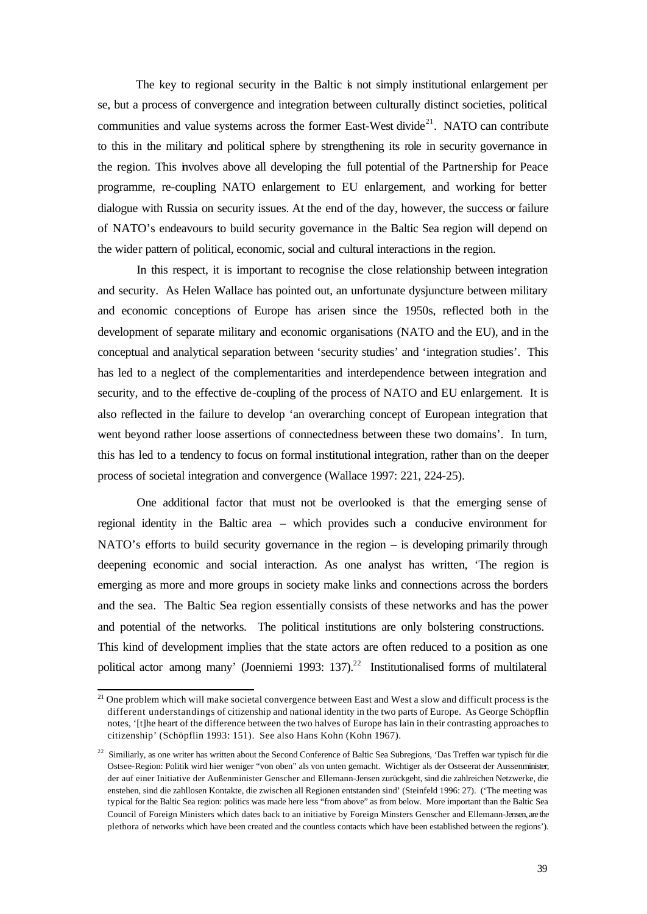The key to regional security in the Baltic is not simply institutional enlargement per se, but a process of convergence and integration between culturally distinct societies, political communities and value systems across the former East-West divide[21]. NATO can contribute to this in the military and political sphere by strengthening its role in security governance in the region. This involves above all developing the full potential of the Partnership for Peace programme, re-coupling NATO enlargement to EU enlargement, and working for better dialogue with Russia on security issues. At the end of the day, however, the success or failure of NATO's endeavours to build security governance in the Baltic Sea region will depend on the wider pattern of political, economic, social and cultural interactions in the region.

In this respect, it is important to recognise the close relationship between integration and security. As Helen Wallace has pointed out, an unfortunate dysjuncture between military and economic conceptions of Europe has arisen since the 1950s, reflected both in the development of separate military and economic organisations (NATO and the EU), and in the conceptual and analytical separation between 'security studies' and 'integration studies'. This has led to a neglect of the complementarities and interdependence between integration and security, and to the effective de-coupling of the process of NATO and EU enlargement. It is also reflected in the failure to develop 'an overarching concept of European integration that went beyond rather loose assertions of connectedness between these two domains'. In turn, this has led to a tendency to focus on formal institutional integration, rather than on the deeper process of societal integration and convergence (Wallace 1997: 221, 224-25).

One additional factor that must not be overlooked is that the emerging sense of regional identity in the Baltic area – which provides such a conducive environment for NATO's efforts to build security governance in the region – is developing primarily through deepening economic and social interaction. As one analyst has written, 'The region is emerging as more and more groups in society make links and connections across the borders and the sea. The Baltic Sea region essentially consists of these networks and has the power and potential of the networks. The political institutions are only bolstering constructions. This kind of development implies that the state actors are often reduced to a position as one political actor among many' (Joenniemi 1993: 137).[22] Institutionalised forms of multilateral

[21] One problem which will make societal convergence between East and West a slow and difficult process is the different understandings of citizenship and national identity in the two parts of Europe. As George Schöpflin notes, '[t]he heart of the difference between the two halves of Europe has lain in their contrasting approaches to citizenship' (Schöpflin 1993: 151). See also Hans Kohn (Kohn 1967).

[22] Similiarly, as one writer has written about the Second Conference of Baltic Sea Subregions, 'Das Treffen war typisch für die Ostsee-Region: Politik wird hier weniger "von oben" als von unten gemacht. Wichtiger als der Ostseerat der Aussenminister, der auf einer Initiative der Außenminister Genscher and Ellemann-Jensen zurückgeht, sind die zahlreichen Netzwerke, die enstehen, sind die zahllosen Kontakte, die zwischen all Regionen entstanden sind' (Steinfeld 1996: 27). ('The meeting was typical for the Baltic Sea region: politics was made here less "from above" as from below. More important than the Baltic Sea Council of Foreign Ministers which dates back to an initiative by Foreign Minsters Genscher and Ellemann-Jensen, are the plethora of networks which have been created and the countless contacts which have been established between the regions').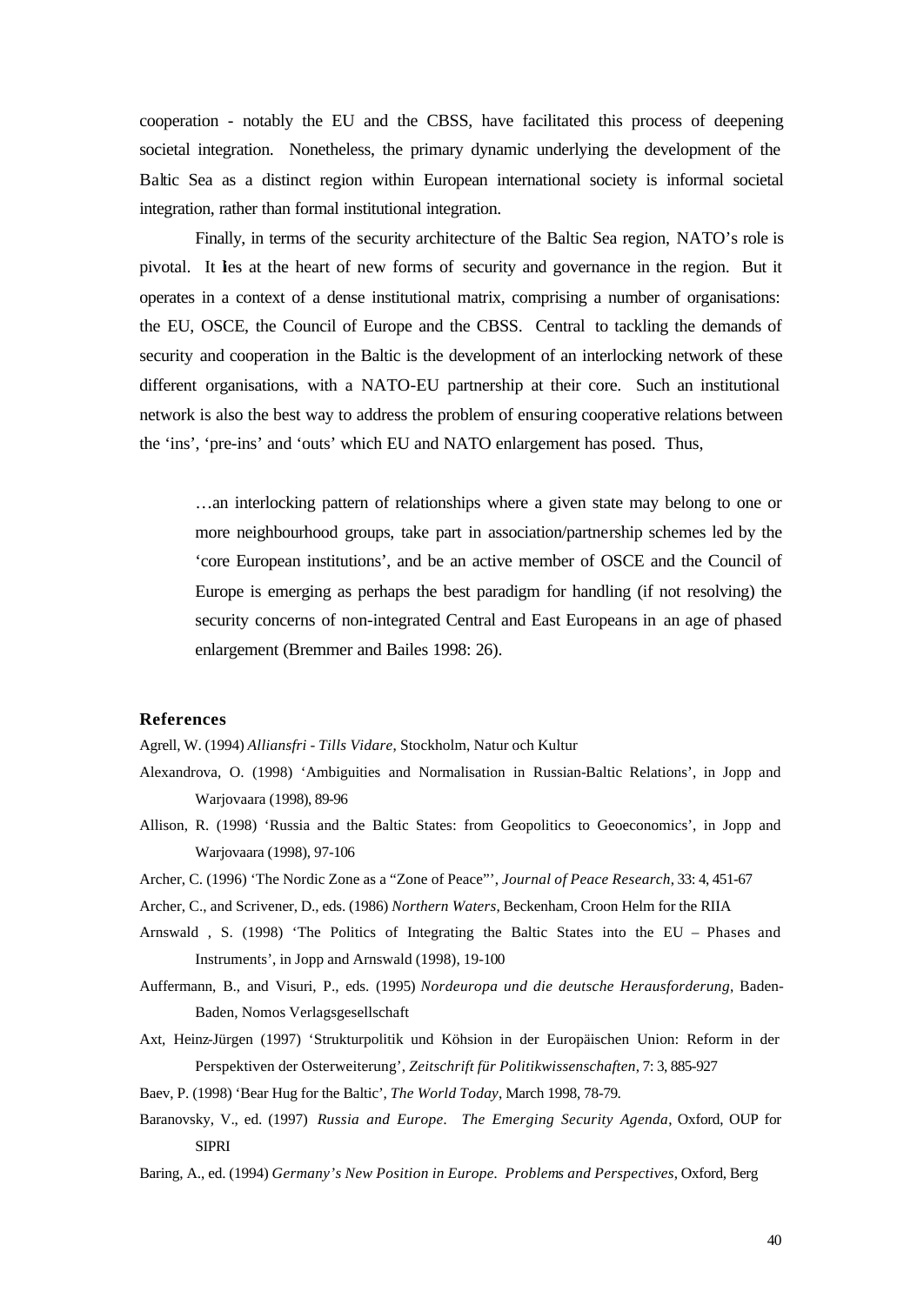cooperation - notably the EU and the CBSS, have facilitated this process of deepening societal integration. Nonetheless, the primary dynamic underlying the development of the Baltic Sea as a distinct region within European international society is informal societal integration, rather than formal institutional integration.

Finally, in terms of the security architecture of the Baltic Sea region, NATO's role is pivotal. It lies at the heart of new forms of security and governance in the region. But it operates in a context of a dense institutional matrix, comprising a number of organisations: the EU, OSCE, the Council of Europe and the CBSS. Central to tackling the demands of security and cooperation in the Baltic is the development of an interlocking network of these different organisations, with a NATO-EU partnership at their core. Such an institutional network is also the best way to address the problem of ensuring cooperative relations between the 'ins', 'pre-ins' and 'outs' which EU and NATO enlargement has posed. Thus,

> …an interlocking pattern of relationships where a given state may belong to one or more neighbourhood groups, take part in association/partnership schemes led by the 'core European institutions', and be an active member of OSCE and the Council of Europe is emerging as perhaps the best paradigm for handling (if not resolving) the security concerns of non-integrated Central and East Europeans in an age of phased enlargement (Bremmer and Bailes 1998: 26).

## References

Agrell, W. (1994) *Alliansfri - Tills Vidare*, Stockholm, Natur och Kultur

Alexandrova, O. (1998) 'Ambiguities and Normalisation in Russian-Baltic Relations', in Jopp and Warjovaara (1998), 89-96

Allison, R. (1998) 'Russia and the Baltic States: from Geopolitics to Geoeconomics', in Jopp and Warjovaara (1998), 97-106

Archer, C. (1996) 'The Nordic Zone as a "Zone of Peace"', *Journal of Peace Research*, 33: 4, 451-67

Archer, C., and Scrivener, D., eds. (1986) *Northern Waters*, Beckenham, Croon Helm for the RIIA

Arnswald , S. (1998) 'The Politics of Integrating the Baltic States into the EU – Phases and Instruments', in Jopp and Arnswald (1998), 19-100

Auffermann, B., and Visuri, P., eds. (1995) *Nordeuropa und die deutsche Herausforderung*, Baden-Baden, Nomos Verlagsgesellschaft

Axt, Heinz-Jürgen (1997) 'Strukturpolitik und Köhsion in der Europäischen Union: Reform in der Perspektiven der Osterweiterung', *Zeitschrift für Politikwissenschaften*, 7: 3, 885-927

Baev, P. (1998) 'Bear Hug for the Baltic', *The World Today*, March 1998, 78-79.

Baranovsky, V., ed. (1997) *Russia and Europe. The Emerging Security Agenda*, Oxford, OUP for SIPRI

Baring, A., ed. (1994) *Germany's New Position in Europe. Problems and Perspectives*, Oxford, Berg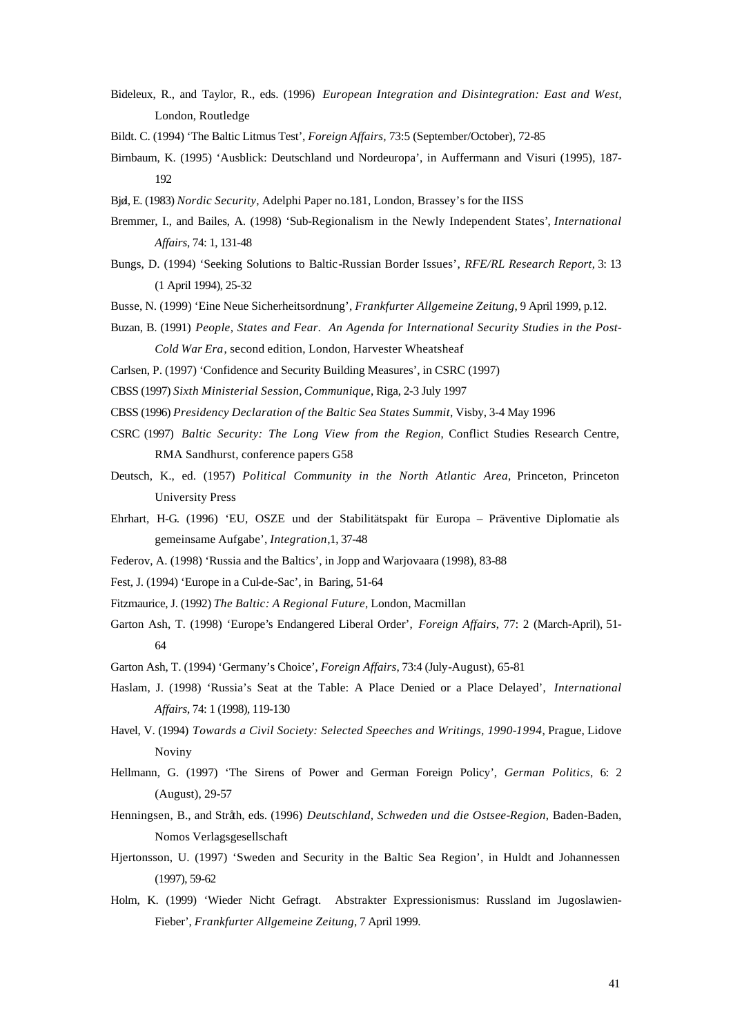Bideleux, R., and Taylor, R., eds. (1996) *European Integration and Disintegration: East and West*, London, Routledge

Bildt. C. (1994) 'The Baltic Litmus Test', *Foreign Affairs*, 73:5 (September/October), 72-85

Birnbaum, K. (1995) 'Ausblick: Deutschland und Nordeuropa', in Auffermann and Visuri (1995), 187-192

Bjøl, E. (1983) *Nordic Security*, Adelphi Paper no.181, London, Brassey's for the IISS

Bremmer, I., and Bailes, A. (1998) 'Sub-Regionalism in the Newly Independent States', *International Affairs*, 74: 1, 131-48

Bungs, D. (1994) 'Seeking Solutions to Baltic-Russian Border Issues', *RFE/RL Research Report*, 3: 13 (1 April 1994), 25-32

Busse, N. (1999) 'Eine Neue Sicherheitsordnung', *Frankfurter Allgemeine Zeitung*, 9 April 1999, p.12.

Buzan, B. (1991) *People, States and Fear. An Agenda for International Security Studies in the Post-Cold War Era*, second edition, London, Harvester Wheatsheaf

Carlsen, P. (1997) 'Confidence and Security Building Measures', in CSRC (1997)

CBSS (1997) *Sixth Ministerial Session, Communique*, Riga, 2-3 July 1997

CBSS (1996) *Presidency Declaration of the Baltic Sea States Summit*, Visby, 3-4 May 1996

CSRC (1997) *Baltic Security: The Long View from the Region*, Conflict Studies Research Centre, RMA Sandhurst, conference papers G58

Deutsch, K., ed. (1957) *Political Community in the North Atlantic Area*, Princeton, Princeton University Press

Ehrhart, H-G. (1996) 'EU, OSZE und der Stabilitätspakt für Europa – Präventive Diplomatie als gemeinsame Aufgabe', *Integration*,1, 37-48

Federov, A. (1998) 'Russia and the Baltics', in Jopp and Warjovaara (1998), 83-88

Fest, J. (1994) 'Europe in a Cul-de-Sac', in Baring, 51-64

Fitzmaurice, J. (1992) *The Baltic: A Regional Future*, London, Macmillan

Garton Ash, T. (1998) 'Europe's Endangered Liberal Order', *Foreign Affairs*, 77: 2 (March-April), 51-64

Garton Ash, T. (1994) 'Germany's Choice', *Foreign Affairs*, 73:4 (July-August), 65-81

Haslam, J. (1998) 'Russia's Seat at the Table: A Place Denied or a Place Delayed', *International Affairs*, 74: 1 (1998), 119-130

Havel, V. (1994) *Towards a Civil Society: Selected Speeches and Writings, 1990-1994*, Prague, Lidove Noviny

Hellmann, G. (1997) 'The Sirens of Power and German Foreign Policy', *German Politics*, 6: 2 (August), 29-57

Henningsen, B., and Stråth, eds. (1996) *Deutschland, Schweden und die Ostsee-Region*, Baden-Baden, Nomos Verlagsgesellschaft

Hjertonsson, U. (1997) 'Sweden and Security in the Baltic Sea Region', in Huldt and Johannessen (1997), 59-62

Holm, K. (1999) 'Wieder Nicht Gefragt. Abstrakter Expressionismus: Russland im Jugoslawien-Fieber', *Frankfurter Allgemeine Zeitung*, 7 April 1999.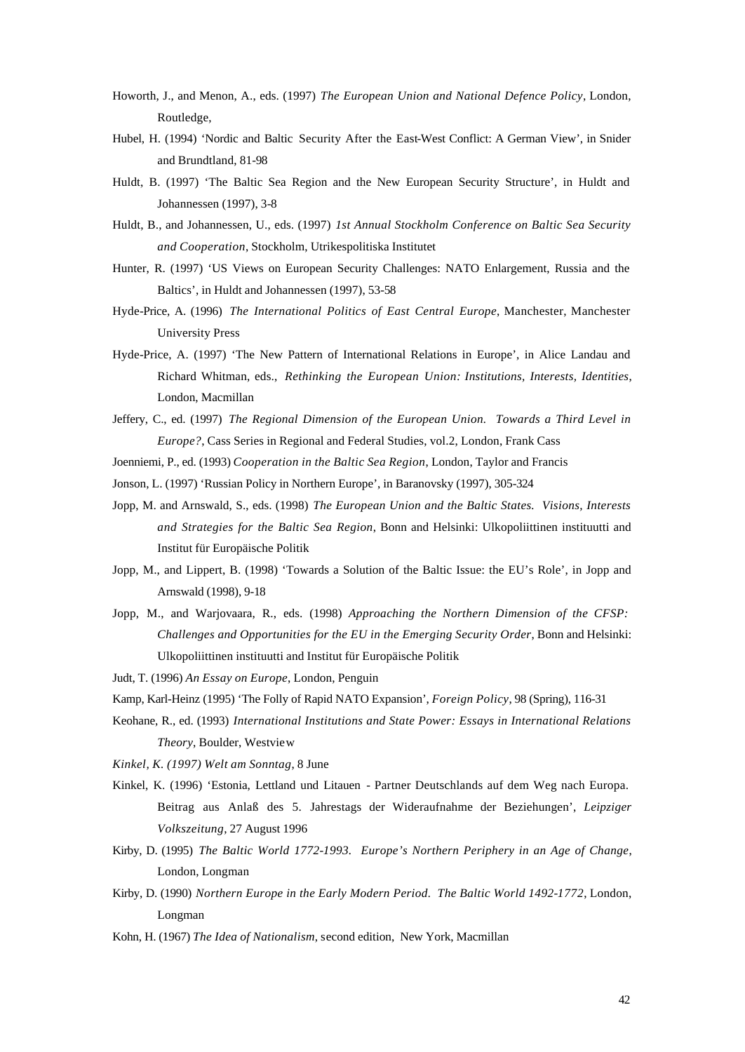Howorth, J., and Menon, A., eds. (1997) *The European Union and National Defence Policy*, London, Routledge,

Hubel, H. (1994) 'Nordic and Baltic Security After the East-West Conflict: A German View', in Snider and Brundtland, 81-98

Huldt, B. (1997) 'The Baltic Sea Region and the New European Security Structure', in Huldt and Johannessen (1997), 3-8

Huldt, B., and Johannessen, U., eds. (1997) *1st Annual Stockholm Conference on Baltic Sea Security and Cooperation*, Stockholm, Utrikespolitiska Institutet

Hunter, R. (1997) 'US Views on European Security Challenges: NATO Enlargement, Russia and the Baltics', in Huldt and Johannessen (1997), 53-58

Hyde-Price, A. (1996) *The International Politics of East Central Europe*, Manchester, Manchester University Press

Hyde-Price, A. (1997) 'The New Pattern of International Relations in Europe', in Alice Landau and Richard Whitman, eds., *Rethinking the European Union: Institutions, Interests, Identities*, London, Macmillan

Jeffery, C., ed. (1997) *The Regional Dimension of the European Union. Towards a Third Level in Europe?*, Cass Series in Regional and Federal Studies, vol.2, London, Frank Cass

Joenniemi, P., ed. (1993) *Cooperation in the Baltic Sea Region*, London, Taylor and Francis

Jonson, L. (1997) 'Russian Policy in Northern Europe', in Baranovsky (1997), 305-324

Jopp, M. and Arnswald, S., eds. (1998) *The European Union and the Baltic States. Visions, Interests and Strategies for the Baltic Sea Region*, Bonn and Helsinki: Ulkopoliittinen instituutti and Institut für Europäische Politik

Jopp, M., and Lippert, B. (1998) 'Towards a Solution of the Baltic Issue: the EU's Role', in Jopp and Arnswald (1998), 9-18

Jopp, M., and Warjovaara, R., eds. (1998) *Approaching the Northern Dimension of the CFSP: Challenges and Opportunities for the EU in the Emerging Security Order*, Bonn and Helsinki: Ulkopoliittinen instituutti and Institut für Europäische Politik

Judt, T. (1996) *An Essay on Europe*, London, Penguin

Kamp, Karl-Heinz (1995) 'The Folly of Rapid NATO Expansion', *Foreign Policy*, 98 (Spring), 116-31

Keohane, R., ed. (1993) *International Institutions and State Power: Essays in International Relations Theory*, Boulder, Westview

*Kinkel, K. (1997) Welt am Sonntag*, 8 June

Kinkel, K. (1996) 'Estonia, Lettland und Litauen - Partner Deutschlands auf dem Weg nach Europa. Beitrag aus Anlaß des 5. Jahrestags der Wideraufnahme der Beziehungen', *Leipziger Volkszeitung*, 27 August 1996

Kirby, D. (1995) *The Baltic World 1772-1993. Europe's Northern Periphery in an Age of Change*, London, Longman

Kirby, D. (1990) *Northern Europe in the Early Modern Period. The Baltic World 1492-1772*, London, Longman

Kohn, H. (1967) *The Idea of Nationalism*, second edition, New York, Macmillan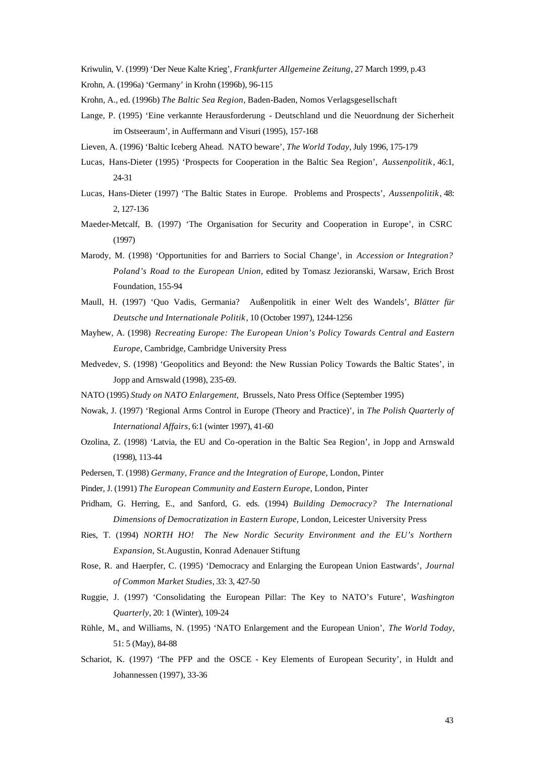Kriwulin, V. (1999) 'Der Neue Kalte Krieg', *Frankfurter Allgemeine Zeitung*, 27 March 1999, p.43

Krohn, A. (1996a) 'Germany' in Krohn (1996b), 96-115

Krohn, A., ed. (1996b) *The Baltic Sea Region*, Baden-Baden, Nomos Verlagsgesellschaft

Lange, P. (1995) 'Eine verkannte Herausforderung - Deutschland und die Neuordnung der Sicherheit im Ostseeraum', in Auffermann and Visuri (1995), 157-168

Lieven, A. (1996) 'Baltic Iceberg Ahead. NATO beware', *The World Today*, July 1996, 175-179

Lucas, Hans-Dieter (1995) 'Prospects for Cooperation in the Baltic Sea Region', *Aussenpolitik*, 46:1, 24-31

Lucas, Hans-Dieter (1997) 'The Baltic States in Europe. Problems and Prospects', *Aussenpolitik*, 48: 2, 127-136

Maeder-Metcalf, B. (1997) 'The Organisation for Security and Cooperation in Europe', in CSRC (1997)

Marody, M. (1998) 'Opportunities for and Barriers to Social Change', in *Accession or Integration? Poland's Road to the European Union*, edited by Tomasz Jezioranski, Warsaw, Erich Brost Foundation, 155-94

Maull, H. (1997) 'Quo Vadis, Germania? Außenpolitik in einer Welt des Wandels', *Blätter für Deutsche und Internationale Politik*, 10 (October 1997), 1244-1256

Mayhew, A. (1998) *Recreating Europe: The European Union's Policy Towards Central and Eastern Europe*, Cambridge, Cambridge University Press

Medvedev, S. (1998) 'Geopolitics and Beyond: the New Russian Policy Towards the Baltic States', in Jopp and Arnswald (1998), 235-69.

NATO (1995) *Study on NATO Enlargement*, Brussels, Nato Press Office (September 1995)

Nowak, J. (1997) 'Regional Arms Control in Europe (Theory and Practice)', in *The Polish Quarterly of International Affairs*, 6:1 (winter 1997), 41-60

Ozolina, Z. (1998) 'Latvia, the EU and Co-operation in the Baltic Sea Region', in Jopp and Arnswald (1998), 113-44

Pedersen, T. (1998) *Germany, France and the Integration of Europe*, London, Pinter

Pinder, J. (1991) *The European Community and Eastern Europe*, London, Pinter

Pridham, G. Herring, E., and Sanford, G. eds. (1994) *Building Democracy? The International Dimensions of Democratization in Eastern Europe*, London, Leicester University Press

Ries, T. (1994) *NORTH HO! The New Nordic Security Environment and the EU's Northern Expansion*, St.Augustin, Konrad Adenauer Stiftung

Rose, R. and Haerpfer, C. (1995) 'Democracy and Enlarging the European Union Eastwards', *Journal of Common Market Studies*, 33: 3, 427-50

Ruggie, J. (1997) 'Consolidating the European Pillar: The Key to NATO's Future', *Washington Quarterly*, 20: 1 (Winter), 109-24

Rühle, M., and Williams, N. (1995) 'NATO Enlargement and the European Union', *The World Today*, 51: 5 (May), 84-88

Schariot, K. (1997) 'The PFP and the OSCE - Key Elements of European Security', in Huldt and Johannessen (1997), 33-36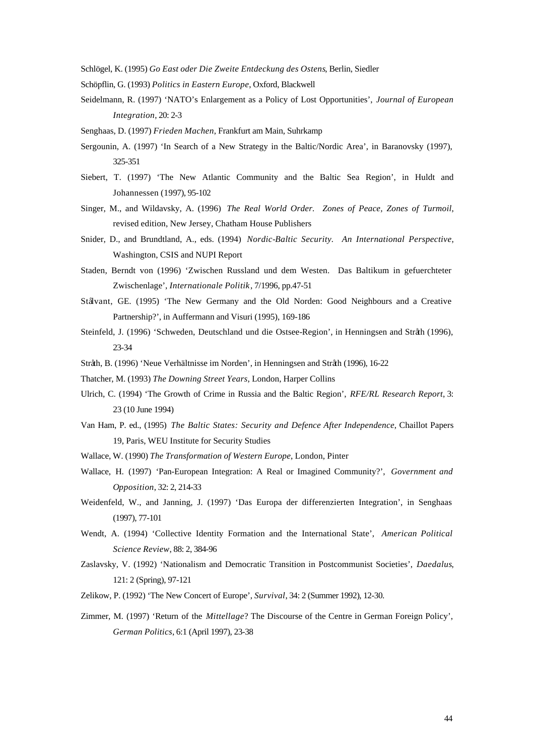Schlögel, K. (1995) *Go East oder Die Zweite Entdeckung des Ostens*, Berlin, Siedler

Schöpflin, G. (1993) *Politics in Eastern Europe*, Oxford, Blackwell

Seidelmann, R. (1997) 'NATO's Enlargement as a Policy of Lost Opportunities', *Journal of European Integration*, 20: 2-3

Senghaas, D. (1997) *Frieden Machen*, Frankfurt am Main, Suhrkamp

Sergounin, A. (1997) 'In Search of a New Strategy in the Baltic/Nordic Area', in Baranovsky (1997), 325-351

Siebert, T. (1997) 'The New Atlantic Community and the Baltic Sea Region', in Huldt and Johannessen (1997), 95-102

Singer, M., and Wildavsky, A. (1996) *The Real World Order. Zones of Peace, Zones of Turmoil*, revised edition, New Jersey, Chatham House Publishers

Snider, D., and Brundtland, A., eds. (1994) *Nordic-Baltic Security. An International Perspective*, Washington, CSIS and NUPI Report

Staden, Berndt von (1996) 'Zwischen Russland und dem Westen. Das Baltikum in gefuerchteter Zwischenlage', *Internationale Politik*, 7/1996, pp.47-51

Stålvant, GE. (1995) 'The New Germany and the Old Norden: Good Neighbours and a Creative Partnership?', in Auffermann and Visuri (1995), 169-186

Steinfeld, J. (1996) 'Schweden, Deutschland und die Ostsee-Region', in Henningsen and Stråth (1996), 23-34

Stråth, B. (1996) 'Neue Verhältnisse im Norden', in Henningsen and Stråth (1996), 16-22

Thatcher, M. (1993) *The Downing Street Years*, London, Harper Collins

Ulrich, C. (1994) 'The Growth of Crime in Russia and the Baltic Region', *RFE/RL Research Report*, 3: 23 (10 June 1994)

Van Ham, P. ed., (1995) *The Baltic States: Security and Defence After Independence*, Chaillot Papers 19, Paris, WEU Institute for Security Studies

Wallace, W. (1990) *The Transformation of Western Europe*, London, Pinter

Wallace, H. (1997) 'Pan-European Integration: A Real or Imagined Community?', *Government and Opposition*, 32: 2, 214-33

Weidenfeld, W., and Janning, J. (1997) 'Das Europa der differenzierten Integration', in Senghaas (1997), 77-101

Wendt, A. (1994) 'Collective Identity Formation and the International State', *American Political Science Review*, 88: 2, 384-96

Zaslavsky, V. (1992) 'Nationalism and Democratic Transition in Postcommunist Societies', *Daedalus*, 121: 2 (Spring), 97-121

Zelikow, P. (1992) 'The New Concert of Europe', *Survival*, 34: 2 (Summer 1992), 12-30.

Zimmer, M. (1997) 'Return of the *Mittellage*? The Discourse of the Centre in German Foreign Policy', *German Politics*, 6:1 (April 1997), 23-38